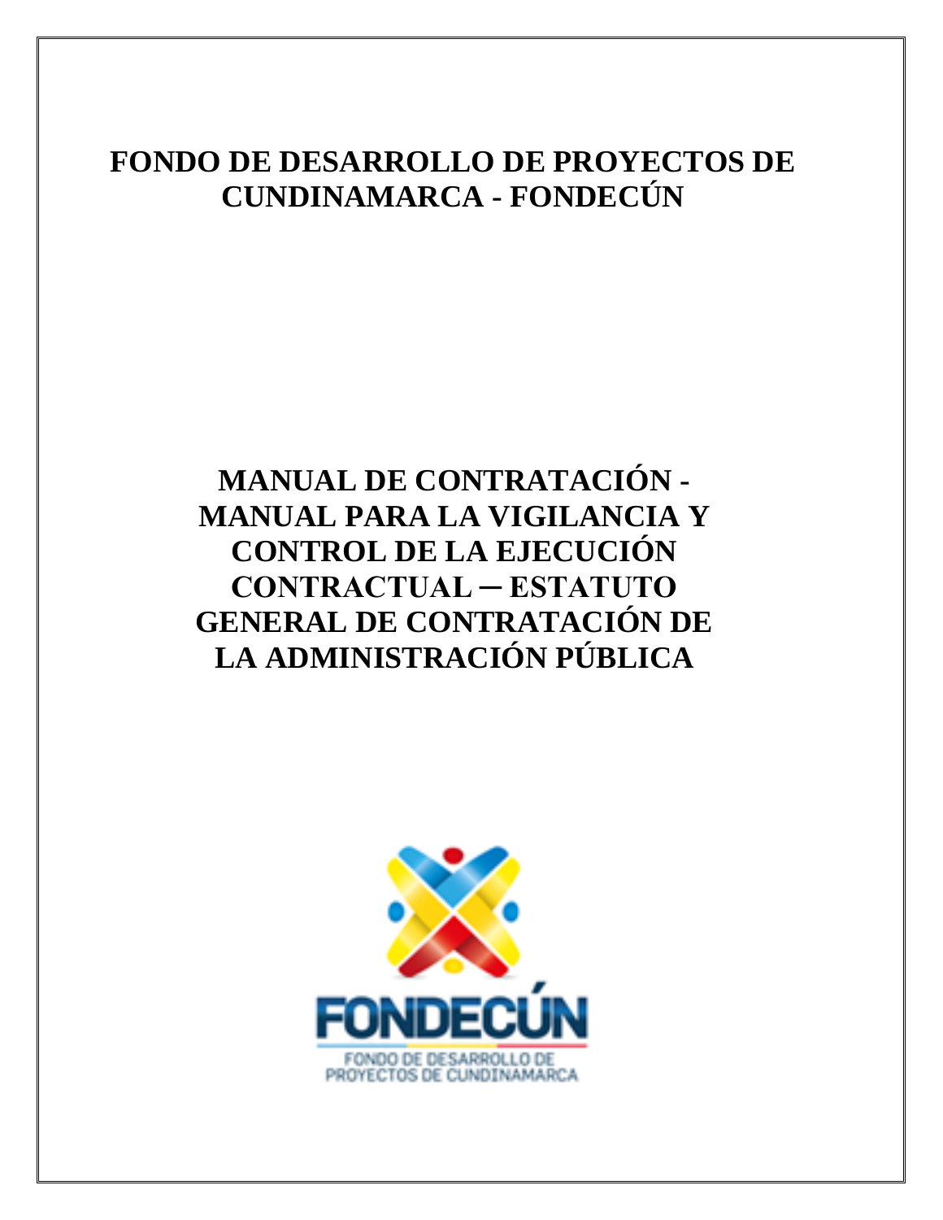# FONDO DE DESARROLLO DE PROYECTOS DE CUNDINAMARCA - FONDECÚN

# MANUAL DE CONTRATACIÓN - MANUAL PARA LA VIGILANCIA Y CONTROL DE LA EJECUCIÓN CONTRACTUAL – ESTATUTO GENERAL DE CONTRATACIÓN DE LA ADMINISTRACIÓN PÚBLICA

FONDECÚN

FONDO DE DESARROLLO DE PROYECTOS DE CUNDINAMARCA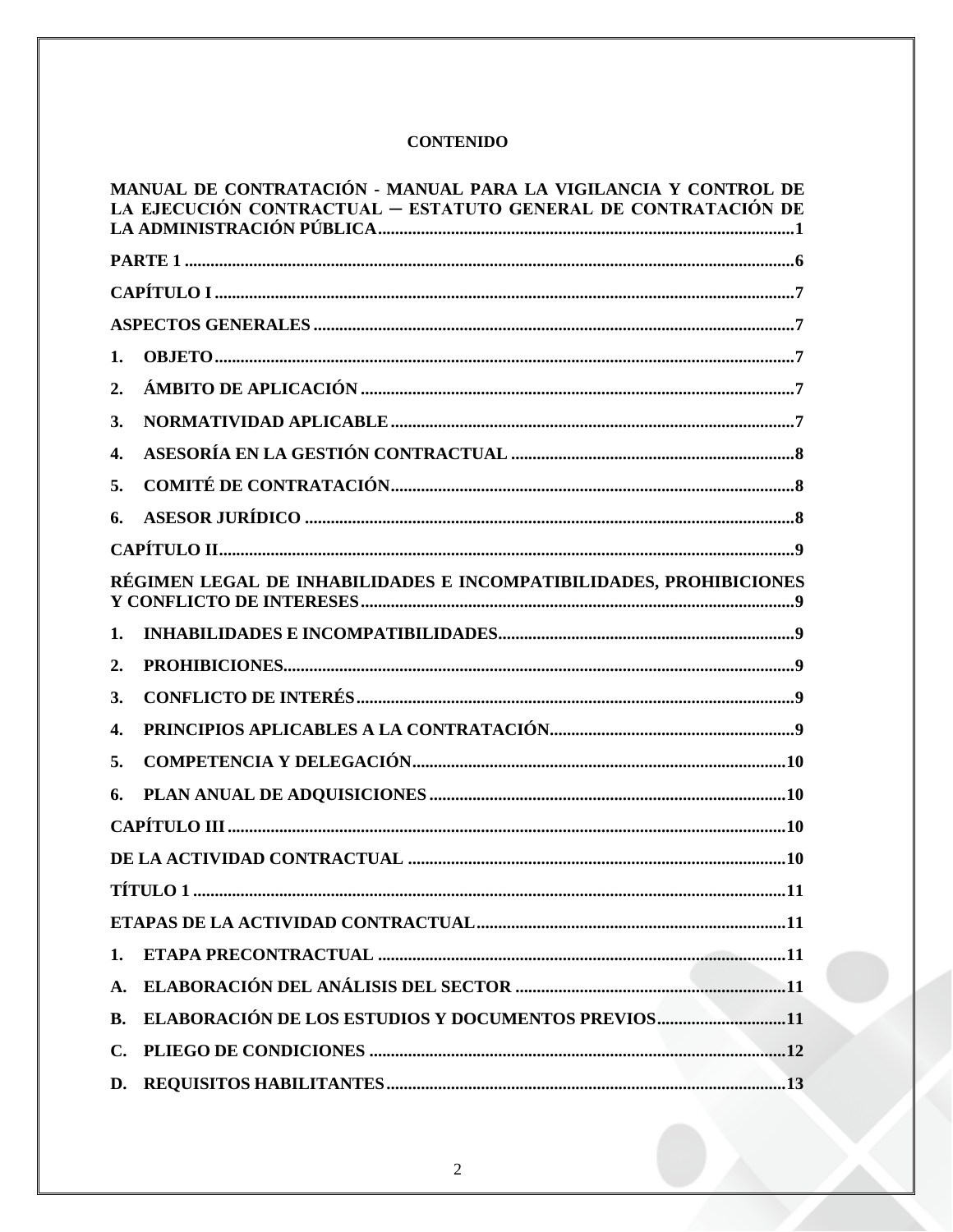**CONTENIDO**

**MANUAL DE CONTRATACIÓN - MANUAL PARA LA VIGILANCIA Y CONTROL DE LA EJECUCIÓN CONTRACTUAL – ESTATUTO GENERAL DE CONTRATACIÓN DE LA ADMINISTRACIÓN PÚBLICA**........................................................................................1

**PARTE 1**........................................................................................................................6

**CAPÍTULO I**...................................................................................................................7

**ASPECTOS GENERALES**..............................................................................................7

**1. OBJETO**.....................................................................................................................7

**2. ÁMBITO DE APLICACIÓN**..........................................................................................7

**3. NORMATIVIDAD APLICABLE**....................................................................................7

**4. ASESORÍA EN LA GESTIÓN CONTRACTUAL**...........................................................8

**5. COMITÉ DE CONTRATACIÓN**....................................................................................8

**6. ASESOR JURÍDICO**...................................................................................................8

**CAPÍTULO II**..................................................................................................................9

**RÉGIMEN LEGAL DE INHABILIDADES E INCOMPATIBILIDADES, PROHIBICIONES Y CONFLICTO DE INTERESES**.................................................................................9

**1. INHABILIDADES E INCOMPATIBILIDADES**...............................................................9

**2. PROHIBICIONES**.......................................................................................................9

**3. CONFLICTO DE INTERÉS**..........................................................................................9

**4. PRINCIPIOS APLICABLES A LA CONTRATACIÓN**......................................................9

**5. COMPETENCIA Y DELEGACIÓN**...............................................................................10

**6. PLAN ANUAL DE ADQUISICIONES**...........................................................................10

**CAPÍTULO III**................................................................................................................10

**DE LA ACTIVIDAD CONTRACTUAL**...........................................................................10

**TÍTULO 1**.......................................................................................................................11

**ETAPAS DE LA ACTIVIDAD CONTRACTUAL**.............................................................11

**1. ETAPA PRECONTRACTUAL**....................................................................................11

**A. ELABORACIÓN DEL ANÁLISIS DEL SECTOR**..........................................................11

**B. ELABORACIÓN DE LOS ESTUDIOS Y DOCUMENTOS PREVIOS**..............................11

**C. PLIEGO DE CONDICIONES**......................................................................................12

**D. REQUISITOS HABILITANTES**...................................................................................13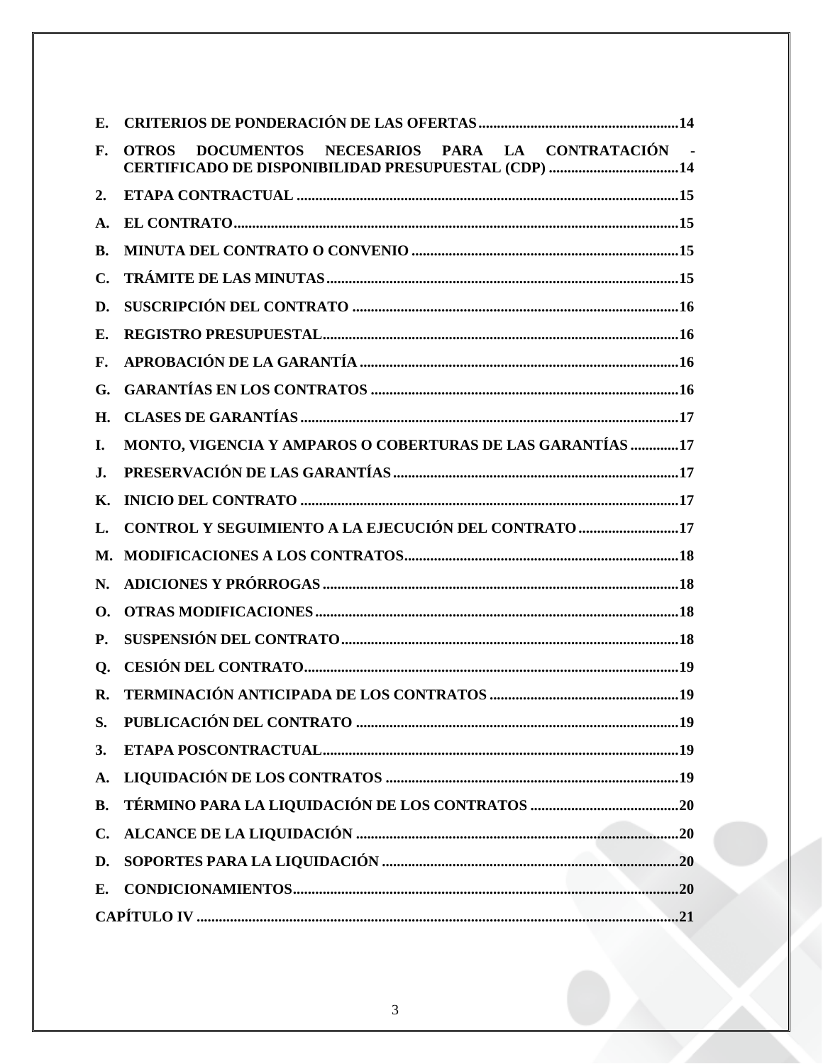**E. CRITERIOS DE PONDERACIÓN DE LAS OFERTAS ...................................................... 14**

**F. OTROS DOCUMENTOS NECESARIOS PARA LA CONTRATACIÓN - CERTIFICADO DE DISPONIBILIDAD PRESUPUESTAL (CDP) ................................... 14**

**2. ETAPA CONTRACTUAL ...................................................................................................... 15**

**A. EL CONTRATO ....................................................................................................................... 15**

**B. MINUTA DEL CONTRATO O CONVENIO ....................................................................... 15**

**C. TRÁMITE DE LAS MINUTAS .............................................................................................. 15**

**D. SUSCRIPCIÓN DEL CONTRATO ....................................................................................... 16**

**E. REGISTRO PRESUPUESTAL ............................................................................................... 16**

**F. APROBACIÓN DE LA GARANTÍA ...................................................................................... 16**

**G. GARANTÍAS EN LOS CONTRATOS .................................................................................. 16**

**H. CLASES DE GARANTÍAS ..................................................................................................... 17**

**I. MONTO, VIGENCIA Y AMPAROS O COBERTURAS DE LAS GARANTÍAS ............. 17**

**J. PRESERVACIÓN DE LAS GARANTÍAS ............................................................................. 17**

**K. INICIO DEL CONTRATO ..................................................................................................... 17**

**L. CONTROL Y SEGUIMIENTO A LA EJECUCIÓN DEL CONTRATO ........................... 17**

**M. MODIFICACIONES A LOS CONTRATOS ......................................................................... 18**

**N. ADICIONES Y PRÓRROGAS ............................................................................................... 18**

**O. OTRAS MODIFICACIONES ................................................................................................. 18**

**P. SUSPENSIÓN DEL CONTRATO .......................................................................................... 18**

**Q. CESIÓN DEL CONTRATO .................................................................................................... 19**

**R. TERMINACIÓN ANTICIPADA DE LOS CONTRATOS .................................................. 19**

**S. PUBLICACIÓN DEL CONTRATO ...................................................................................... 19**

**3. ETAPA POSCONTRACTUAL ................................................................................................ 19**

**A. LIQUIDACIÓN DE LOS CONTRATOS ............................................................................... 19**

**B. TÉRMINO PARA LA LIQUIDACIÓN DE LOS CONTRATOS ........................................ 20**

**C. ALCANCE DE LA LIQUIDACIÓN ...................................................................................... 20**

**D. SOPORTES PARA LA LIQUIDACIÓN ................................................................................ 20**

**E. CONDICIONAMIENTOS ........................................................................................................ 20**

**CAPÍTULO IV .................................................................................................................................. 21**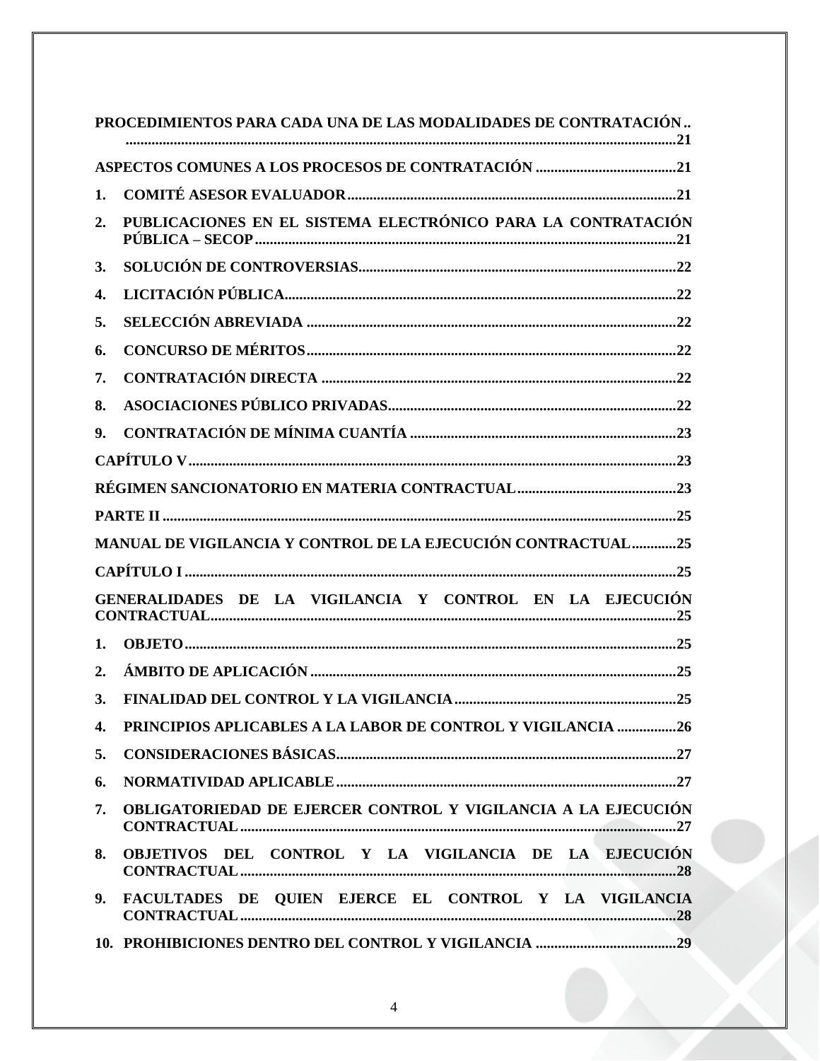**PROCEDIMIENTOS PARA CADA UNA DE LAS MODALIDADES DE CONTRATACIÓN .. ..................................................................................................................................21**

**ASPECTOS COMUNES A LOS PROCESOS DE CONTRATACIÓN ......................................21**

**1. COMITÉ ASESOR EVALUADOR........................................................................................21**

**2. PUBLICACIONES EN EL SISTEMA ELECTRÓNICO PARA LA CONTRATACIÓN PÚBLICA – SECOP................................................................................................................21**

**3. SOLUCIÓN DE CONTROVERSIAS.....................................................................................22**

**4. LICITACIÓN PÚBLICA.........................................................................................................22**

**5. SELECCIÓN ABREVIADA ...................................................................................................22**

**6. CONCURSO DE MÉRITOS...................................................................................................22**

**7. CONTRATACIÓN DIRECTA ...............................................................................................22**

**8. ASOCIACIONES PÚBLICO PRIVADAS.............................................................................22**

**9. CONTRATACIÓN DE MÍNIMA CUANTÍA ........................................................................23**

**CAPÍTULO V..................................................................................................................................23**

**RÉGIMEN SANCIONATORIO EN MATERIA CONTRACTUAL...........................................23**

**PARTE II .........................................................................................................................................25**

**MANUAL DE VIGILANCIA Y CONTROL DE LA EJECUCIÓN CONTRACTUAL............25**

**CAPÍTULO I ...................................................................................................................................25**

**GENERALIDADES DE LA VIGILANCIA Y CONTROL EN LA EJECUCIÓN CONTRACTUAL............................................................................................................................25**

**1. OBJETO...................................................................................................................................25**

**2. ÁMBITO DE APLICACIÓN ..................................................................................................25**

**3. FINALIDAD DEL CONTROL Y LA VIGILANCIA............................................................25**

**4. PRINCIPIOS APLICABLES A LA LABOR DE CONTROL Y VIGILANCIA ................26**

**5. CONSIDERACIONES BÁSICAS...........................................................................................27**

**6. NORMATIVIDAD APLICABLE ...........................................................................................27**

**7. OBLIGATORIEDAD DE EJERCER CONTROL Y VIGILANCIA A LA EJECUCIÓN CONTRACTUAL.....................................................................................................................27**

**8. OBJETIVOS DEL CONTROL Y LA VIGILANCIA DE LA EJECUCIÓN CONTRACTUAL.....................................................................................................................28**

**9. FACULTADES DE QUIEN EJERCE EL CONTROL Y LA VIGILANCIA CONTRACTUAL.....................................................................................................................28**

**10. PROHIBICIONES DENTRO DEL CONTROL Y VIGILANCIA ......................................29**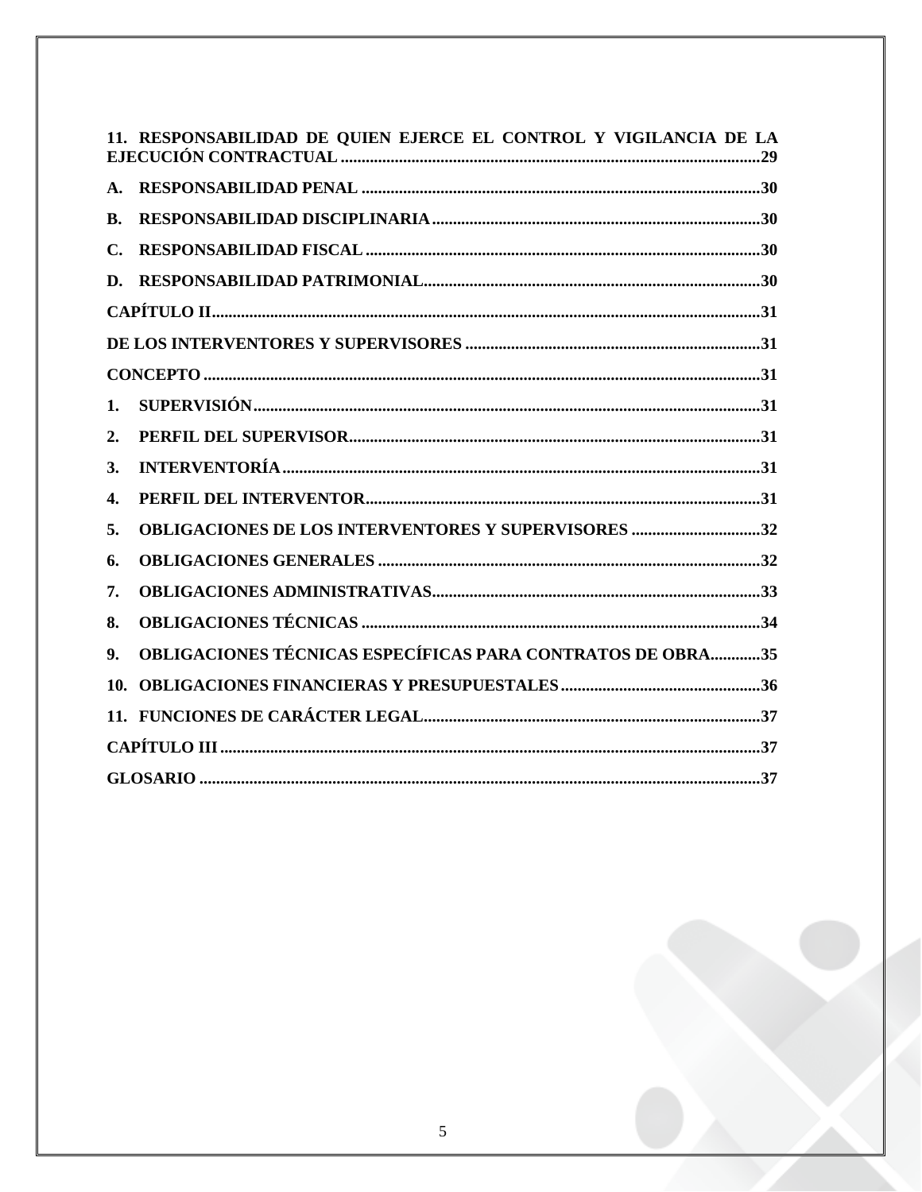**11. RESPONSABILIDAD DE QUIEN EJERCE EL CONTROL Y VIGILANCIA DE LA EJECUCIÓN CONTRACTUAL .....29**

**A. RESPONSABILIDAD PENAL .....30**

**B. RESPONSABILIDAD DISCIPLINARIA .....30**

**C. RESPONSABILIDAD FISCAL .....30**

**D. RESPONSABILIDAD PATRIMONIAL .....30**

**CAPÍTULO II .....31**

**DE LOS INTERVENTORES Y SUPERVISORES .....31**

**CONCEPTO .....31**

**1. SUPERVISIÓN .....31**

**2. PERFIL DEL SUPERVISOR .....31**

**3. INTERVENTORÍA .....31**

**4. PERFIL DEL INTERVENTOR .....31**

**5. OBLIGACIONES DE LOS INTERVENTORES Y SUPERVISORES .....32**

**6. OBLIGACIONES GENERALES .....32**

**7. OBLIGACIONES ADMINISTRATIVAS .....33**

**8. OBLIGACIONES TÉCNICAS .....34**

**9. OBLIGACIONES TÉCNICAS ESPECÍFICAS PARA CONTRATOS DE OBRA .....35**

**10. OBLIGACIONES FINANCIERAS Y PRESUPUESTALES .....36**

**11. FUNCIONES DE CARÁCTER LEGAL .....37**

**CAPÍTULO III .....37**

**GLOSARIO .....37**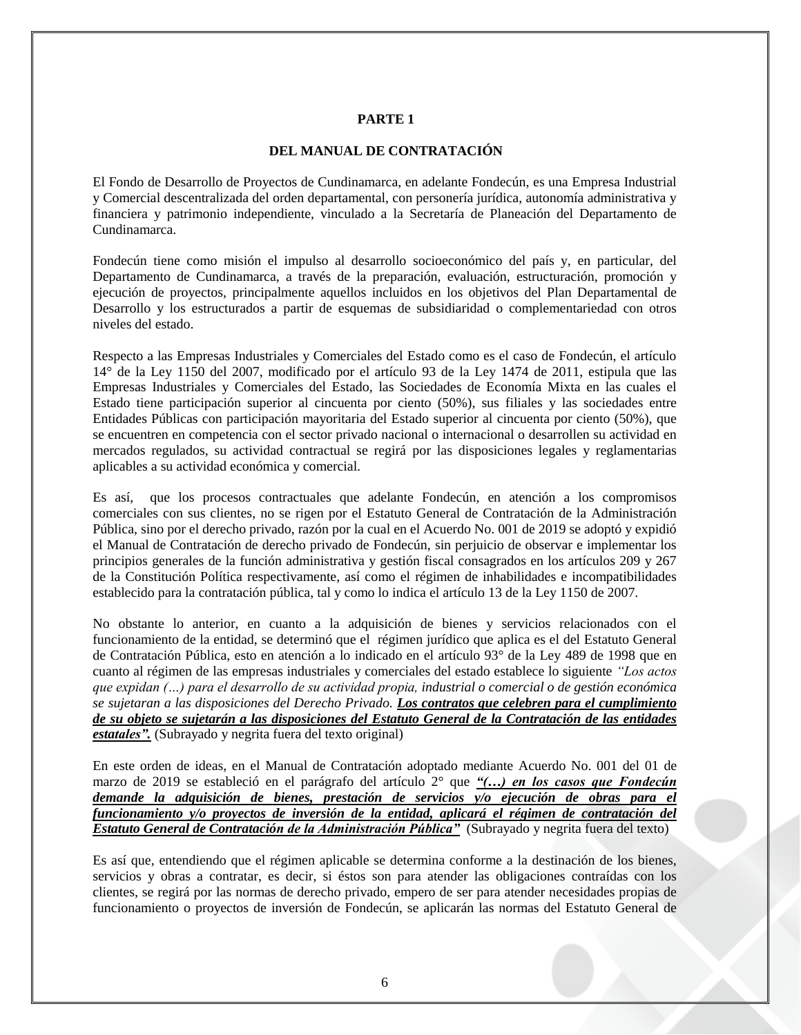# PARTE 1

## DEL MANUAL DE CONTRATACIÓN

El Fondo de Desarrollo de Proyectos de Cundinamarca, en adelante Fondecún, es una Empresa Industrial y Comercial descentralizada del orden departamental, con personería jurídica, autonomía administrativa y financiera y patrimonio independiente, vinculado a la Secretaría de Planeación del Departamento de Cundinamarca.

Fondecún tiene como misión el impulso al desarrollo socioeconómico del país y, en particular, del Departamento de Cundinamarca, a través de la preparación, evaluación, estructuración, promoción y ejecución de proyectos, principalmente aquellos incluidos en los objetivos del Plan Departamental de Desarrollo y los estructurados a partir de esquemas de subsidiaridad o complementariedad con otros niveles del estado.

Respecto a las Empresas Industriales y Comerciales del Estado como es el caso de Fondecún, el artículo 14° de la Ley 1150 del 2007, modificado por el artículo 93 de la Ley 1474 de 2011, estipula que las Empresas Industriales y Comerciales del Estado, las Sociedades de Economía Mixta en las cuales el Estado tiene participación superior al cincuenta por ciento (50%), sus filiales y las sociedades entre Entidades Públicas con participación mayoritaria del Estado superior al cincuenta por ciento (50%), que se encuentren en competencia con el sector privado nacional o internacional o desarrollen su actividad en mercados regulados, su actividad contractual se regirá por las disposiciones legales y reglamentarias aplicables a su actividad económica y comercial.

Es así, que los procesos contractuales que adelante Fondecún, en atención a los compromisos comerciales con sus clientes, no se rigen por el Estatuto General de Contratación de la Administración Pública, sino por el derecho privado, razón por la cual en el Acuerdo No. 001 de 2019 se adoptó y expidió el Manual de Contratación de derecho privado de Fondecún, sin perjuicio de observar e implementar los principios generales de la función administrativa y gestión fiscal consagrados en los artículos 209 y 267 de la Constitución Política respectivamente, así como el régimen de inhabilidades e incompatibilidades establecido para la contratación pública, tal y como lo indica el artículo 13 de la Ley 1150 de 2007.

No obstante lo anterior, en cuanto a la adquisición de bienes y servicios relacionados con el funcionamiento de la entidad, se determinó que el régimen jurídico que aplica es el del Estatuto General de Contratación Pública, esto en atención a lo indicado en el artículo 93° de la Ley 489 de 1998 que en cuanto al régimen de las empresas industriales y comerciales del estado establece lo siguiente *"Los actos que expidan (…) para el desarrollo de su actividad propia, industrial o comercial o de gestión económica se sujetaran a las disposiciones del Derecho Privado.* ***Los contratos que celebren para el cumplimiento de su objeto se sujetarán a las disposiciones del Estatuto General de la Contratación de las entidades estatales".*** (Subrayado y negrita fuera del texto original)

En este orden de ideas, en el Manual de Contratación adoptado mediante Acuerdo No. 001 del 01 de marzo de 2019 se estableció en el parágrafo del artículo 2° que ***"(…) en los casos que Fondecún demande la adquisición de bienes, prestación de servicios y/o ejecución de obras para el funcionamiento y/o proyectos de inversión de la entidad, aplicará el régimen de contratación del Estatuto General de Contratación de la Administración Pública"*** (Subrayado y negrita fuera del texto)

Es así que, entendiendo que el régimen aplicable se determina conforme a la destinación de los bienes, servicios y obras a contratar, es decir, si éstos son para atender las obligaciones contraídas con los clientes, se regirá por las normas de derecho privado, empero de ser para atender necesidades propias de funcionamiento o proyectos de inversión de Fondecún, se aplicarán las normas del Estatuto General de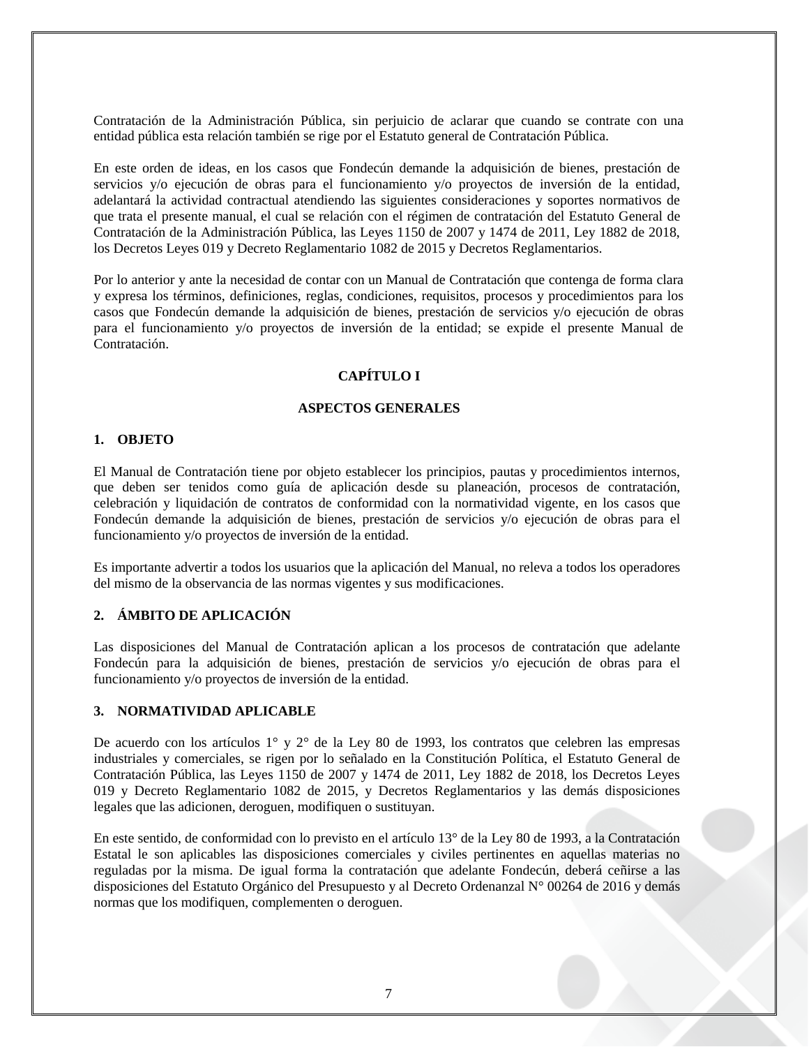Contratación de la Administración Pública, sin perjuicio de aclarar que cuando se contrate con una entidad pública esta relación también se rige por el Estatuto general de Contratación Pública.

En este orden de ideas, en los casos que Fondecún demande la adquisición de bienes, prestación de servicios y/o ejecución de obras para el funcionamiento y/o proyectos de inversión de la entidad, adelantará la actividad contractual atendiendo las siguientes consideraciones y soportes normativos de que trata el presente manual, el cual se relación con el régimen de contratación del Estatuto General de Contratación de la Administración Pública, las Leyes 1150 de 2007 y 1474 de 2011, Ley 1882 de 2018, los Decretos Leyes 019 y Decreto Reglamentario 1082 de 2015 y Decretos Reglamentarios.

Por lo anterior y ante la necesidad de contar con un Manual de Contratación que contenga de forma clara y expresa los términos, definiciones, reglas, condiciones, requisitos, procesos y procedimientos para los casos que Fondecún demande la adquisición de bienes, prestación de servicios y/o ejecución de obras para el funcionamiento y/o proyectos de inversión de la entidad; se expide el presente Manual de Contratación.

# CAPÍTULO I

# ASPECTOS GENERALES

## 1. OBJETO

El Manual de Contratación tiene por objeto establecer los principios, pautas y procedimientos internos, que deben ser tenidos como guía de aplicación desde su planeación, procesos de contratación, celebración y liquidación de contratos de conformidad con la normatividad vigente, en los casos que Fondecún demande la adquisición de bienes, prestación de servicios y/o ejecución de obras para el funcionamiento y/o proyectos de inversión de la entidad.

Es importante advertir a todos los usuarios que la aplicación del Manual, no releva a todos los operadores del mismo de la observancia de las normas vigentes y sus modificaciones.

## 2. ÁMBITO DE APLICACIÓN

Las disposiciones del Manual de Contratación aplican a los procesos de contratación que adelante Fondecún para la adquisición de bienes, prestación de servicios y/o ejecución de obras para el funcionamiento y/o proyectos de inversión de la entidad.

## 3. NORMATIVIDAD APLICABLE

De acuerdo con los artículos 1° y 2° de la Ley 80 de 1993, los contratos que celebren las empresas industriales y comerciales, se rigen por lo señalado en la Constitución Política, el Estatuto General de Contratación Pública, las Leyes 1150 de 2007 y 1474 de 2011, Ley 1882 de 2018, los Decretos Leyes 019 y Decreto Reglamentario 1082 de 2015, y Decretos Reglamentarios y las demás disposiciones legales que las adicionen, deroguen, modifiquen o sustituyan.

En este sentido, de conformidad con lo previsto en el artículo 13° de la Ley 80 de 1993, a la Contratación Estatal le son aplicables las disposiciones comerciales y civiles pertinentes en aquellas materias no reguladas por la misma. De igual forma la contratación que adelante Fondecún, deberá ceñirse a las disposiciones del Estatuto Orgánico del Presupuesto y al Decreto Ordenanzal N° 00264 de 2016 y demás normas que los modifiquen, complementen o deroguen.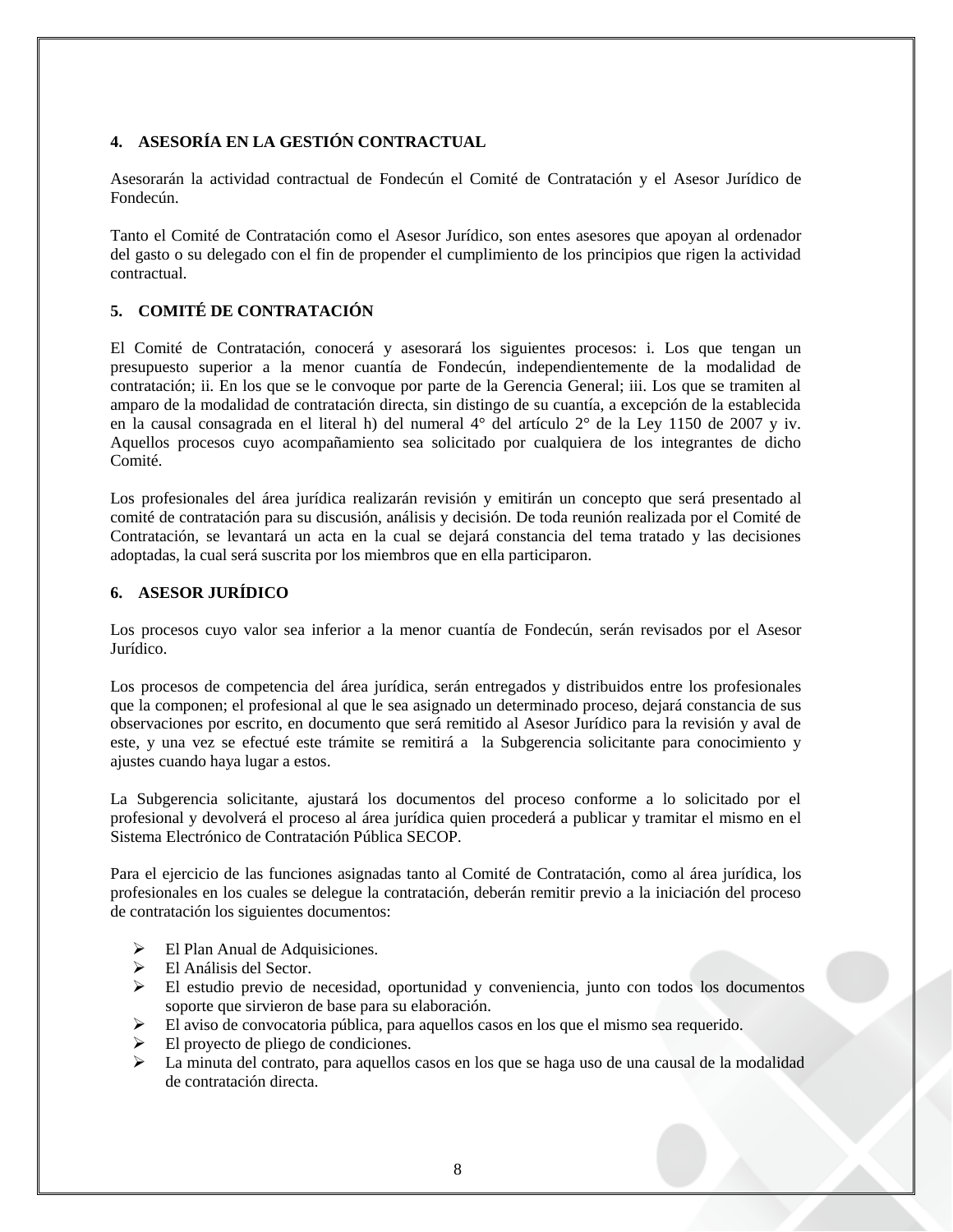## 4. ASESORÍA EN LA GESTIÓN CONTRACTUAL

Asesorarán la actividad contractual de Fondecún el Comité de Contratación y el Asesor Jurídico de Fondecún.

Tanto el Comité de Contratación como el Asesor Jurídico, son entes asesores que apoyan al ordenador del gasto o su delegado con el fin de propender el cumplimiento de los principios que rigen la actividad contractual.

## 5. COMITÉ DE CONTRATACIÓN

El Comité de Contratación, conocerá y asesorará los siguientes procesos: i. Los que tengan un presupuesto superior a la menor cuantía de Fondecún, independientemente de la modalidad de contratación; ii. En los que se le convoque por parte de la Gerencia General; iii. Los que se tramiten al amparo de la modalidad de contratación directa, sin distingo de su cuantía, a excepción de la establecida en la causal consagrada en el literal h) del numeral 4° del artículo 2° de la Ley 1150 de 2007 y iv. Aquellos procesos cuyo acompañamiento sea solicitado por cualquiera de los integrantes de dicho Comité.

Los profesionales del área jurídica realizarán revisión y emitirán un concepto que será presentado al comité de contratación para su discusión, análisis y decisión. De toda reunión realizada por el Comité de Contratación, se levantará un acta en la cual se dejará constancia del tema tratado y las decisiones adoptadas, la cual será suscrita por los miembros que en ella participaron.

## 6. ASESOR JURÍDICO

Los procesos cuyo valor sea inferior a la menor cuantía de Fondecún, serán revisados por el Asesor Jurídico.

Los procesos de competencia del área jurídica, serán entregados y distribuidos entre los profesionales que la componen; el profesional al que le sea asignado un determinado proceso, dejará constancia de sus observaciones por escrito, en documento que será remitido al Asesor Jurídico para la revisión y aval de este, y una vez se efectué este trámite se remitirá a la Subgerencia solicitante para conocimiento y ajustes cuando haya lugar a estos.

La Subgerencia solicitante, ajustará los documentos del proceso conforme a lo solicitado por el profesional y devolverá el proceso al área jurídica quien procederá a publicar y tramitar el mismo en el Sistema Electrónico de Contratación Pública SECOP.

Para el ejercicio de las funciones asignadas tanto al Comité de Contratación, como al área jurídica, los profesionales en los cuales se delegue la contratación, deberán remitir previo a la iniciación del proceso de contratación los siguientes documentos:

- El Plan Anual de Adquisiciones.
- El Análisis del Sector.
- El estudio previo de necesidad, oportunidad y conveniencia, junto con todos los documentos soporte que sirvieron de base para su elaboración.
- El aviso de convocatoria pública, para aquellos casos en los que el mismo sea requerido.
- El proyecto de pliego de condiciones.
- La minuta del contrato, para aquellos casos en los que se haga uso de una causal de la modalidad de contratación directa.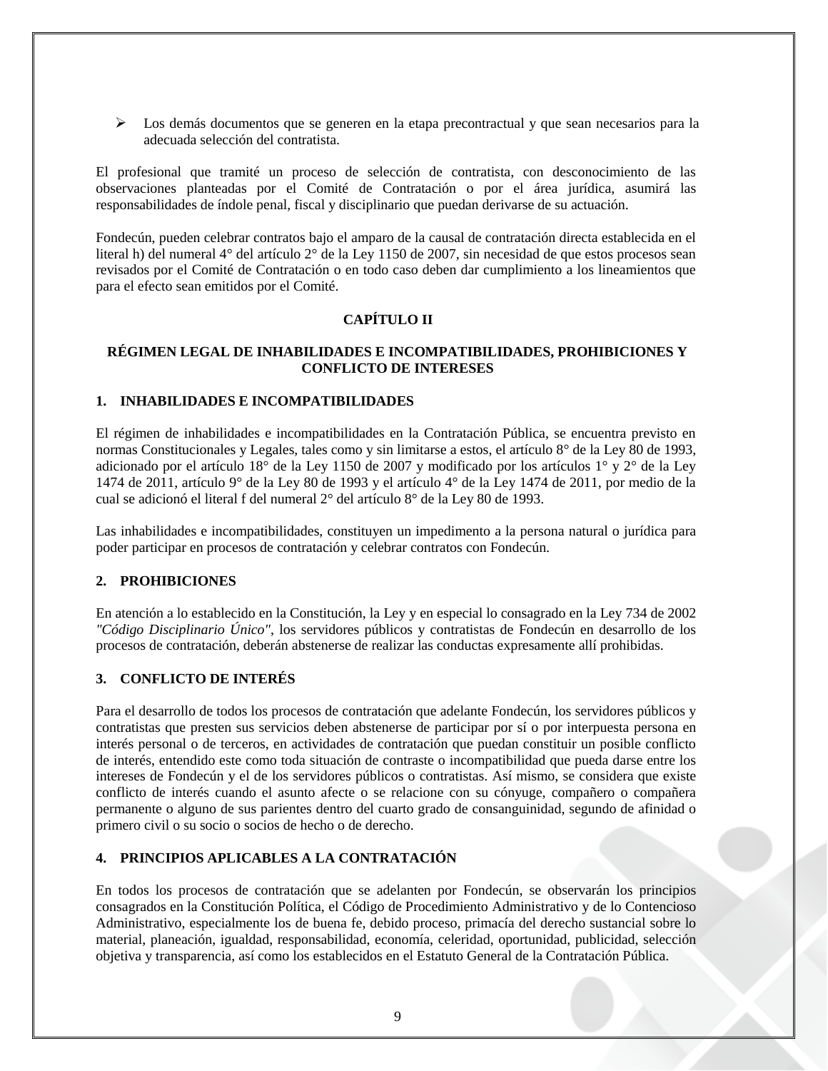- Los demás documentos que se generen en la etapa precontractual y que sean necesarios para la adecuada selección del contratista.

El profesional que tramité un proceso de selección de contratista, con desconocimiento de las observaciones planteadas por el Comité de Contratación o por el área jurídica, asumirá las responsabilidades de índole penal, fiscal y disciplinario que puedan derivarse de su actuación.

Fondecún, pueden celebrar contratos bajo el amparo de la causal de contratación directa establecida en el literal h) del numeral 4° del artículo 2° de la Ley 1150 de 2007, sin necesidad de que estos procesos sean revisados por el Comité de Contratación o en todo caso deben dar cumplimiento a los lineamientos que para el efecto sean emitidos por el Comité.

## CAPÍTULO II

## RÉGIMEN LEGAL DE INHABILIDADES E INCOMPATIBILIDADES, PROHIBICIONES Y CONFLICTO DE INTERESES

### 1. INHABILIDADES E INCOMPATIBILIDADES

El régimen de inhabilidades e incompatibilidades en la Contratación Pública, se encuentra previsto en normas Constitucionales y Legales, tales como y sin limitarse a estos, el artículo 8° de la Ley 80 de 1993, adicionado por el artículo 18° de la Ley 1150 de 2007 y modificado por los artículos 1° y 2° de la Ley 1474 de 2011, artículo 9° de la Ley 80 de 1993 y el artículo 4° de la Ley 1474 de 2011, por medio de la cual se adicionó el literal f del numeral 2° del artículo 8° de la Ley 80 de 1993.

Las inhabilidades e incompatibilidades, constituyen un impedimento a la persona natural o jurídica para poder participar en procesos de contratación y celebrar contratos con Fondecún.

### 2. PROHIBICIONES

En atención a lo establecido en la Constitución, la Ley y en especial lo consagrado en la Ley 734 de 2002 *"Código Disciplinario Único"*, los servidores públicos y contratistas de Fondecún en desarrollo de los procesos de contratación, deberán abstenerse de realizar las conductas expresamente allí prohibidas.

### 3. CONFLICTO DE INTERÉS

Para el desarrollo de todos los procesos de contratación que adelante Fondecún, los servidores públicos y contratistas que presten sus servicios deben abstenerse de participar por sí o por interpuesta persona en interés personal o de terceros, en actividades de contratación que puedan constituir un posible conflicto de interés, entendido este como toda situación de contraste o incompatibilidad que pueda darse entre los intereses de Fondecún y el de los servidores públicos o contratistas. Así mismo, se considera que existe conflicto de interés cuando el asunto afecte o se relacione con su cónyuge, compañero o compañera permanente o alguno de sus parientes dentro del cuarto grado de consanguinidad, segundo de afinidad o primero civil o su socio o socios de hecho o de derecho.

### 4. PRINCIPIOS APLICABLES A LA CONTRATACIÓN

En todos los procesos de contratación que se adelanten por Fondecún, se observarán los principios consagrados en la Constitución Política, el Código de Procedimiento Administrativo y de lo Contencioso Administrativo, especialmente los de buena fe, debido proceso, primacía del derecho sustancial sobre lo material, planeación, igualdad, responsabilidad, economía, celeridad, oportunidad, publicidad, selección objetiva y transparencia, así como los establecidos en el Estatuto General de la Contratación Pública.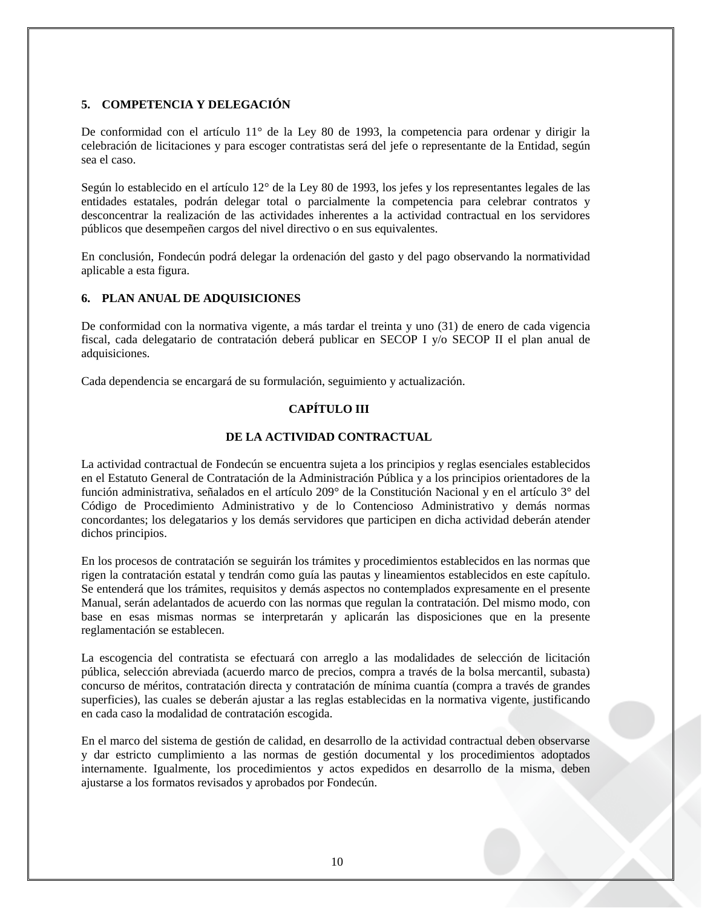## 5. COMPETENCIA Y DELEGACIÓN

De conformidad con el artículo 11° de la Ley 80 de 1993, la competencia para ordenar y dirigir la celebración de licitaciones y para escoger contratistas será del jefe o representante de la Entidad, según sea el caso.

Según lo establecido en el artículo 12° de la Ley 80 de 1993, los jefes y los representantes legales de las entidades estatales, podrán delegar total o parcialmente la competencia para celebrar contratos y desconcentrar la realización de las actividades inherentes a la actividad contractual en los servidores públicos que desempeñen cargos del nivel directivo o en sus equivalentes.

En conclusión, Fondecún podrá delegar la ordenación del gasto y del pago observando la normatividad aplicable a esta figura.

## 6. PLAN ANUAL DE ADQUISICIONES

De conformidad con la normativa vigente, a más tardar el treinta y uno (31) de enero de cada vigencia fiscal, cada delegatario de contratación deberá publicar en SECOP I y/o SECOP II el plan anual de adquisiciones.

Cada dependencia se encargará de su formulación, seguimiento y actualización.

# CAPÍTULO III

# DE LA ACTIVIDAD CONTRACTUAL

La actividad contractual de Fondecún se encuentra sujeta a los principios y reglas esenciales establecidos en el Estatuto General de Contratación de la Administración Pública y a los principios orientadores de la función administrativa, señalados en el artículo 209° de la Constitución Nacional y en el artículo 3° del Código de Procedimiento Administrativo y de lo Contencioso Administrativo y demás normas concordantes; los delegatarios y los demás servidores que participen en dicha actividad deberán atender dichos principios.

En los procesos de contratación se seguirán los trámites y procedimientos establecidos en las normas que rigen la contratación estatal y tendrán como guía las pautas y lineamientos establecidos en este capítulo. Se entenderá que los trámites, requisitos y demás aspectos no contemplados expresamente en el presente Manual, serán adelantados de acuerdo con las normas que regulan la contratación. Del mismo modo, con base en esas mismas normas se interpretarán y aplicarán las disposiciones que en la presente reglamentación se establecen.

La escogencia del contratista se efectuará con arreglo a las modalidades de selección de licitación pública, selección abreviada (acuerdo marco de precios, compra a través de la bolsa mercantil, subasta) concurso de méritos, contratación directa y contratación de mínima cuantía (compra a través de grandes superficies), las cuales se deberán ajustar a las reglas establecidas en la normativa vigente, justificando en cada caso la modalidad de contratación escogida.

En el marco del sistema de gestión de calidad, en desarrollo de la actividad contractual deben observarse y dar estricto cumplimiento a las normas de gestión documental y los procedimientos adoptados internamente. Igualmente, los procedimientos y actos expedidos en desarrollo de la misma, deben ajustarse a los formatos revisados y aprobados por Fondecún.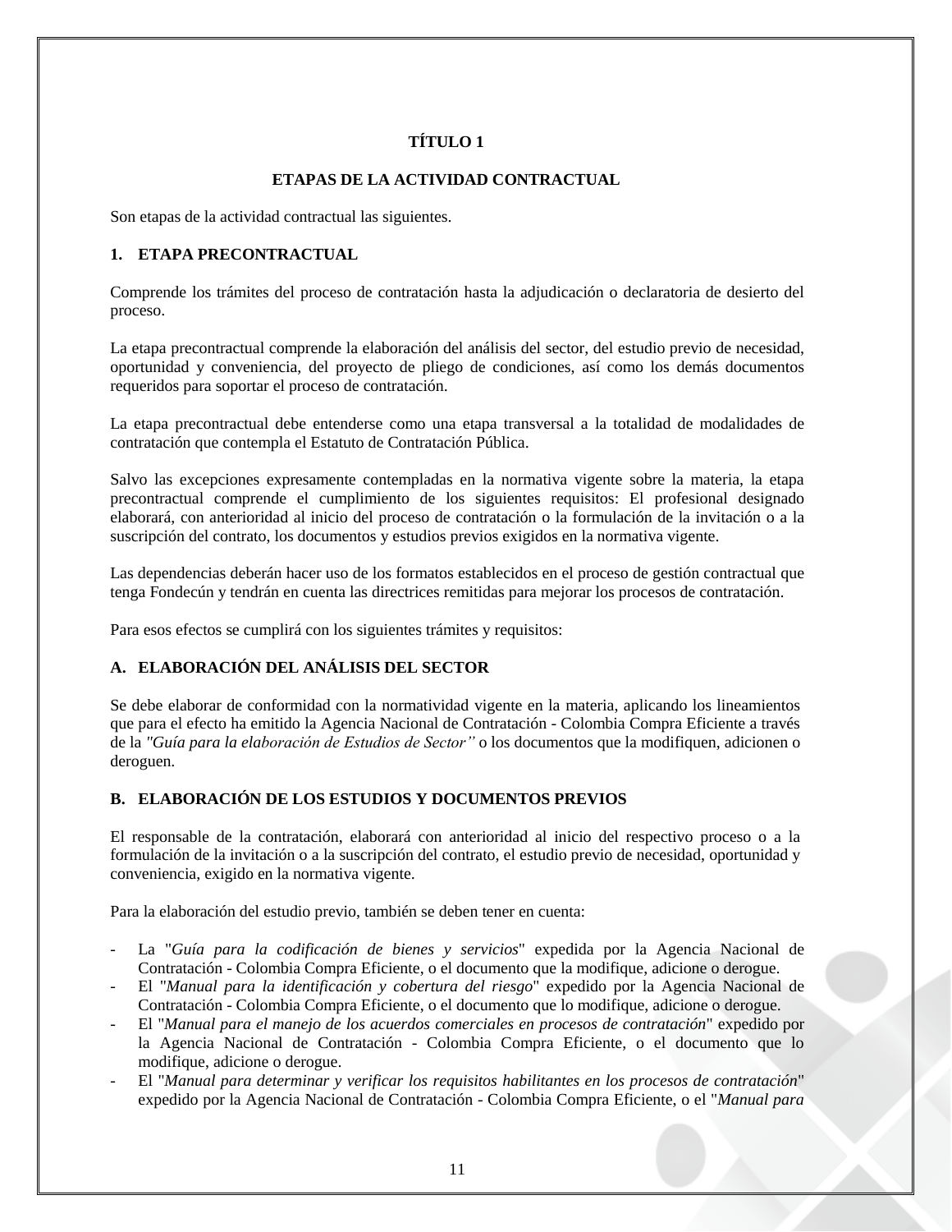# TÍTULO 1

## ETAPAS DE LA ACTIVIDAD CONTRACTUAL

Son etapas de la actividad contractual las siguientes.

### 1. ETAPA PRECONTRACTUAL

Comprende los trámites del proceso de contratación hasta la adjudicación o declaratoria de desierto del proceso.

La etapa precontractual comprende la elaboración del análisis del sector, del estudio previo de necesidad, oportunidad y conveniencia, del proyecto de pliego de condiciones, así como los demás documentos requeridos para soportar el proceso de contratación.

La etapa precontractual debe entenderse como una etapa transversal a la totalidad de modalidades de contratación que contempla el Estatuto de Contratación Pública.

Salvo las excepciones expresamente contempladas en la normativa vigente sobre la materia, la etapa precontractual comprende el cumplimiento de los siguientes requisitos: El profesional designado elaborará, con anterioridad al inicio del proceso de contratación o la formulación de la invitación o a la suscripción del contrato, los documentos y estudios previos exigidos en la normativa vigente.

Las dependencias deberán hacer uso de los formatos establecidos en el proceso de gestión contractual que tenga Fondecún y tendrán en cuenta las directrices remitidas para mejorar los procesos de contratación.

Para esos efectos se cumplirá con los siguientes trámites y requisitos:

#### A. ELABORACIÓN DEL ANÁLISIS DEL SECTOR

Se debe elaborar de conformidad con la normatividad vigente en la materia, aplicando los lineamientos que para el efecto ha emitido la Agencia Nacional de Contratación - Colombia Compra Eficiente a través de la *"Guía para la elaboración de Estudios de Sector"* o los documentos que la modifiquen, adicionen o deroguen.

#### B. ELABORACIÓN DE LOS ESTUDIOS Y DOCUMENTOS PREVIOS

El responsable de la contratación, elaborará con anterioridad al inicio del respectivo proceso o a la formulación de la invitación o a la suscripción del contrato, el estudio previo de necesidad, oportunidad y conveniencia, exigido en la normativa vigente.

Para la elaboración del estudio previo, también se deben tener en cuenta:

- La "*Guía para la codificación de bienes y servicios*" expedida por la Agencia Nacional de Contratación - Colombia Compra Eficiente, o el documento que la modifique, adicione o derogue.
- El "*Manual para la identificación y cobertura del riesgo*" expedido por la Agencia Nacional de Contratación - Colombia Compra Eficiente, o el documento que lo modifique, adicione o derogue.
- El "*Manual para el manejo de los acuerdos comerciales en procesos de contratación*" expedido por la Agencia Nacional de Contratación - Colombia Compra Eficiente, o el documento que lo modifique, adicione o derogue.
- El "*Manual para determinar y verificar los requisitos habilitantes en los procesos de contratación*" expedido por la Agencia Nacional de Contratación - Colombia Compra Eficiente, o el "*Manual para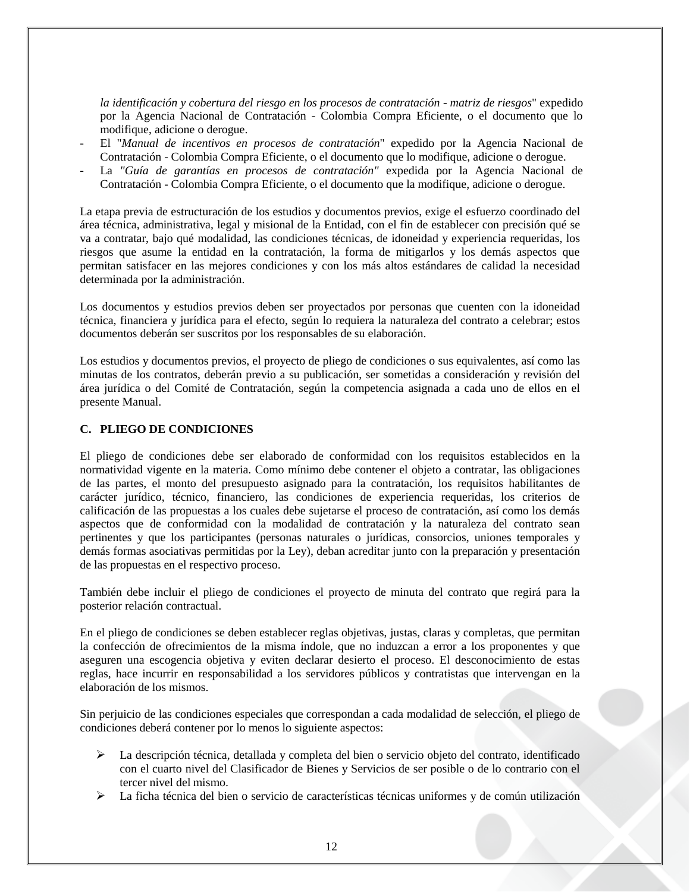*la identificación y cobertura del riesgo en los procesos de contratación - matriz de riesgos*" expedido por la Agencia Nacional de Contratación - Colombia Compra Eficiente, o el documento que lo modifique, adicione o derogue.

- El "*Manual de incentivos en procesos de contratación*" expedido por la Agencia Nacional de Contratación - Colombia Compra Eficiente, o el documento que lo modifique, adicione o derogue.
- La *"Guía de garantías en procesos de contratación"* expedida por la Agencia Nacional de Contratación - Colombia Compra Eficiente, o el documento que la modifique, adicione o derogue.

La etapa previa de estructuración de los estudios y documentos previos, exige el esfuerzo coordinado del área técnica, administrativa, legal y misional de la Entidad, con el fin de establecer con precisión qué se va a contratar, bajo qué modalidad, las condiciones técnicas, de idoneidad y experiencia requeridas, los riesgos que asume la entidad en la contratación, la forma de mitigarlos y los demás aspectos que permitan satisfacer en las mejores condiciones y con los más altos estándares de calidad la necesidad determinada por la administración.

Los documentos y estudios previos deben ser proyectados por personas que cuenten con la idoneidad técnica, financiera y jurídica para el efecto, según lo requiera la naturaleza del contrato a celebrar; estos documentos deberán ser suscritos por los responsables de su elaboración.

Los estudios y documentos previos, el proyecto de pliego de condiciones o sus equivalentes, así como las minutas de los contratos, deberán previo a su publicación, ser sometidas a consideración y revisión del área jurídica o del Comité de Contratación, según la competencia asignada a cada uno de ellos en el presente Manual.

## C. PLIEGO DE CONDICIONES

El pliego de condiciones debe ser elaborado de conformidad con los requisitos establecidos en la normatividad vigente en la materia. Como mínimo debe contener el objeto a contratar, las obligaciones de las partes, el monto del presupuesto asignado para la contratación, los requisitos habilitantes de carácter jurídico, técnico, financiero, las condiciones de experiencia requeridas, los criterios de calificación de las propuestas a los cuales debe sujetarse el proceso de contratación, así como los demás aspectos que de conformidad con la modalidad de contratación y la naturaleza del contrato sean pertinentes y que los participantes (personas naturales o jurídicas, consorcios, uniones temporales y demás formas asociativas permitidas por la Ley), deban acreditar junto con la preparación y presentación de las propuestas en el respectivo proceso.

También debe incluir el pliego de condiciones el proyecto de minuta del contrato que regirá para la posterior relación contractual.

En el pliego de condiciones se deben establecer reglas objetivas, justas, claras y completas, que permitan la confección de ofrecimientos de la misma índole, que no induzcan a error a los proponentes y que aseguren una escogencia objetiva y eviten declarar desierto el proceso. El desconocimiento de estas reglas, hace incurrir en responsabilidad a los servidores públicos y contratistas que intervengan en la elaboración de los mismos.

Sin perjuicio de las condiciones especiales que correspondan a cada modalidad de selección, el pliego de condiciones deberá contener por lo menos lo siguiente aspectos:

- La descripción técnica, detallada y completa del bien o servicio objeto del contrato, identificado con el cuarto nivel del Clasificador de Bienes y Servicios de ser posible o de lo contrario con el tercer nivel del mismo.
- La ficha técnica del bien o servicio de características técnicas uniformes y de común utilización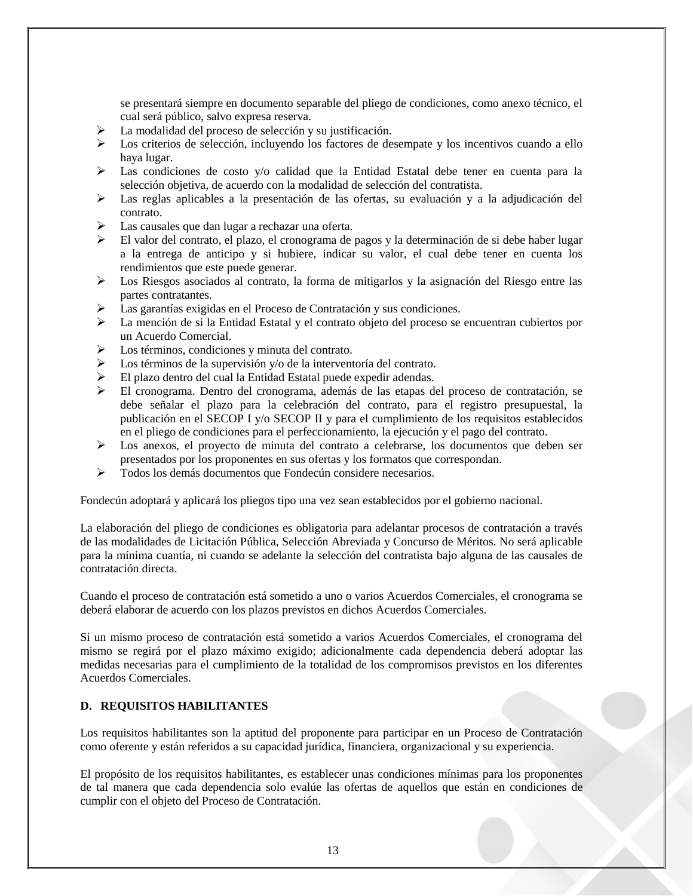se presentará siempre en documento separable del pliego de condiciones, como anexo técnico, el cual será público, salvo expresa reserva.

- La modalidad del proceso de selección y su justificación.
- Los criterios de selección, incluyendo los factores de desempate y los incentivos cuando a ello haya lugar.
- Las condiciones de costo y/o calidad que la Entidad Estatal debe tener en cuenta para la selección objetiva, de acuerdo con la modalidad de selección del contratista.
- Las reglas aplicables a la presentación de las ofertas, su evaluación y a la adjudicación del contrato.
- Las causales que dan lugar a rechazar una oferta.
- El valor del contrato, el plazo, el cronograma de pagos y la determinación de si debe haber lugar a la entrega de anticipo y si hubiere, indicar su valor, el cual debe tener en cuenta los rendimientos que este puede generar.
- Los Riesgos asociados al contrato, la forma de mitigarlos y la asignación del Riesgo entre las partes contratantes.
- Las garantías exigidas en el Proceso de Contratación y sus condiciones.
- La mención de si la Entidad Estatal y el contrato objeto del proceso se encuentran cubiertos por un Acuerdo Comercial.
- Los términos, condiciones y minuta del contrato.
- Los términos de la supervisión y/o de la interventoría del contrato.
- El plazo dentro del cual la Entidad Estatal puede expedir adendas.
- El cronograma. Dentro del cronograma, además de las etapas del proceso de contratación, se debe señalar el plazo para la celebración del contrato, para el registro presupuestal, la publicación en el SECOP I y/o SECOP II y para el cumplimiento de los requisitos establecidos en el pliego de condiciones para el perfeccionamiento, la ejecución y el pago del contrato.
- Los anexos, el proyecto de minuta del contrato a celebrarse, los documentos que deben ser presentados por los proponentes en sus ofertas y los formatos que correspondan.
- Todos los demás documentos que Fondecún considere necesarios.

Fondecún adoptará y aplicará los pliegos tipo una vez sean establecidos por el gobierno nacional.

La elaboración del pliego de condiciones es obligatoria para adelantar procesos de contratación a través de las modalidades de Licitación Pública, Selección Abreviada y Concurso de Méritos. No será aplicable para la mínima cuantía, ni cuando se adelante la selección del contratista bajo alguna de las causales de contratación directa.

Cuando el proceso de contratación está sometido a uno o varios Acuerdos Comerciales, el cronograma se deberá elaborar de acuerdo con los plazos previstos en dichos Acuerdos Comerciales.

Si un mismo proceso de contratación está sometido a varios Acuerdos Comerciales, el cronograma del mismo se regirá por el plazo máximo exigido; adicionalmente cada dependencia deberá adoptar las medidas necesarias para el cumplimiento de la totalidad de los compromisos previstos en los diferentes Acuerdos Comerciales.

## D. REQUISITOS HABILITANTES

Los requisitos habilitantes son la aptitud del proponente para participar en un Proceso de Contratación como oferente y están referidos a su capacidad jurídica, financiera, organizacional y su experiencia.

El propósito de los requisitos habilitantes, es establecer unas condiciones mínimas para los proponentes de tal manera que cada dependencia solo evalúe las ofertas de aquellos que están en condiciones de cumplir con el objeto del Proceso de Contratación.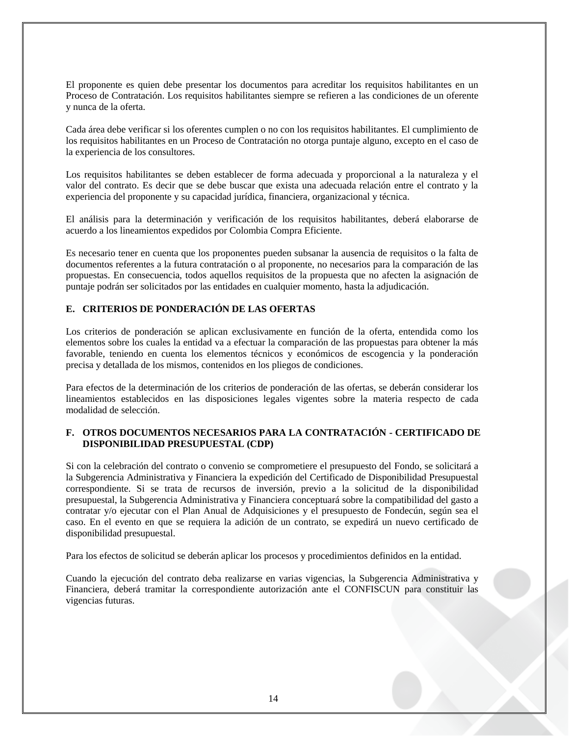El proponente es quien debe presentar los documentos para acreditar los requisitos habilitantes en un Proceso de Contratación. Los requisitos habilitantes siempre se refieren a las condiciones de un oferente y nunca de la oferta.

Cada área debe verificar si los oferentes cumplen o no con los requisitos habilitantes. El cumplimiento de los requisitos habilitantes en un Proceso de Contratación no otorga puntaje alguno, excepto en el caso de la experiencia de los consultores.

Los requisitos habilitantes se deben establecer de forma adecuada y proporcional a la naturaleza y el valor del contrato. Es decir que se debe buscar que exista una adecuada relación entre el contrato y la experiencia del proponente y su capacidad jurídica, financiera, organizacional y técnica.

El análisis para la determinación y verificación de los requisitos habilitantes, deberá elaborarse de acuerdo a los lineamientos expedidos por Colombia Compra Eficiente.

Es necesario tener en cuenta que los proponentes pueden subsanar la ausencia de requisitos o la falta de documentos referentes a la futura contratación o al proponente, no necesarios para la comparación de las propuestas. En consecuencia, todos aquellos requisitos de la propuesta que no afecten la asignación de puntaje podrán ser solicitados por las entidades en cualquier momento, hasta la adjudicación.

## E. CRITERIOS DE PONDERACIÓN DE LAS OFERTAS

Los criterios de ponderación se aplican exclusivamente en función de la oferta, entendida como los elementos sobre los cuales la entidad va a efectuar la comparación de las propuestas para obtener la más favorable, teniendo en cuenta los elementos técnicos y económicos de escogencia y la ponderación precisa y detallada de los mismos, contenidos en los pliegos de condiciones.

Para efectos de la determinación de los criterios de ponderación de las ofertas, se deberán considerar los lineamientos establecidos en las disposiciones legales vigentes sobre la materia respecto de cada modalidad de selección.

## F. OTROS DOCUMENTOS NECESARIOS PARA LA CONTRATACIÓN - CERTIFICADO DE DISPONIBILIDAD PRESUPUESTAL (CDP)

Si con la celebración del contrato o convenio se comprometiere el presupuesto del Fondo, se solicitará a la Subgerencia Administrativa y Financiera la expedición del Certificado de Disponibilidad Presupuestal correspondiente. Si se trata de recursos de inversión, previo a la solicitud de la disponibilidad presupuestal, la Subgerencia Administrativa y Financiera conceptuará sobre la compatibilidad del gasto a contratar y/o ejecutar con el Plan Anual de Adquisiciones y el presupuesto de Fondecún, según sea el caso. En el evento en que se requiera la adición de un contrato, se expedirá un nuevo certificado de disponibilidad presupuestal.

Para los efectos de solicitud se deberán aplicar los procesos y procedimientos definidos en la entidad.

Cuando la ejecución del contrato deba realizarse en varias vigencias, la Subgerencia Administrativa y Financiera, deberá tramitar la correspondiente autorización ante el CONFISCUN para constituir las vigencias futuras.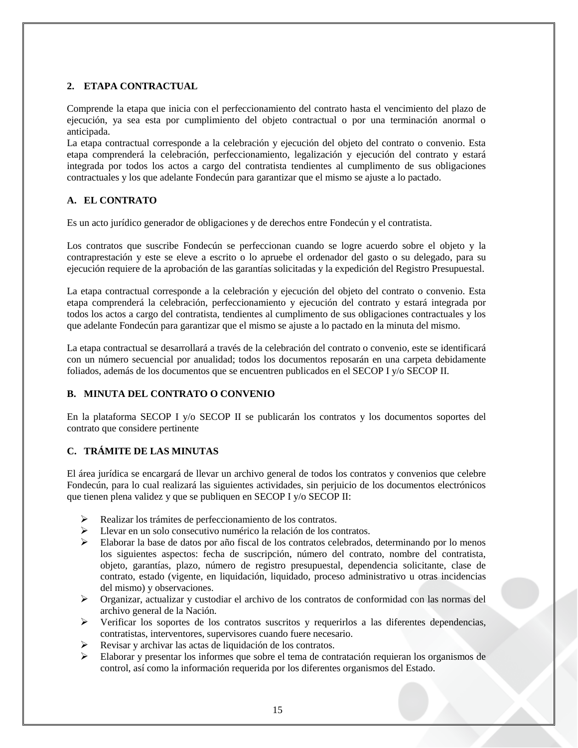## 2. ETAPA CONTRACTUAL

Comprende la etapa que inicia con el perfeccionamiento del contrato hasta el vencimiento del plazo de ejecución, ya sea esta por cumplimiento del objeto contractual o por una terminación anormal o anticipada.
La etapa contractual corresponde a la celebración y ejecución del objeto del contrato o convenio. Esta etapa comprenderá la celebración, perfeccionamiento, legalización y ejecución del contrato y estará integrada por todos los actos a cargo del contratista tendientes al cumplimento de sus obligaciones contractuales y los que adelante Fondecún para garantizar que el mismo se ajuste a lo pactado.

### A. EL CONTRATO

Es un acto jurídico generador de obligaciones y de derechos entre Fondecún y el contratista.

Los contratos que suscribe Fondecún se perfeccionan cuando se logre acuerdo sobre el objeto y la contraprestación y este se eleve a escrito o lo apruebe el ordenador del gasto o su delegado, para su ejecución requiere de la aprobación de las garantías solicitadas y la expedición del Registro Presupuestal.

La etapa contractual corresponde a la celebración y ejecución del objeto del contrato o convenio. Esta etapa comprenderá la celebración, perfeccionamiento y ejecución del contrato y estará integrada por todos los actos a cargo del contratista, tendientes al cumplimento de sus obligaciones contractuales y los que adelante Fondecún para garantizar que el mismo se ajuste a lo pactado en la minuta del mismo.

La etapa contractual se desarrollará a través de la celebración del contrato o convenio, este se identificará con un número secuencial por anualidad; todos los documentos reposarán en una carpeta debidamente foliados, además de los documentos que se encuentren publicados en el SECOP I y/o SECOP II.

### B. MINUTA DEL CONTRATO O CONVENIO

En la plataforma SECOP I y/o SECOP II se publicarán los contratos y los documentos soportes del contrato que considere pertinente

### C. TRÁMITE DE LAS MINUTAS

El área jurídica se encargará de llevar un archivo general de todos los contratos y convenios que celebre Fondecún, para lo cual realizará las siguientes actividades, sin perjuicio de los documentos electrónicos que tienen plena validez y que se publiquen en SECOP I y/o SECOP II:

- Realizar los trámites de perfeccionamiento de los contratos.
- Llevar en un solo consecutivo numérico la relación de los contratos.
- Elaborar la base de datos por año fiscal de los contratos celebrados, determinando por lo menos los siguientes aspectos: fecha de suscripción, número del contrato, nombre del contratista, objeto, garantías, plazo, número de registro presupuestal, dependencia solicitante, clase de contrato, estado (vigente, en liquidación, liquidado, proceso administrativo u otras incidencias del mismo) y observaciones.
- Organizar, actualizar y custodiar el archivo de los contratos de conformidad con las normas del archivo general de la Nación.
- Verificar los soportes de los contratos suscritos y requerirlos a las diferentes dependencias, contratistas, interventores, supervisores cuando fuere necesario.
- Revisar y archivar las actas de liquidación de los contratos.
- Elaborar y presentar los informes que sobre el tema de contratación requieran los organismos de control, así como la información requerida por los diferentes organismos del Estado.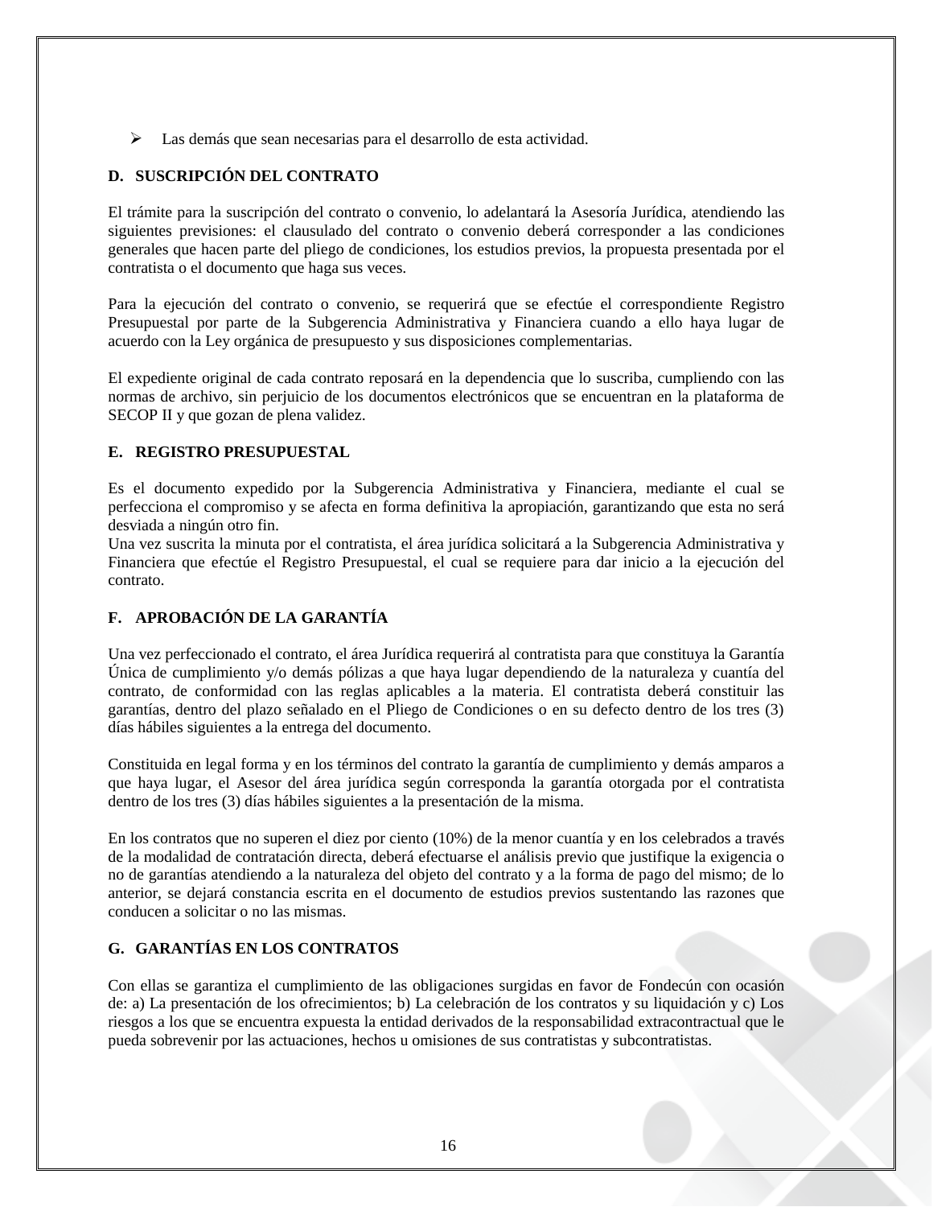- Las demás que sean necesarias para el desarrollo de esta actividad.

## D. SUSCRIPCIÓN DEL CONTRATO

El trámite para la suscripción del contrato o convenio, lo adelantará la Asesoría Jurídica, atendiendo las siguientes previsiones: el clausulado del contrato o convenio deberá corresponder a las condiciones generales que hacen parte del pliego de condiciones, los estudios previos, la propuesta presentada por el contratista o el documento que haga sus veces.

Para la ejecución del contrato o convenio, se requerirá que se efectúe el correspondiente Registro Presupuestal por parte de la Subgerencia Administrativa y Financiera cuando a ello haya lugar de acuerdo con la Ley orgánica de presupuesto y sus disposiciones complementarias.

El expediente original de cada contrato reposará en la dependencia que lo suscriba, cumpliendo con las normas de archivo, sin perjuicio de los documentos electrónicos que se encuentran en la plataforma de SECOP II y que gozan de plena validez.

## E. REGISTRO PRESUPUESTAL

Es el documento expedido por la Subgerencia Administrativa y Financiera, mediante el cual se perfecciona el compromiso y se afecta en forma definitiva la apropiación, garantizando que esta no será desviada a ningún otro fin.
Una vez suscrita la minuta por el contratista, el área jurídica solicitará a la Subgerencia Administrativa y Financiera que efectúe el Registro Presupuestal, el cual se requiere para dar inicio a la ejecución del contrato.

## F. APROBACIÓN DE LA GARANTÍA

Una vez perfeccionado el contrato, el área Jurídica requerirá al contratista para que constituya la Garantía Única de cumplimiento y/o demás pólizas a que haya lugar dependiendo de la naturaleza y cuantía del contrato, de conformidad con las reglas aplicables a la materia. El contratista deberá constituir las garantías, dentro del plazo señalado en el Pliego de Condiciones o en su defecto dentro de los tres (3) días hábiles siguientes a la entrega del documento.

Constituida en legal forma y en los términos del contrato la garantía de cumplimiento y demás amparos a que haya lugar, el Asesor del área jurídica según corresponda la garantía otorgada por el contratista dentro de los tres (3) días hábiles siguientes a la presentación de la misma.

En los contratos que no superen el diez por ciento (10%) de la menor cuantía y en los celebrados a través de la modalidad de contratación directa, deberá efectuarse el análisis previo que justifique la exigencia o no de garantías atendiendo a la naturaleza del objeto del contrato y a la forma de pago del mismo; de lo anterior, se dejará constancia escrita en el documento de estudios previos sustentando las razones que conducen a solicitar o no las mismas.

## G. GARANTÍAS EN LOS CONTRATOS

Con ellas se garantiza el cumplimiento de las obligaciones surgidas en favor de Fondecún con ocasión de: a) La presentación de los ofrecimientos; b) La celebración de los contratos y su liquidación y c) Los riesgos a los que se encuentra expuesta la entidad derivados de la responsabilidad extracontractual que le pueda sobrevenir por las actuaciones, hechos u omisiones de sus contratistas y subcontratistas.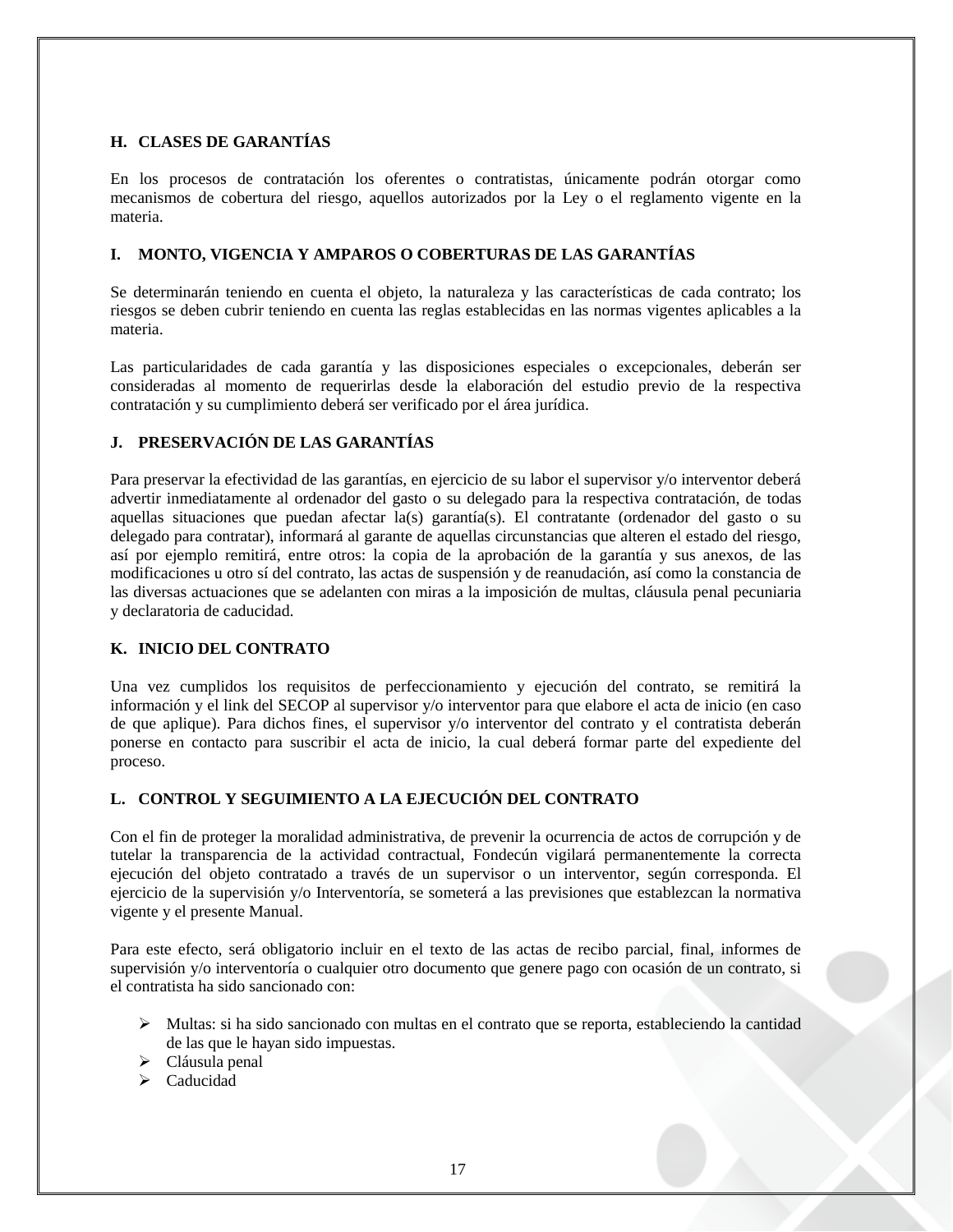## H. CLASES DE GARANTÍAS

En los procesos de contratación los oferentes o contratistas, únicamente podrán otorgar como mecanismos de cobertura del riesgo, aquellos autorizados por la Ley o el reglamento vigente en la materia.

## I. MONTO, VIGENCIA Y AMPAROS O COBERTURAS DE LAS GARANTÍAS

Se determinarán teniendo en cuenta el objeto, la naturaleza y las características de cada contrato; los riesgos se deben cubrir teniendo en cuenta las reglas establecidas en las normas vigentes aplicables a la materia.

Las particularidades de cada garantía y las disposiciones especiales o excepcionales, deberán ser consideradas al momento de requerirlas desde la elaboración del estudio previo de la respectiva contratación y su cumplimiento deberá ser verificado por el área jurídica.

## J. PRESERVACIÓN DE LAS GARANTÍAS

Para preservar la efectividad de las garantías, en ejercicio de su labor el supervisor y/o interventor deberá advertir inmediatamente al ordenador del gasto o su delegado para la respectiva contratación, de todas aquellas situaciones que puedan afectar la(s) garantía(s). El contratante (ordenador del gasto o su delegado para contratar), informará al garante de aquellas circunstancias que alteren el estado del riesgo, así por ejemplo remitirá, entre otros: la copia de la aprobación de la garantía y sus anexos, de las modificaciones u otro sí del contrato, las actas de suspensión y de reanudación, así como la constancia de las diversas actuaciones que se adelanten con miras a la imposición de multas, cláusula penal pecuniaria y declaratoria de caducidad.

## K. INICIO DEL CONTRATO

Una vez cumplidos los requisitos de perfeccionamiento y ejecución del contrato, se remitirá la información y el link del SECOP al supervisor y/o interventor para que elabore el acta de inicio (en caso de que aplique). Para dichos fines, el supervisor y/o interventor del contrato y el contratista deberán ponerse en contacto para suscribir el acta de inicio, la cual deberá formar parte del expediente del proceso.

## L. CONTROL Y SEGUIMIENTO A LA EJECUCIÓN DEL CONTRATO

Con el fin de proteger la moralidad administrativa, de prevenir la ocurrencia de actos de corrupción y de tutelar la transparencia de la actividad contractual, Fondecún vigilará permanentemente la correcta ejecución del objeto contratado a través de un supervisor o un interventor, según corresponda. El ejercicio de la supervisión y/o Interventoría, se someterá a las previsiones que establezcan la normativa vigente y el presente Manual.

Para este efecto, será obligatorio incluir en el texto de las actas de recibo parcial, final, informes de supervisión y/o interventoría o cualquier otro documento que genere pago con ocasión de un contrato, si el contratista ha sido sancionado con:

- Multas: si ha sido sancionado con multas en el contrato que se reporta, estableciendo la cantidad de las que le hayan sido impuestas.
- Cláusula penal
- Caducidad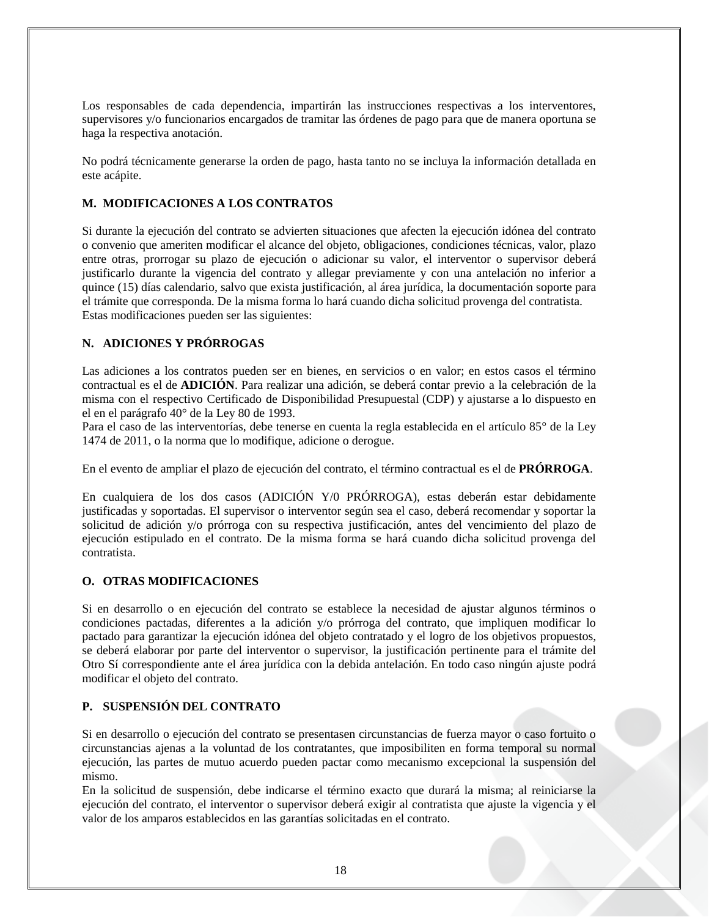Los responsables de cada dependencia, impartirán las instrucciones respectivas a los interventores, supervisores y/o funcionarios encargados de tramitar las órdenes de pago para que de manera oportuna se haga la respectiva anotación.

No podrá técnicamente generarse la orden de pago, hasta tanto no se incluya la información detallada en este acápite.

## M. MODIFICACIONES A LOS CONTRATOS

Si durante la ejecución del contrato se advierten situaciones que afecten la ejecución idónea del contrato o convenio que ameriten modificar el alcance del objeto, obligaciones, condiciones técnicas, valor, plazo entre otras, prorrogar su plazo de ejecución o adicionar su valor, el interventor o supervisor deberá justificarlo durante la vigencia del contrato y allegar previamente y con una antelación no inferior a quince (15) días calendario, salvo que exista justificación, al área jurídica, la documentación soporte para el trámite que corresponda. De la misma forma lo hará cuando dicha solicitud provenga del contratista.
Estas modificaciones pueden ser las siguientes:

## N. ADICIONES Y PRÓRROGAS

Las adiciones a los contratos pueden ser en bienes, en servicios o en valor; en estos casos el término contractual es el de **ADICIÓN**. Para realizar una adición, se deberá contar previo a la celebración de la misma con el respectivo Certificado de Disponibilidad Presupuestal (CDP) y ajustarse a lo dispuesto en el en el parágrafo 40° de la Ley 80 de 1993.
Para el caso de las interventorías, debe tenerse en cuenta la regla establecida en el artículo 85° de la Ley 1474 de 2011, o la norma que lo modifique, adicione o derogue.

En el evento de ampliar el plazo de ejecución del contrato, el término contractual es el de **PRÓRROGA**.

En cualquiera de los dos casos (ADICIÓN Y/0 PRÓRROGA), estas deberán estar debidamente justificadas y soportadas. El supervisor o interventor según sea el caso, deberá recomendar y soportar la solicitud de adición y/o prórroga con su respectiva justificación, antes del vencimiento del plazo de ejecución estipulado en el contrato. De la misma forma se hará cuando dicha solicitud provenga del contratista.

## O. OTRAS MODIFICACIONES

Si en desarrollo o en ejecución del contrato se establece la necesidad de ajustar algunos términos o condiciones pactadas, diferentes a la adición y/o prórroga del contrato, que impliquen modificar lo pactado para garantizar la ejecución idónea del objeto contratado y el logro de los objetivos propuestos, se deberá elaborar por parte del interventor o supervisor, la justificación pertinente para el trámite del Otro Sí correspondiente ante el área jurídica con la debida antelación. En todo caso ningún ajuste podrá modificar el objeto del contrato.

## P. SUSPENSIÓN DEL CONTRATO

Si en desarrollo o ejecución del contrato se presentasen circunstancias de fuerza mayor o caso fortuito o circunstancias ajenas a la voluntad de los contratantes, que imposibiliten en forma temporal su normal ejecución, las partes de mutuo acuerdo pueden pactar como mecanismo excepcional la suspensión del mismo.
En la solicitud de suspensión, debe indicarse el término exacto que durará la misma; al reiniciarse la ejecución del contrato, el interventor o supervisor deberá exigir al contratista que ajuste la vigencia y el valor de los amparos establecidos en las garantías solicitadas en el contrato.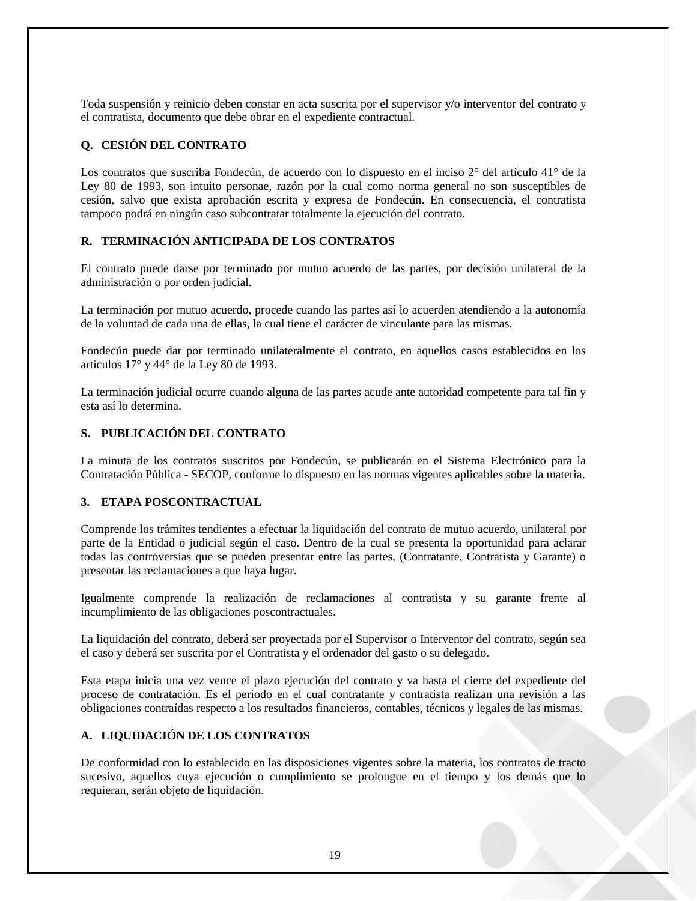Toda suspensión y reinicio deben constar en acta suscrita por el supervisor y/o interventor del contrato y el contratista, documento que debe obrar en el expediente contractual.

### Q. CESIÓN DEL CONTRATO

Los contratos que suscriba Fondecún, de acuerdo con lo dispuesto en el inciso 2° del artículo 41° de la Ley 80 de 1993, son intuito personae, razón por la cual como norma general no son susceptibles de cesión, salvo que exista aprobación escrita y expresa de Fondecún. En consecuencia, el contratista tampoco podrá en ningún caso subcontratar totalmente la ejecución del contrato.

### R. TERMINACIÓN ANTICIPADA DE LOS CONTRATOS

El contrato puede darse por terminado por mutuo acuerdo de las partes, por decisión unilateral de la administración o por orden judicial.

La terminación por mutuo acuerdo, procede cuando las partes así lo acuerden atendiendo a la autonomía de la voluntad de cada una de ellas, la cual tiene el carácter de vinculante para las mismas.

Fondecún puede dar por terminado unilateralmente el contrato, en aquellos casos establecidos en los artículos 17° y 44° de la Ley 80 de 1993.

La terminación judicial ocurre cuando alguna de las partes acude ante autoridad competente para tal fin y esta así lo determina.

### S. PUBLICACIÓN DEL CONTRATO

La minuta de los contratos suscritos por Fondecún, se publicarán en el Sistema Electrónico para la Contratación Pública - SECOP, conforme lo dispuesto en las normas vigentes aplicables sobre la materia.

## 3. ETAPA POSCONTRACTUAL

Comprende los trámites tendientes a efectuar la liquidación del contrato de mutuo acuerdo, unilateral por parte de la Entidad o judicial según el caso. Dentro de la cual se presenta la oportunidad para aclarar todas las controversias que se pueden presentar entre las partes, (Contratante, Contratista y Garante) o presentar las reclamaciones a que haya lugar.

Igualmente comprende la realización de reclamaciones al contratista y su garante frente al incumplimiento de las obligaciones poscontractuales.

La liquidación del contrato, deberá ser proyectada por el Supervisor o Interventor del contrato, según sea el caso y deberá ser suscrita por el Contratista y el ordenador del gasto o su delegado.

Esta etapa inicia una vez vence el plazo ejecución del contrato y va hasta el cierre del expediente del proceso de contratación. Es el periodo en el cual contratante y contratista realizan una revisión a las obligaciones contraídas respecto a los resultados financieros, contables, técnicos y legales de las mismas.

### A. LIQUIDACIÓN DE LOS CONTRATOS

De conformidad con lo establecido en las disposiciones vigentes sobre la materia, los contratos de tracto sucesivo, aquellos cuya ejecución o cumplimiento se prolongue en el tiempo y los demás que lo requieran, serán objeto de liquidación.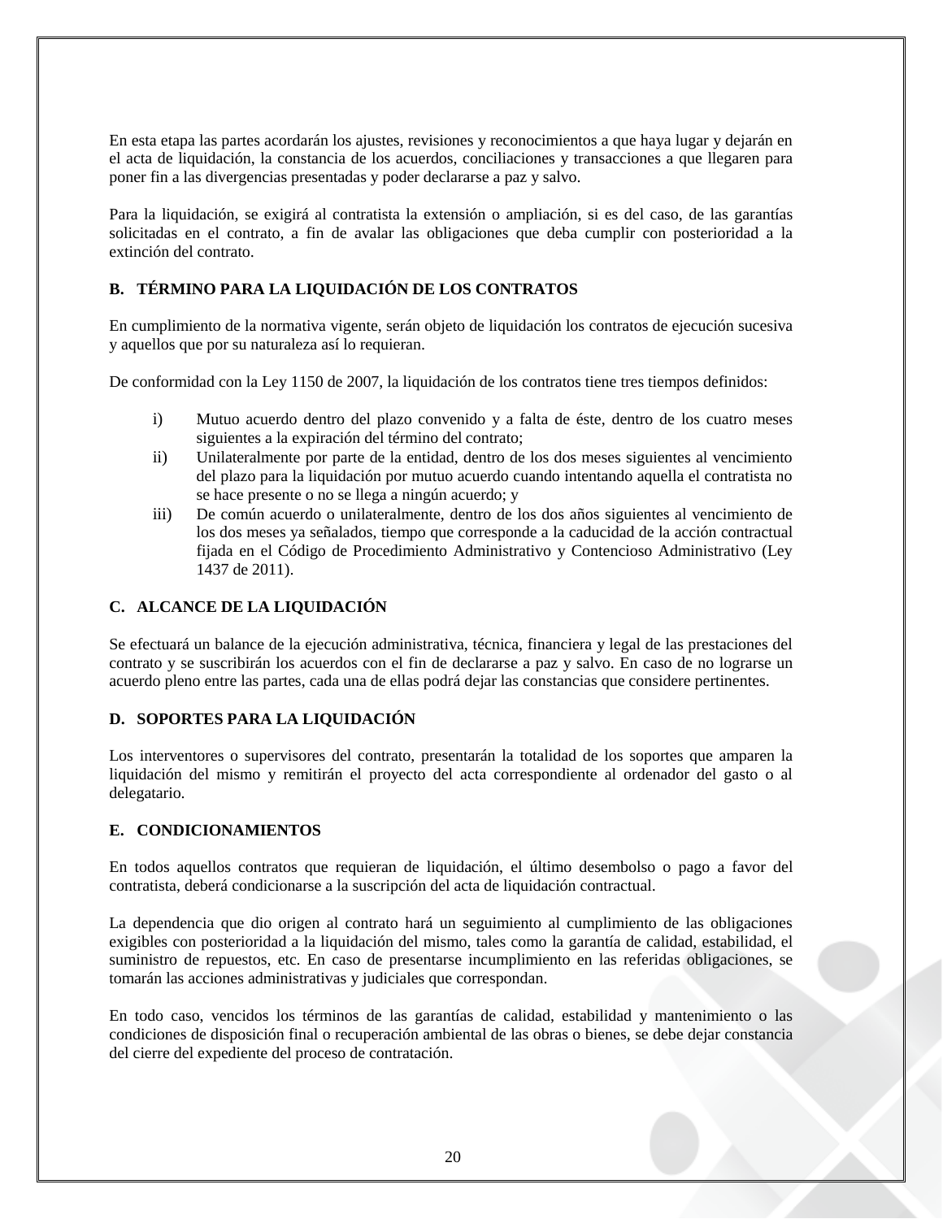En esta etapa las partes acordarán los ajustes, revisiones y reconocimientos a que haya lugar y dejarán en el acta de liquidación, la constancia de los acuerdos, conciliaciones y transacciones a que llegaren para poner fin a las divergencias presentadas y poder declararse a paz y salvo.

Para la liquidación, se exigirá al contratista la extensión o ampliación, si es del caso, de las garantías solicitadas en el contrato, a fin de avalar las obligaciones que deba cumplir con posterioridad a la extinción del contrato.

## B. TÉRMINO PARA LA LIQUIDACIÓN DE LOS CONTRATOS

En cumplimiento de la normativa vigente, serán objeto de liquidación los contratos de ejecución sucesiva y aquellos que por su naturaleza así lo requieran.

De conformidad con la Ley 1150 de 2007, la liquidación de los contratos tiene tres tiempos definidos:

i) Mutuo acuerdo dentro del plazo convenido y a falta de éste, dentro de los cuatro meses siguientes a la expiración del término del contrato;
ii) Unilateralmente por parte de la entidad, dentro de los dos meses siguientes al vencimiento del plazo para la liquidación por mutuo acuerdo cuando intentando aquella el contratista no se hace presente o no se llega a ningún acuerdo; y
iii) De común acuerdo o unilateralmente, dentro de los dos años siguientes al vencimiento de los dos meses ya señalados, tiempo que corresponde a la caducidad de la acción contractual fijada en el Código de Procedimiento Administrativo y Contencioso Administrativo (Ley 1437 de 2011).

## C. ALCANCE DE LA LIQUIDACIÓN

Se efectuará un balance de la ejecución administrativa, técnica, financiera y legal de las prestaciones del contrato y se suscribirán los acuerdos con el fin de declararse a paz y salvo. En caso de no lograrse un acuerdo pleno entre las partes, cada una de ellas podrá dejar las constancias que considere pertinentes.

## D. SOPORTES PARA LA LIQUIDACIÓN

Los interventores o supervisores del contrato, presentarán la totalidad de los soportes que amparen la liquidación del mismo y remitirán el proyecto del acta correspondiente al ordenador del gasto o al delegatario.

## E. CONDICIONAMIENTOS

En todos aquellos contratos que requieran de liquidación, el último desembolso o pago a favor del contratista, deberá condicionarse a la suscripción del acta de liquidación contractual.

La dependencia que dio origen al contrato hará un seguimiento al cumplimiento de las obligaciones exigibles con posterioridad a la liquidación del mismo, tales como la garantía de calidad, estabilidad, el suministro de repuestos, etc. En caso de presentarse incumplimiento en las referidas obligaciones, se tomarán las acciones administrativas y judiciales que correspondan.

En todo caso, vencidos los términos de las garantías de calidad, estabilidad y mantenimiento o las condiciones de disposición final o recuperación ambiental de las obras o bienes, se debe dejar constancia del cierre del expediente del proceso de contratación.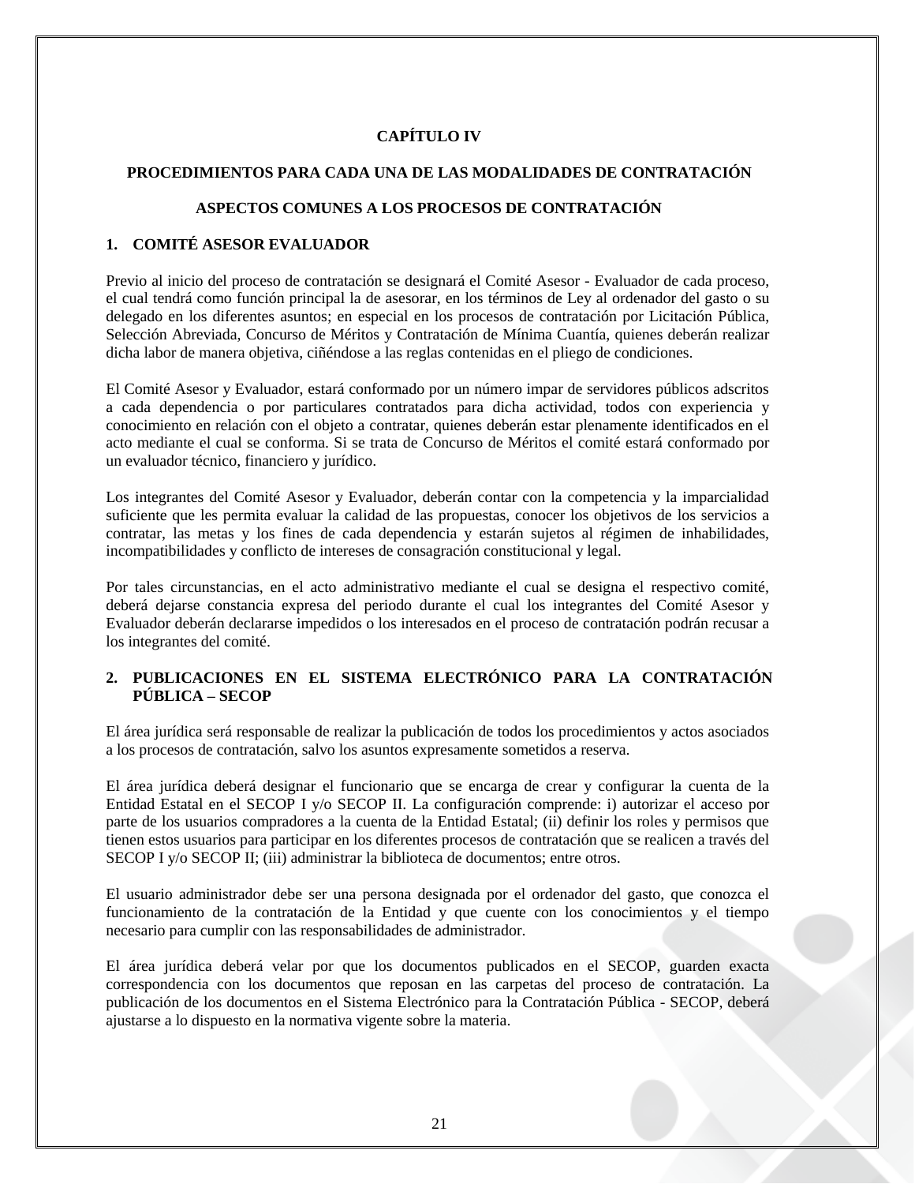# CAPÍTULO IV

## PROCEDIMIENTOS PARA CADA UNA DE LAS MODALIDADES DE CONTRATACIÓN

## ASPECTOS COMUNES A LOS PROCESOS DE CONTRATACIÓN

### 1. COMITÉ ASESOR EVALUADOR

Previo al inicio del proceso de contratación se designará el Comité Asesor - Evaluador de cada proceso, el cual tendrá como función principal la de asesorar, en los términos de Ley al ordenador del gasto o su delegado en los diferentes asuntos; en especial en los procesos de contratación por Licitación Pública, Selección Abreviada, Concurso de Méritos y Contratación de Mínima Cuantía, quienes deberán realizar dicha labor de manera objetiva, ciñéndose a las reglas contenidas en el pliego de condiciones.

El Comité Asesor y Evaluador, estará conformado por un número impar de servidores públicos adscritos a cada dependencia o por particulares contratados para dicha actividad, todos con experiencia y conocimiento en relación con el objeto a contratar, quienes deberán estar plenamente identificados en el acto mediante el cual se conforma. Si se trata de Concurso de Méritos el comité estará conformado por un evaluador técnico, financiero y jurídico.

Los integrantes del Comité Asesor y Evaluador, deberán contar con la competencia y la imparcialidad suficiente que les permita evaluar la calidad de las propuestas, conocer los objetivos de los servicios a contratar, las metas y los fines de cada dependencia y estarán sujetos al régimen de inhabilidades, incompatibilidades y conflicto de intereses de consagración constitucional y legal.

Por tales circunstancias, en el acto administrativo mediante el cual se designa el respectivo comité, deberá dejarse constancia expresa del periodo durante el cual los integrantes del Comité Asesor y Evaluador deberán declararse impedidos o los interesados en el proceso de contratación podrán recusar a los integrantes del comité.

### 2. PUBLICACIONES EN EL SISTEMA ELECTRÓNICO PARA LA CONTRATACIÓN PÚBLICA – SECOP

El área jurídica será responsable de realizar la publicación de todos los procedimientos y actos asociados a los procesos de contratación, salvo los asuntos expresamente sometidos a reserva.

El área jurídica deberá designar el funcionario que se encarga de crear y configurar la cuenta de la Entidad Estatal en el SECOP I y/o SECOP II. La configuración comprende: i) autorizar el acceso por parte de los usuarios compradores a la cuenta de la Entidad Estatal; (ii) definir los roles y permisos que tienen estos usuarios para participar en los diferentes procesos de contratación que se realicen a través del SECOP I y/o SECOP II; (iii) administrar la biblioteca de documentos; entre otros.

El usuario administrador debe ser una persona designada por el ordenador del gasto, que conozca el funcionamiento de la contratación de la Entidad y que cuente con los conocimientos y el tiempo necesario para cumplir con las responsabilidades de administrador.

El área jurídica deberá velar por que los documentos publicados en el SECOP, guarden exacta correspondencia con los documentos que reposan en las carpetas del proceso de contratación. La publicación de los documentos en el Sistema Electrónico para la Contratación Pública - SECOP, deberá ajustarse a lo dispuesto en la normativa vigente sobre la materia.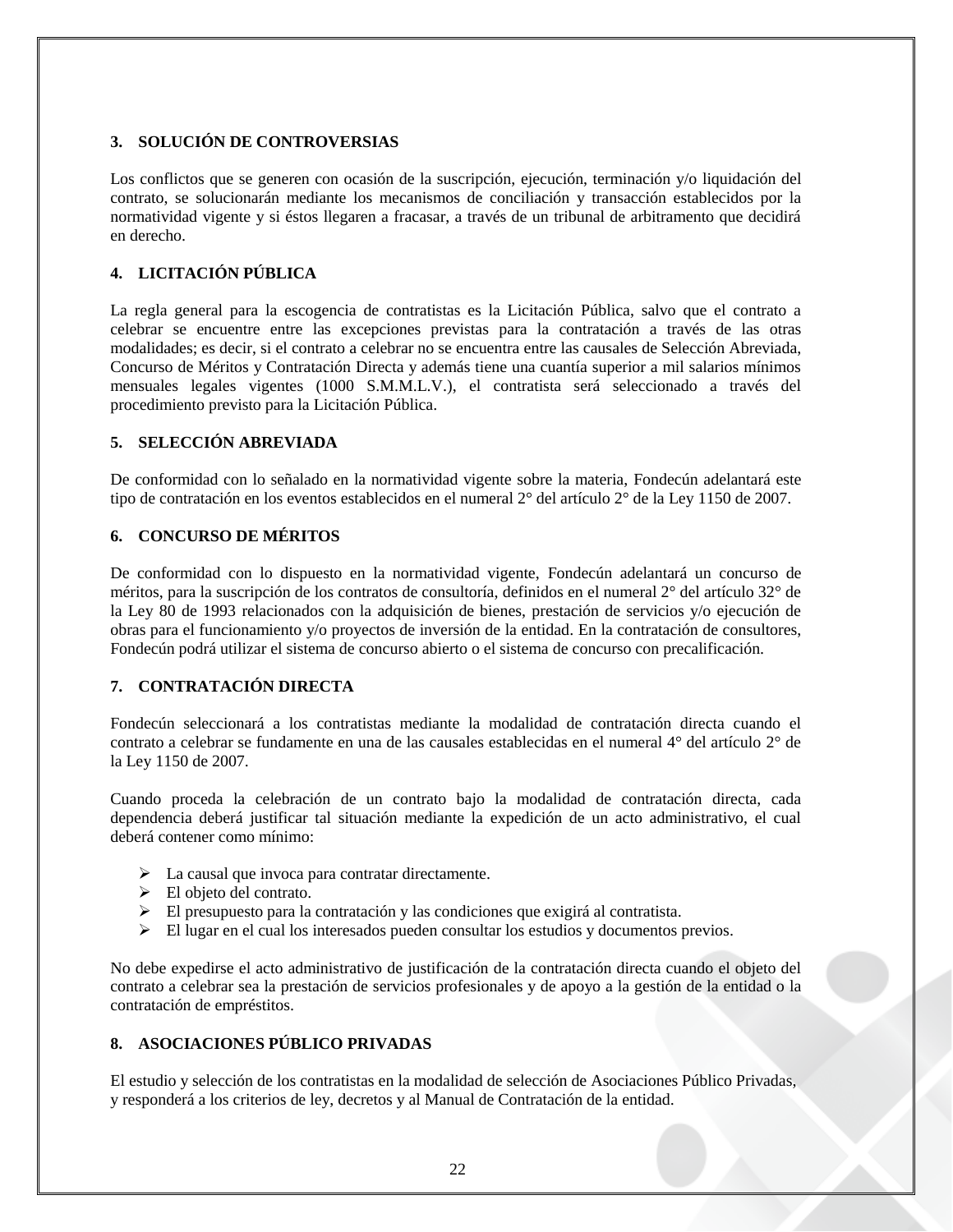## 3. SOLUCIÓN DE CONTROVERSIAS

Los conflictos que se generen con ocasión de la suscripción, ejecución, terminación y/o liquidación del contrato, se solucionarán mediante los mecanismos de conciliación y transacción establecidos por la normatividad vigente y si éstos llegaren a fracasar, a través de un tribunal de arbitramento que decidirá en derecho.

## 4. LICITACIÓN PÚBLICA

La regla general para la escogencia de contratistas es la Licitación Pública, salvo que el contrato a celebrar se encuentre entre las excepciones previstas para la contratación a través de las otras modalidades; es decir, si el contrato a celebrar no se encuentra entre las causales de Selección Abreviada, Concurso de Méritos y Contratación Directa y además tiene una cuantía superior a mil salarios mínimos mensuales legales vigentes (1000 S.M.M.L.V.), el contratista será seleccionado a través del procedimiento previsto para la Licitación Pública.

## 5. SELECCIÓN ABREVIADA

De conformidad con lo señalado en la normatividad vigente sobre la materia, Fondecún adelantará este tipo de contratación en los eventos establecidos en el numeral 2° del artículo 2° de la Ley 1150 de 2007.

## 6. CONCURSO DE MÉRITOS

De conformidad con lo dispuesto en la normatividad vigente, Fondecún adelantará un concurso de méritos, para la suscripción de los contratos de consultoría, definidos en el numeral 2° del artículo 32° de la Ley 80 de 1993 relacionados con la adquisición de bienes, prestación de servicios y/o ejecución de obras para el funcionamiento y/o proyectos de inversión de la entidad. En la contratación de consultores, Fondecún podrá utilizar el sistema de concurso abierto o el sistema de concurso con precalificación.

## 7. CONTRATACIÓN DIRECTA

Fondecún seleccionará a los contratistas mediante la modalidad de contratación directa cuando el contrato a celebrar se fundamente en una de las causales establecidas en el numeral 4° del artículo 2° de la Ley 1150 de 2007.

Cuando proceda la celebración de un contrato bajo la modalidad de contratación directa, cada dependencia deberá justificar tal situación mediante la expedición de un acto administrativo, el cual deberá contener como mínimo:

- La causal que invoca para contratar directamente.
- El objeto del contrato.
- El presupuesto para la contratación y las condiciones que exigirá al contratista.
- El lugar en el cual los interesados pueden consultar los estudios y documentos previos.

No debe expedirse el acto administrativo de justificación de la contratación directa cuando el objeto del contrato a celebrar sea la prestación de servicios profesionales y de apoyo a la gestión de la entidad o la contratación de empréstitos.

## 8. ASOCIACIONES PÚBLICO PRIVADAS

El estudio y selección de los contratistas en la modalidad de selección de Asociaciones Público Privadas, y responderá a los criterios de ley, decretos y al Manual de Contratación de la entidad.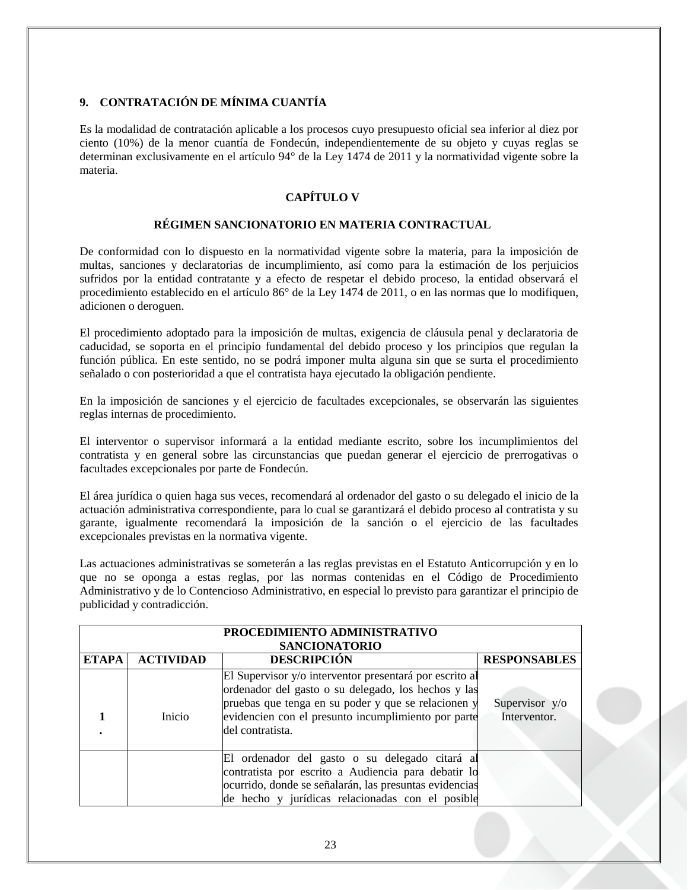## 9. CONTRATACIÓN DE MÍNIMA CUANTÍA

Es la modalidad de contratación aplicable a los procesos cuyo presupuesto oficial sea inferior al diez por ciento (10%) de la menor cuantía de Fondecún, independientemente de su objeto y cuyas reglas se determinan exclusivamente en el artículo 94° de la Ley 1474 de 2011 y la normatividad vigente sobre la materia.

# CAPÍTULO V

## RÉGIMEN SANCIONATORIO EN MATERIA CONTRACTUAL

De conformidad con lo dispuesto en la normatividad vigente sobre la materia, para la imposición de multas, sanciones y declaratorias de incumplimiento, así como para la estimación de los perjuicios sufridos por la entidad contratante y a efecto de respetar el debido proceso, la entidad observará el procedimiento establecido en el artículo 86° de la Ley 1474 de 2011, o en las normas que lo modifiquen, adicionen o deroguen.

El procedimiento adoptado para la imposición de multas, exigencia de cláusula penal y declaratoria de caducidad, se soporta en el principio fundamental del debido proceso y los principios que regulan la función pública. En este sentido, no se podrá imponer multa alguna sin que se surta el procedimiento señalado o con posterioridad a que el contratista haya ejecutado la obligación pendiente.

En la imposición de sanciones y el ejercicio de facultades excepcionales, se observarán las siguientes reglas internas de procedimiento.

El interventor o supervisor informará a la entidad mediante escrito, sobre los incumplimientos del contratista y en general sobre las circunstancias que puedan generar el ejercicio de prerrogativas o facultades excepcionales por parte de Fondecún.

El área jurídica o quien haga sus veces, recomendará al ordenador del gasto o su delegado el inicio de la actuación administrativa correspondiente, para lo cual se garantizará el debido proceso al contratista y su garante, igualmente recomendará la imposición de la sanción o el ejercicio de las facultades excepcionales previstas en la normativa vigente.

Las actuaciones administrativas se someterán a las reglas previstas en el Estatuto Anticorrupción y en lo que no se oponga a estas reglas, por las normas contenidas en el Código de Procedimiento Administrativo y de lo Contencioso Administrativo, en especial lo previsto para garantizar el principio de publicidad y contradicción.

| PROCEDIMIENTO ADMINISTRATIVO SANCIONATORIO | | | |
|---|---|---|---|
| **ETAPA** | **ACTIVIDAD** | **DESCRIPCIÓN** | **RESPONSABLES** |
| **1.** | Inicio | El Supervisor y/o interventor presentará por escrito al ordenador del gasto o su delegado, los hechos y las pruebas que tenga en su poder y que se relacionen y evidencien con el presunto incumplimiento por parte del contratista. | Supervisor y/o Interventor. |
| | | El ordenador del gasto o su delegado citará al contratista por escrito a Audiencia para debatir lo ocurrido, donde se señalarán, las presuntas evidencias de hecho y jurídicas relacionadas con el posible | |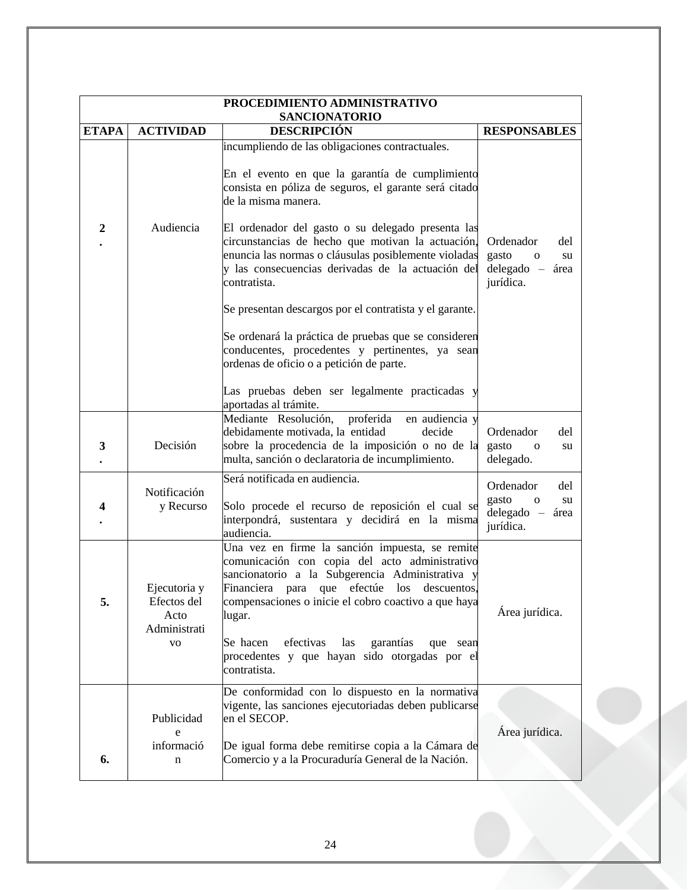| PROCEDIMIENTO ADMINISTRATIVO SANCIONATORIO | | | |
|---|---|---|---|
| **ETAPA** | **ACTIVIDAD** | **DESCRIPCIÓN** | **RESPONSABLES** |
| **2.** | Audiencia | incumpliendo de las obligaciones contractuales.<br><br>En el evento en que la garantía de cumplimiento consista en póliza de seguros, el garante será citado de la misma manera.<br><br>El ordenador del gasto o su delegado presenta las circunstancias de hecho que motivan la actuación, enuncia las normas o cláusulas posiblemente violadas y las consecuencias derivadas de la actuación del contratista.<br><br>Se presentan descargos por el contratista y el garante.<br><br>Se ordenará la práctica de pruebas que se consideren conducentes, procedentes y pertinentes, ya sean ordenas de oficio o a petición de parte.<br><br>Las pruebas deben ser legalmente practicadas y aportadas al trámite. | Ordenador del gasto o su delegado – área jurídica. |
| **3.** | Decisión | Mediante Resolución, proferida en audiencia y debidamente motivada, la entidad decide sobre la procedencia de la imposición o no de la multa, sanción o declaratoria de incumplimiento. | Ordenador del gasto o su delegado. |
| **4.** | Notificación y Recurso | Será notificada en audiencia.<br><br>Solo procede el recurso de reposición el cual se interpondrá, sustentara y decidirá en la misma audiencia. | Ordenador del gasto o su delegado – área jurídica. |
| **5.** | Ejecutoria y Efectos del Acto Administrativo | Una vez en firme la sanción impuesta, se remite comunicación con copia del acto administrativo sancionatorio a la Subgerencia Administrativa y Financiera para que efectúe los descuentos, compensaciones o inicie el cobro coactivo a que haya lugar.<br><br>Se hacen efectivas las garantías que sean procedentes y que hayan sido otorgadas por el contratista. | Área jurídica. |
| **6.** | Publicidad e información | De conformidad con lo dispuesto en la normativa vigente, las sanciones ejecutoriadas deben publicarse en el SECOP.<br><br>De igual forma debe remitirse copia a la Cámara de Comercio y a la Procuraduría General de la Nación. | Área jurídica. |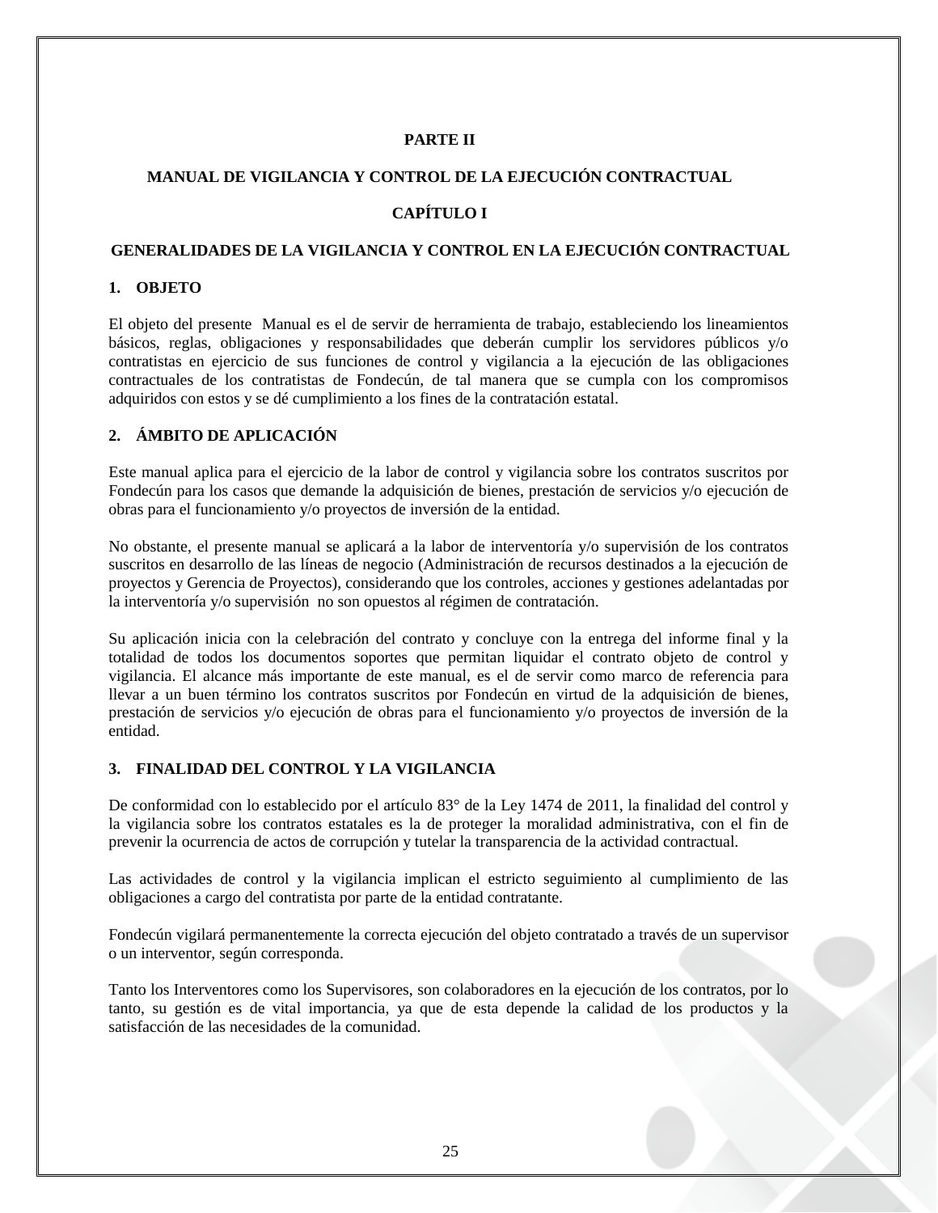# PARTE II

## MANUAL DE VIGILANCIA Y CONTROL DE LA EJECUCIÓN CONTRACTUAL

## CAPÍTULO I

## GENERALIDADES DE LA VIGILANCIA Y CONTROL EN LA EJECUCIÓN CONTRACTUAL

### 1. OBJETO

El objeto del presente Manual es el de servir de herramienta de trabajo, estableciendo los lineamientos básicos, reglas, obligaciones y responsabilidades que deberán cumplir los servidores públicos y/o contratistas en ejercicio de sus funciones de control y vigilancia a la ejecución de las obligaciones contractuales de los contratistas de Fondecún, de tal manera que se cumpla con los compromisos adquiridos con estos y se dé cumplimiento a los fines de la contratación estatal.

### 2. ÁMBITO DE APLICACIÓN

Este manual aplica para el ejercicio de la labor de control y vigilancia sobre los contratos suscritos por Fondecún para los casos que demande la adquisición de bienes, prestación de servicios y/o ejecución de obras para el funcionamiento y/o proyectos de inversión de la entidad.

No obstante, el presente manual se aplicará a la labor de interventoría y/o supervisión de los contratos suscritos en desarrollo de las líneas de negocio (Administración de recursos destinados a la ejecución de proyectos y Gerencia de Proyectos), considerando que los controles, acciones y gestiones adelantadas por la interventoría y/o supervisión no son opuestos al régimen de contratación.

Su aplicación inicia con la celebración del contrato y concluye con la entrega del informe final y la totalidad de todos los documentos soportes que permitan liquidar el contrato objeto de control y vigilancia. El alcance más importante de este manual, es el de servir como marco de referencia para llevar a un buen término los contratos suscritos por Fondecún en virtud de la adquisición de bienes, prestación de servicios y/o ejecución de obras para el funcionamiento y/o proyectos de inversión de la entidad.

### 3. FINALIDAD DEL CONTROL Y LA VIGILANCIA

De conformidad con lo establecido por el artículo 83° de la Ley 1474 de 2011, la finalidad del control y la vigilancia sobre los contratos estatales es la de proteger la moralidad administrativa, con el fin de prevenir la ocurrencia de actos de corrupción y tutelar la transparencia de la actividad contractual.

Las actividades de control y la vigilancia implican el estricto seguimiento al cumplimiento de las obligaciones a cargo del contratista por parte de la entidad contratante.

Fondecún vigilará permanentemente la correcta ejecución del objeto contratado a través de un supervisor o un interventor, según corresponda.

Tanto los Interventores como los Supervisores, son colaboradores en la ejecución de los contratos, por lo tanto, su gestión es de vital importancia, ya que de esta depende la calidad de los productos y la satisfacción de las necesidades de la comunidad.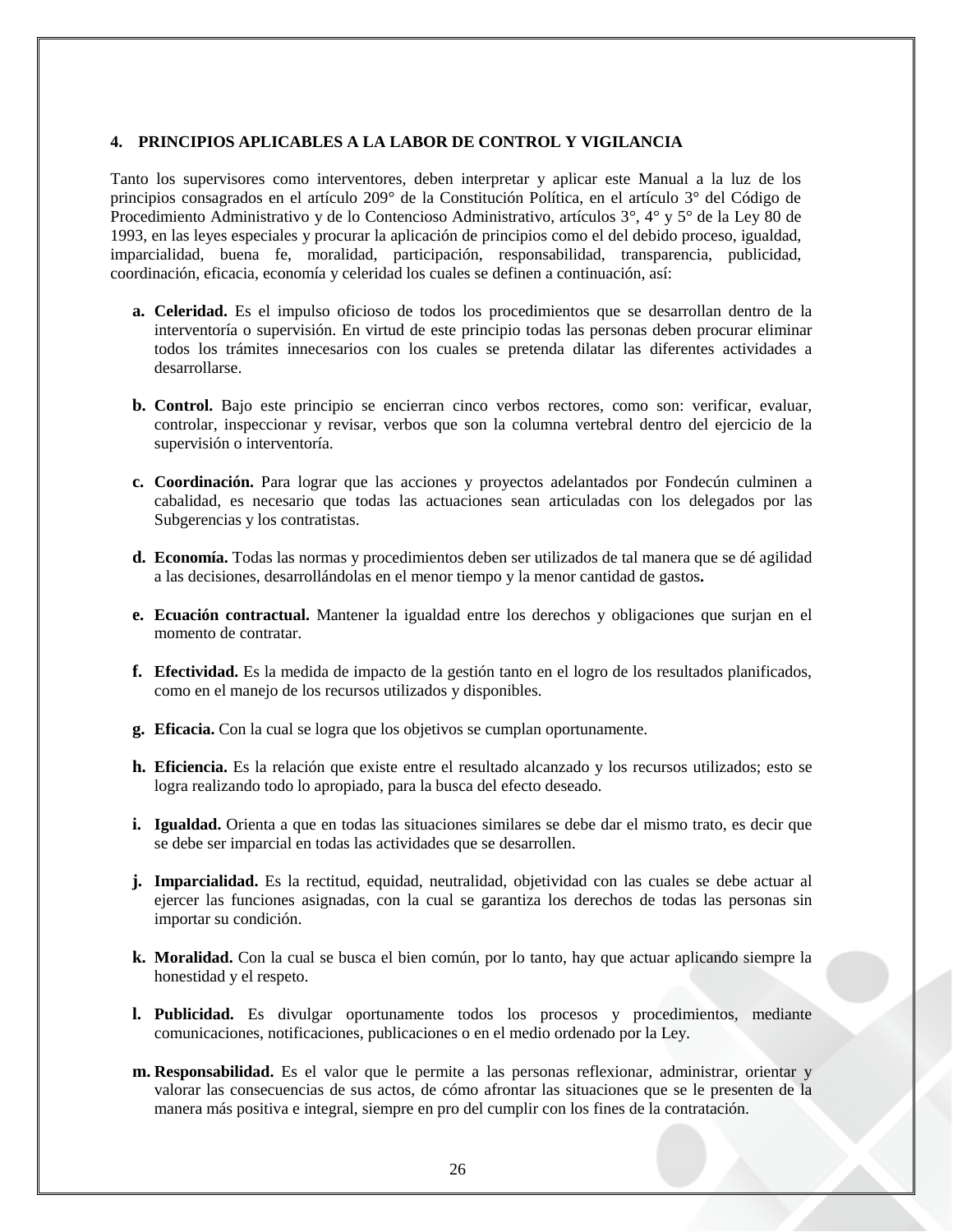## 4. PRINCIPIOS APLICABLES A LA LABOR DE CONTROL Y VIGILANCIA

Tanto los supervisores como interventores, deben interpretar y aplicar este Manual a la luz de los principios consagrados en el artículo 209° de la Constitución Política, en el artículo 3° del Código de Procedimiento Administrativo y de lo Contencioso Administrativo, artículos 3°, 4° y 5° de la Ley 80 de 1993, en las leyes especiales y procurar la aplicación de principios como el del debido proceso, igualdad, imparcialidad, buena fe, moralidad, participación, responsabilidad, transparencia, publicidad, coordinación, eficacia, economía y celeridad los cuales se definen a continuación, así:

a. **Celeridad.** Es el impulso oficioso de todos los procedimientos que se desarrollan dentro de la interventoría o supervisión. En virtud de este principio todas las personas deben procurar eliminar todos los trámites innecesarios con los cuales se pretenda dilatar las diferentes actividades a desarrollarse.

b. **Control.** Bajo este principio se encierran cinco verbos rectores, como son: verificar, evaluar, controlar, inspeccionar y revisar, verbos que son la columna vertebral dentro del ejercicio de la supervisión o interventoría.

c. **Coordinación.** Para lograr que las acciones y proyectos adelantados por Fondecún culminen a cabalidad, es necesario que todas las actuaciones sean articuladas con los delegados por las Subgerencias y los contratistas.

d. **Economía.** Todas las normas y procedimientos deben ser utilizados de tal manera que se dé agilidad a las decisiones, desarrollándolas en el menor tiempo y la menor cantidad de gastos**.**

e. **Ecuación contractual.** Mantener la igualdad entre los derechos y obligaciones que surjan en el momento de contratar.

f. **Efectividad.** Es la medida de impacto de la gestión tanto en el logro de los resultados planificados, como en el manejo de los recursos utilizados y disponibles.

g. **Eficacia.** Con la cual se logra que los objetivos se cumplan oportunamente.

h. **Eficiencia.** Es la relación que existe entre el resultado alcanzado y los recursos utilizados; esto se logra realizando todo lo apropiado, para la busca del efecto deseado.

i. **Igualdad.** Orienta a que en todas las situaciones similares se debe dar el mismo trato, es decir que se debe ser imparcial en todas las actividades que se desarrollen.

j. **Imparcialidad.** Es la rectitud, equidad, neutralidad, objetividad con las cuales se debe actuar al ejercer las funciones asignadas, con la cual se garantiza los derechos de todas las personas sin importar su condición.

k. **Moralidad.** Con la cual se busca el bien común, por lo tanto, hay que actuar aplicando siempre la honestidad y el respeto.

l. **Publicidad.** Es divulgar oportunamente todos los procesos y procedimientos, mediante comunicaciones, notificaciones, publicaciones o en el medio ordenado por la Ley.

m. **Responsabilidad.** Es el valor que le permite a las personas reflexionar, administrar, orientar y valorar las consecuencias de sus actos, de cómo afrontar las situaciones que se le presenten de la manera más positiva e integral, siempre en pro del cumplir con los fines de la contratación.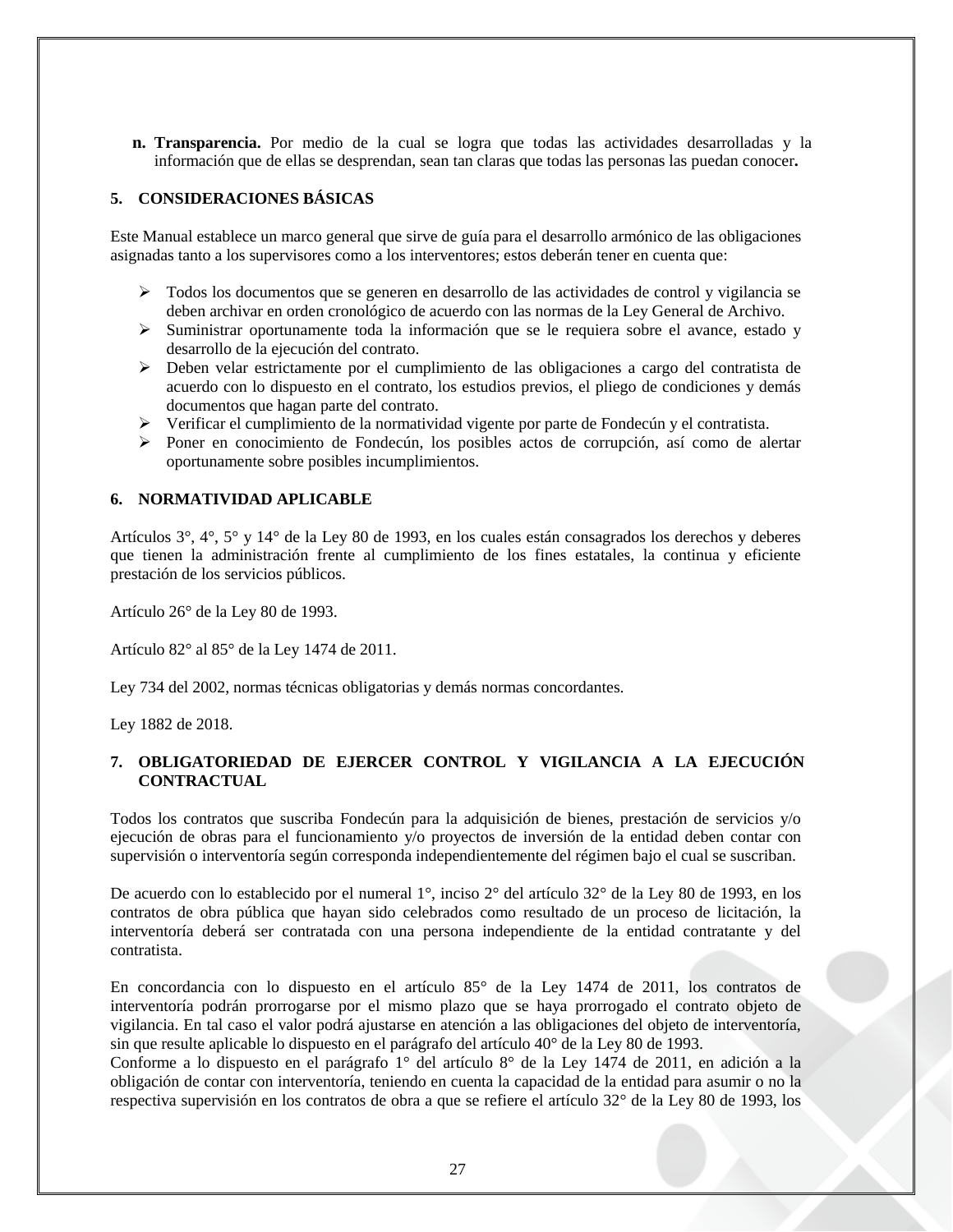n. **Transparencia.** Por medio de la cual se logra que todas las actividades desarrolladas y la información que de ellas se desprendan, sean tan claras que todas las personas las puedan conocer**.**

## 5. CONSIDERACIONES BÁSICAS

Este Manual establece un marco general que sirve de guía para el desarrollo armónico de las obligaciones asignadas tanto a los supervisores como a los interventores; estos deberán tener en cuenta que:

- Todos los documentos que se generen en desarrollo de las actividades de control y vigilancia se deben archivar en orden cronológico de acuerdo con las normas de la Ley General de Archivo.
- Suministrar oportunamente toda la información que se le requiera sobre el avance, estado y desarrollo de la ejecución del contrato.
- Deben velar estrictamente por el cumplimiento de las obligaciones a cargo del contratista de acuerdo con lo dispuesto en el contrato, los estudios previos, el pliego de condiciones y demás documentos que hagan parte del contrato.
- Verificar el cumplimiento de la normatividad vigente por parte de Fondecún y el contratista.
- Poner en conocimiento de Fondecún, los posibles actos de corrupción, así como de alertar oportunamente sobre posibles incumplimientos.

## 6. NORMATIVIDAD APLICABLE

Artículos 3°, 4°, 5° y 14° de la Ley 80 de 1993, en los cuales están consagrados los derechos y deberes que tienen la administración frente al cumplimiento de los fines estatales, la continua y eficiente prestación de los servicios públicos.

Artículo 26° de la Ley 80 de 1993.

Artículo 82° al 85° de la Ley 1474 de 2011.

Ley 734 del 2002, normas técnicas obligatorias y demás normas concordantes.

Ley 1882 de 2018.

## 7. OBLIGATORIEDAD DE EJERCER CONTROL Y VIGILANCIA A LA EJECUCIÓN CONTRACTUAL

Todos los contratos que suscriba Fondecún para la adquisición de bienes, prestación de servicios y/o ejecución de obras para el funcionamiento y/o proyectos de inversión de la entidad deben contar con supervisión o interventoría según corresponda independientemente del régimen bajo el cual se suscriban.

De acuerdo con lo establecido por el numeral 1°, inciso 2° del artículo 32° de la Ley 80 de 1993, en los contratos de obra pública que hayan sido celebrados como resultado de un proceso de licitación, la interventoría deberá ser contratada con una persona independiente de la entidad contratante y del contratista.

En concordancia con lo dispuesto en el artículo 85° de la Ley 1474 de 2011, los contratos de interventoría podrán prorrogarse por el mismo plazo que se haya prorrogado el contrato objeto de vigilancia. En tal caso el valor podrá ajustarse en atención a las obligaciones del objeto de interventoría, sin que resulte aplicable lo dispuesto en el parágrafo del artículo 40° de la Ley 80 de 1993.
Conforme a lo dispuesto en el parágrafo 1° del artículo 8° de la Ley 1474 de 2011, en adición a la obligación de contar con interventoría, teniendo en cuenta la capacidad de la entidad para asumir o no la respectiva supervisión en los contratos de obra a que se refiere el artículo 32° de la Ley 80 de 1993, los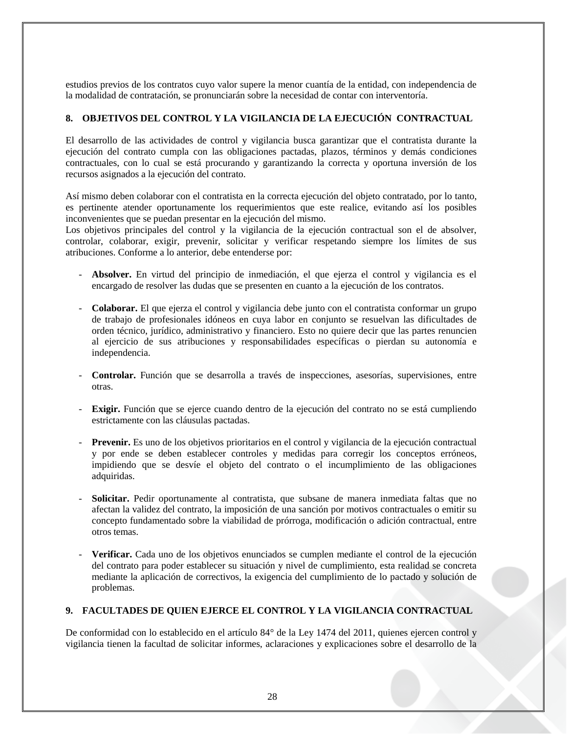estudios previos de los contratos cuyo valor supere la menor cuantía de la entidad, con independencia de la modalidad de contratación, se pronunciarán sobre la necesidad de contar con interventoría.

## 8. OBJETIVOS DEL CONTROL Y LA VIGILANCIA DE LA EJECUCIÓN CONTRACTUAL

El desarrollo de las actividades de control y vigilancia busca garantizar que el contratista durante la ejecución del contrato cumpla con las obligaciones pactadas, plazos, términos y demás condiciones contractuales, con lo cual se está procurando y garantizando la correcta y oportuna inversión de los recursos asignados a la ejecución del contrato.

Así mismo deben colaborar con el contratista en la correcta ejecución del objeto contratado, por lo tanto, es pertinente atender oportunamente los requerimientos que este realice, evitando así los posibles inconvenientes que se puedan presentar en la ejecución del mismo.
Los objetivos principales del control y la vigilancia de la ejecución contractual son el de absolver, controlar, colaborar, exigir, prevenir, solicitar y verificar respetando siempre los límites de sus atribuciones. Conforme a lo anterior, debe entenderse por:

- **Absolver.** En virtud del principio de inmediación, el que ejerza el control y vigilancia es el encargado de resolver las dudas que se presenten en cuanto a la ejecución de los contratos.

- **Colaborar.** El que ejerza el control y vigilancia debe junto con el contratista conformar un grupo de trabajo de profesionales idóneos en cuya labor en conjunto se resuelvan las dificultades de orden técnico, jurídico, administrativo y financiero. Esto no quiere decir que las partes renuncien al ejercicio de sus atribuciones y responsabilidades específicas o pierdan su autonomía e independencia.

- **Controlar.** Función que se desarrolla a través de inspecciones, asesorías, supervisiones, entre otras.

- **Exigir.** Función que se ejerce cuando dentro de la ejecución del contrato no se está cumpliendo estrictamente con las cláusulas pactadas.

- **Prevenir.** Es uno de los objetivos prioritarios en el control y vigilancia de la ejecución contractual y por ende se deben establecer controles y medidas para corregir los conceptos erróneos, impidiendo que se desvíe el objeto del contrato o el incumplimiento de las obligaciones adquiridas.

- **Solicitar.** Pedir oportunamente al contratista, que subsane de manera inmediata faltas que no afectan la validez del contrato, la imposición de una sanción por motivos contractuales o emitir su concepto fundamentado sobre la viabilidad de prórroga, modificación o adición contractual, entre otros temas.

- **Verificar.** Cada uno de los objetivos enunciados se cumplen mediante el control de la ejecución del contrato para poder establecer su situación y nivel de cumplimiento, esta realidad se concreta mediante la aplicación de correctivos, la exigencia del cumplimiento de lo pactado y solución de problemas.

## 9. FACULTADES DE QUIEN EJERCE EL CONTROL Y LA VIGILANCIA CONTRACTUAL

De conformidad con lo establecido en el artículo 84° de la Ley 1474 del 2011, quienes ejercen control y vigilancia tienen la facultad de solicitar informes, aclaraciones y explicaciones sobre el desarrollo de la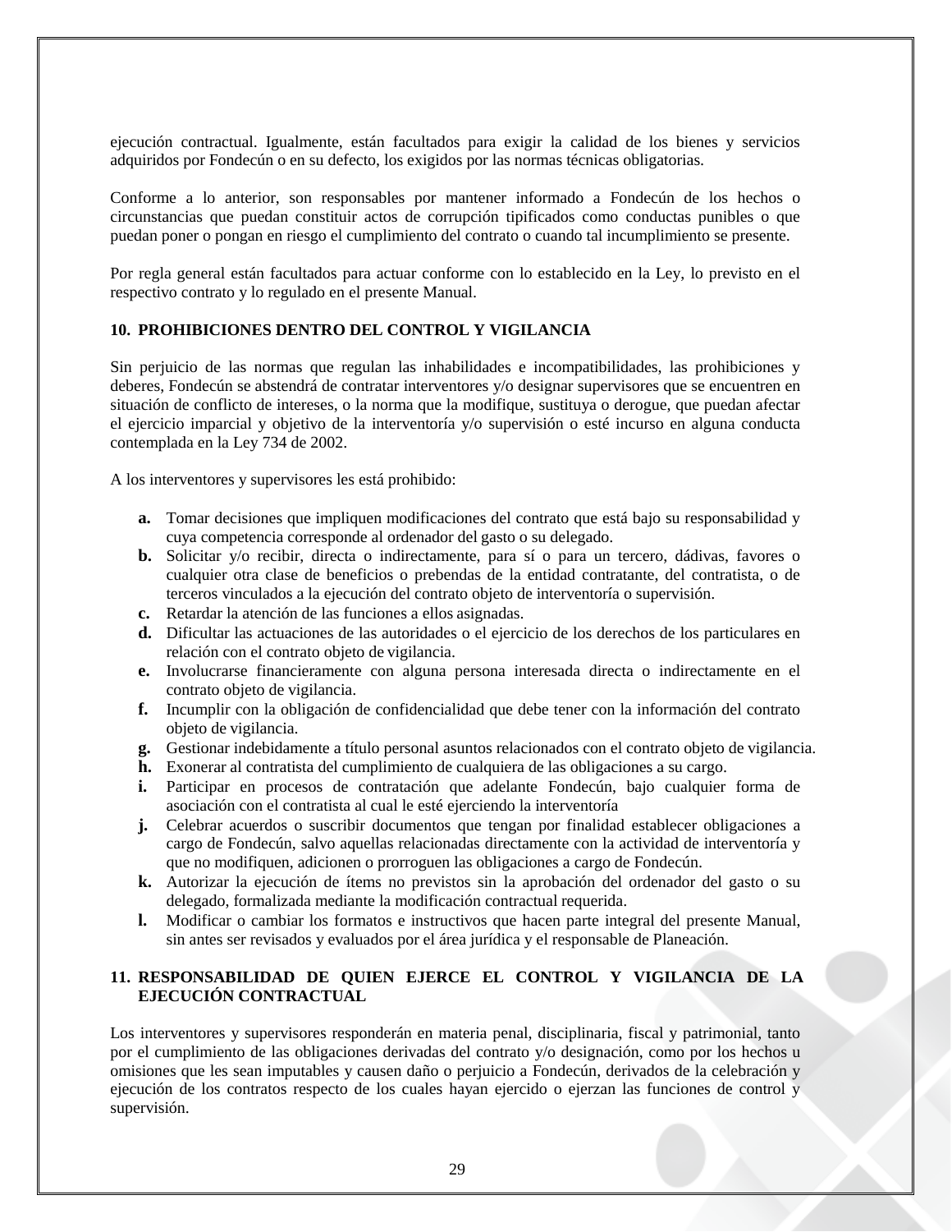ejecución contractual. Igualmente, están facultados para exigir la calidad de los bienes y servicios adquiridos por Fondecún o en su defecto, los exigidos por las normas técnicas obligatorias.

Conforme a lo anterior, son responsables por mantener informado a Fondecún de los hechos o circunstancias que puedan constituir actos de corrupción tipificados como conductas punibles o que puedan poner o pongan en riesgo el cumplimiento del contrato o cuando tal incumplimiento se presente.

Por regla general están facultados para actuar conforme con lo establecido en la Ley, lo previsto en el respectivo contrato y lo regulado en el presente Manual.

## 10. PROHIBICIONES DENTRO DEL CONTROL Y VIGILANCIA

Sin perjuicio de las normas que regulan las inhabilidades e incompatibilidades, las prohibiciones y deberes, Fondecún se abstendrá de contratar interventores y/o designar supervisores que se encuentren en situación de conflicto de intereses, o la norma que la modifique, sustituya o derogue, que puedan afectar el ejercicio imparcial y objetivo de la interventoría y/o supervisión o esté incurso en alguna conducta contemplada en la Ley 734 de 2002.

A los interventores y supervisores les está prohibido:

- **a.** Tomar decisiones que impliquen modificaciones del contrato que está bajo su responsabilidad y cuya competencia corresponde al ordenador del gasto o su delegado.
- **b.** Solicitar y/o recibir, directa o indirectamente, para sí o para un tercero, dádivas, favores o cualquier otra clase de beneficios o prebendas de la entidad contratante, del contratista, o de terceros vinculados a la ejecución del contrato objeto de interventoría o supervisión.
- **c.** Retardar la atención de las funciones a ellos asignadas.
- **d.** Dificultar las actuaciones de las autoridades o el ejercicio de los derechos de los particulares en relación con el contrato objeto de vigilancia.
- **e.** Involucrarse financieramente con alguna persona interesada directa o indirectamente en el contrato objeto de vigilancia.
- **f.** Incumplir con la obligación de confidencialidad que debe tener con la información del contrato objeto de vigilancia.
- **g.** Gestionar indebidamente a título personal asuntos relacionados con el contrato objeto de vigilancia.
- **h.** Exonerar al contratista del cumplimiento de cualquiera de las obligaciones a su cargo.
- **i.** Participar en procesos de contratación que adelante Fondecún, bajo cualquier forma de asociación con el contratista al cual le esté ejerciendo la interventoría
- **j.** Celebrar acuerdos o suscribir documentos que tengan por finalidad establecer obligaciones a cargo de Fondecún, salvo aquellas relacionadas directamente con la actividad de interventoría y que no modifiquen, adicionen o prorroguen las obligaciones a cargo de Fondecún.
- **k.** Autorizar la ejecución de ítems no previstos sin la aprobación del ordenador del gasto o su delegado, formalizada mediante la modificación contractual requerida.
- **l.** Modificar o cambiar los formatos e instructivos que hacen parte integral del presente Manual, sin antes ser revisados y evaluados por el área jurídica y el responsable de Planeación.

## 11. RESPONSABILIDAD DE QUIEN EJERCE EL CONTROL Y VIGILANCIA DE LA EJECUCIÓN CONTRACTUAL

Los interventores y supervisores responderán en materia penal, disciplinaria, fiscal y patrimonial, tanto por el cumplimiento de las obligaciones derivadas del contrato y/o designación, como por los hechos u omisiones que les sean imputables y causen daño o perjuicio a Fondecún, derivados de la celebración y ejecución de los contratos respecto de los cuales hayan ejercido o ejerzan las funciones de control y supervisión.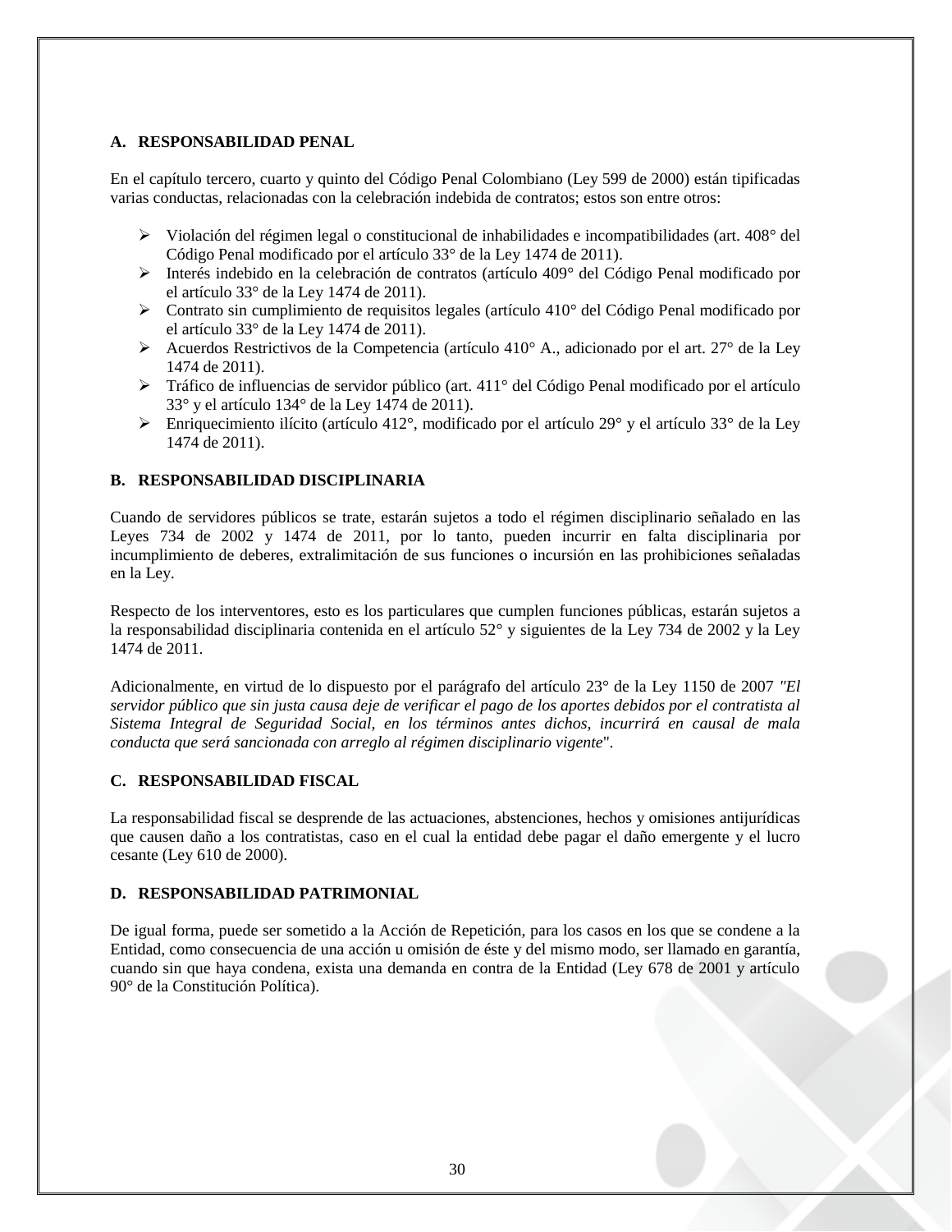### A. RESPONSABILIDAD PENAL

En el capítulo tercero, cuarto y quinto del Código Penal Colombiano (Ley 599 de 2000) están tipificadas varias conductas, relacionadas con la celebración indebida de contratos; estos son entre otros:

- Violación del régimen legal o constitucional de inhabilidades e incompatibilidades (art. 408° del Código Penal modificado por el artículo 33° de la Ley 1474 de 2011).
- Interés indebido en la celebración de contratos (artículo 409° del Código Penal modificado por el artículo 33° de la Ley 1474 de 2011).
- Contrato sin cumplimiento de requisitos legales (artículo 410° del Código Penal modificado por el artículo 33° de la Ley 1474 de 2011).
- Acuerdos Restrictivos de la Competencia (artículo 410° A., adicionado por el art. 27° de la Ley 1474 de 2011).
- Tráfico de influencias de servidor público (art. 411° del Código Penal modificado por el artículo 33° y el artículo 134° de la Ley 1474 de 2011).
- Enriquecimiento ilícito (artículo 412°, modificado por el artículo 29° y el artículo 33° de la Ley 1474 de 2011).

### B. RESPONSABILIDAD DISCIPLINARIA

Cuando de servidores públicos se trate, estarán sujetos a todo el régimen disciplinario señalado en las Leyes 734 de 2002 y 1474 de 2011, por lo tanto, pueden incurrir en falta disciplinaria por incumplimiento de deberes, extralimitación de sus funciones o incursión en las prohibiciones señaladas en la Ley.

Respecto de los interventores, esto es los particulares que cumplen funciones públicas, estarán sujetos a la responsabilidad disciplinaria contenida en el artículo 52° y siguientes de la Ley 734 de 2002 y la Ley 1474 de 2011.

Adicionalmente, en virtud de lo dispuesto por el parágrafo del artículo 23° de la Ley 1150 de 2007 *"El servidor público que sin justa causa deje de verificar el pago de los aportes debidos por el contratista al Sistema Integral de Seguridad Social, en los términos antes dichos, incurrirá en causal de mala conducta que será sancionada con arreglo al régimen disciplinario vigente*".

### C. RESPONSABILIDAD FISCAL

La responsabilidad fiscal se desprende de las actuaciones, abstenciones, hechos y omisiones antijurídicas que causen daño a los contratistas, caso en el cual la entidad debe pagar el daño emergente y el lucro cesante (Ley 610 de 2000).

### D. RESPONSABILIDAD PATRIMONIAL

De igual forma, puede ser sometido a la Acción de Repetición, para los casos en los que se condene a la Entidad, como consecuencia de una acción u omisión de éste y del mismo modo, ser llamado en garantía, cuando sin que haya condena, exista una demanda en contra de la Entidad (Ley 678 de 2001 y artículo 90° de la Constitución Política).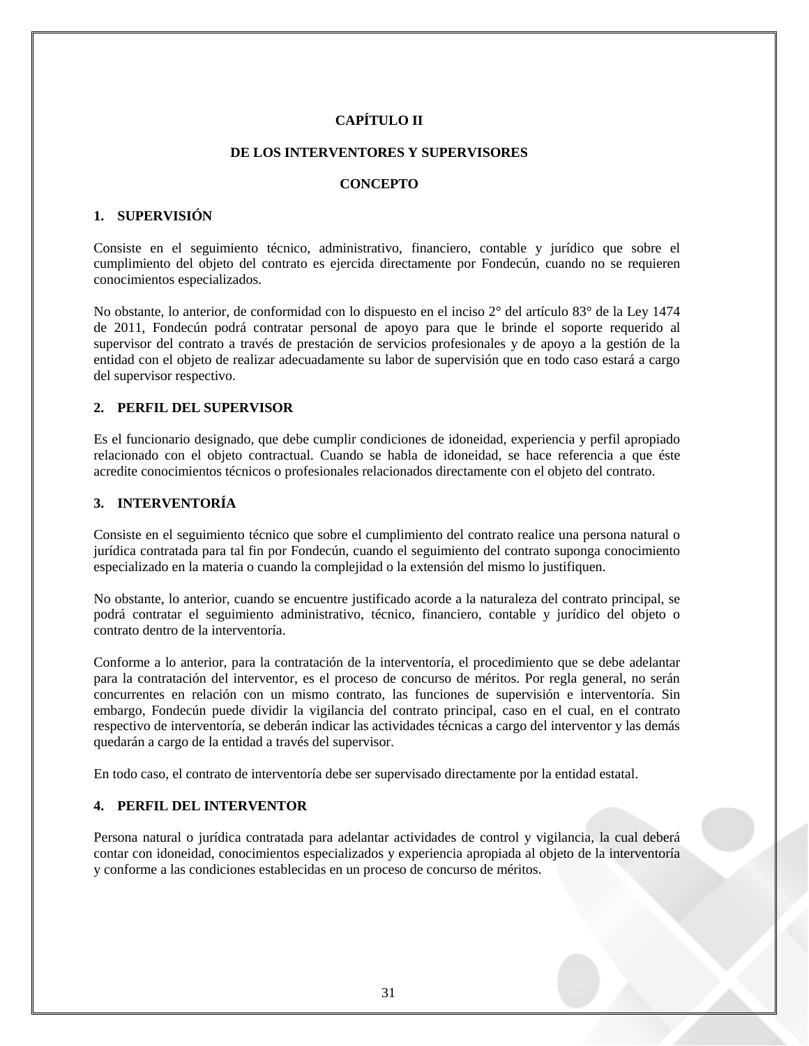# CAPÍTULO II

## DE LOS INTERVENTORES Y SUPERVISORES

## CONCEPTO

### 1. SUPERVISIÓN

Consiste en el seguimiento técnico, administrativo, financiero, contable y jurídico que sobre el cumplimiento del objeto del contrato es ejercida directamente por Fondecún, cuando no se requieren conocimientos especializados.

No obstante, lo anterior, de conformidad con lo dispuesto en el inciso 2° del artículo 83° de la Ley 1474 de 2011, Fondecún podrá contratar personal de apoyo para que le brinde el soporte requerido al supervisor del contrato a través de prestación de servicios profesionales y de apoyo a la gestión de la entidad con el objeto de realizar adecuadamente su labor de supervisión que en todo caso estará a cargo del supervisor respectivo.

### 2. PERFIL DEL SUPERVISOR

Es el funcionario designado, que debe cumplir condiciones de idoneidad, experiencia y perfil apropiado relacionado con el objeto contractual. Cuando se habla de idoneidad, se hace referencia a que éste acredite conocimientos técnicos o profesionales relacionados directamente con el objeto del contrato.

### 3. INTERVENTORÍA

Consiste en el seguimiento técnico que sobre el cumplimiento del contrato realice una persona natural o jurídica contratada para tal fin por Fondecún, cuando el seguimiento del contrato suponga conocimiento especializado en la materia o cuando la complejidad o la extensión del mismo lo justifiquen.

No obstante, lo anterior, cuando se encuentre justificado acorde a la naturaleza del contrato principal, se podrá contratar el seguimiento administrativo, técnico, financiero, contable y jurídico del objeto o contrato dentro de la interventoría.

Conforme a lo anterior, para la contratación de la interventoría, el procedimiento que se debe adelantar para la contratación del interventor, es el proceso de concurso de méritos. Por regla general, no serán concurrentes en relación con un mismo contrato, las funciones de supervisión e interventoría. Sin embargo, Fondecún puede dividir la vigilancia del contrato principal, caso en el cual, en el contrato respectivo de interventoría, se deberán indicar las actividades técnicas a cargo del interventor y las demás quedarán a cargo de la entidad a través del supervisor.

En todo caso, el contrato de interventoría debe ser supervisado directamente por la entidad estatal.

### 4. PERFIL DEL INTERVENTOR

Persona natural o jurídica contratada para adelantar actividades de control y vigilancia, la cual deberá contar con idoneidad, conocimientos especializados y experiencia apropiada al objeto de la interventoría y conforme a las condiciones establecidas en un proceso de concurso de méritos.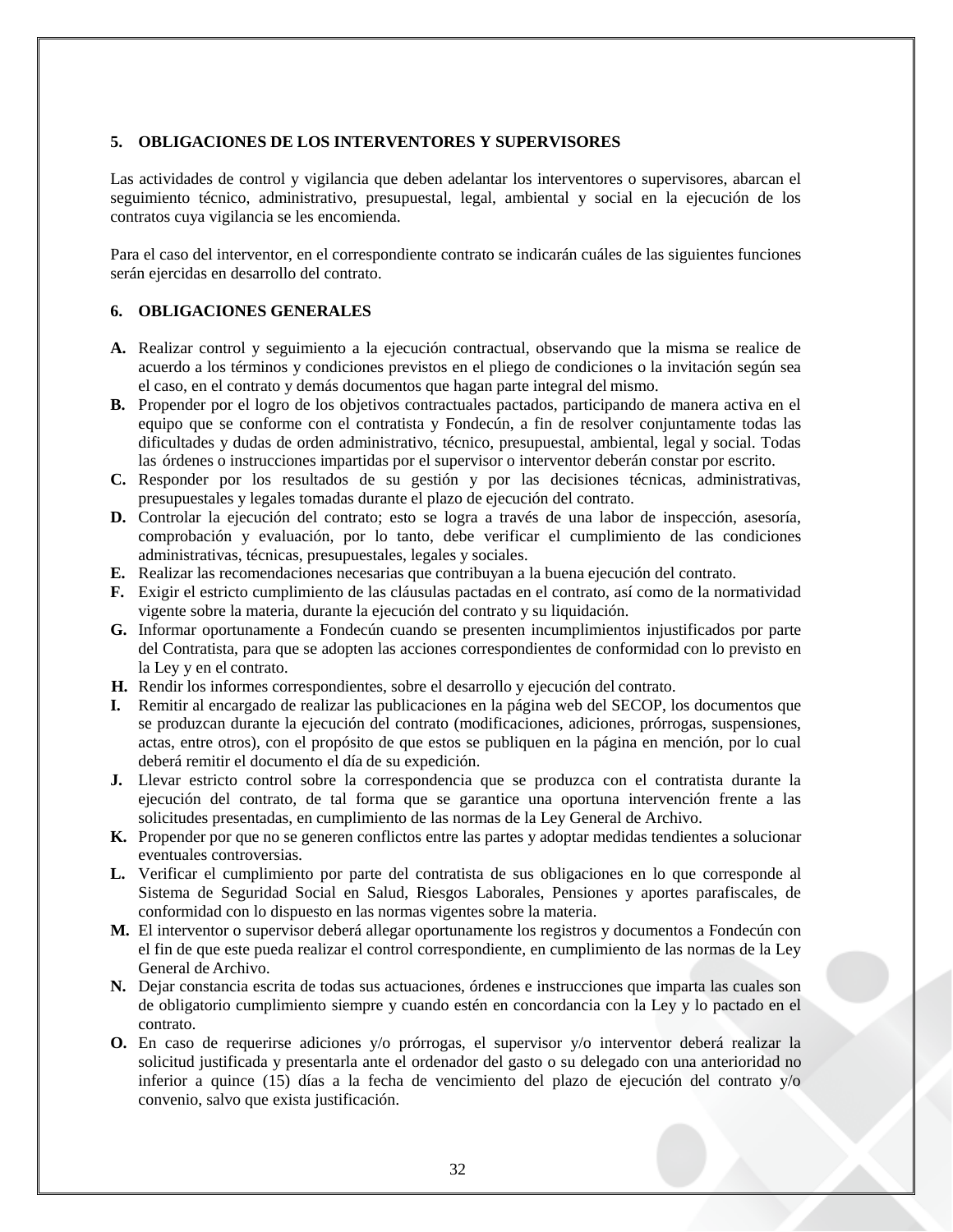## 5. OBLIGACIONES DE LOS INTERVENTORES Y SUPERVISORES

Las actividades de control y vigilancia que deben adelantar los interventores o supervisores, abarcan el seguimiento técnico, administrativo, presupuestal, legal, ambiental y social en la ejecución de los contratos cuya vigilancia se les encomienda.

Para el caso del interventor, en el correspondiente contrato se indicarán cuáles de las siguientes funciones serán ejercidas en desarrollo del contrato.

## 6. OBLIGACIONES GENERALES

**A.** Realizar control y seguimiento a la ejecución contractual, observando que la misma se realice de acuerdo a los términos y condiciones previstos en el pliego de condiciones o la invitación según sea el caso, en el contrato y demás documentos que hagan parte integral del mismo.

**B.** Propender por el logro de los objetivos contractuales pactados, participando de manera activa en el equipo que se conforme con el contratista y Fondecún, a fin de resolver conjuntamente todas las dificultades y dudas de orden administrativo, técnico, presupuestal, ambiental, legal y social. Todas las órdenes o instrucciones impartidas por el supervisor o interventor deberán constar por escrito.

**C.** Responder por los resultados de su gestión y por las decisiones técnicas, administrativas, presupuestales y legales tomadas durante el plazo de ejecución del contrato.

**D.** Controlar la ejecución del contrato; esto se logra a través de una labor de inspección, asesoría, comprobación y evaluación, por lo tanto, debe verificar el cumplimiento de las condiciones administrativas, técnicas, presupuestales, legales y sociales.

**E.** Realizar las recomendaciones necesarias que contribuyan a la buena ejecución del contrato.

**F.** Exigir el estricto cumplimiento de las cláusulas pactadas en el contrato, así como de la normatividad vigente sobre la materia, durante la ejecución del contrato y su liquidación.

**G.** Informar oportunamente a Fondecún cuando se presenten incumplimientos injustificados por parte del Contratista, para que se adopten las acciones correspondientes de conformidad con lo previsto en la Ley y en el contrato.

**H.** Rendir los informes correspondientes, sobre el desarrollo y ejecución del contrato.

**I.** Remitir al encargado de realizar las publicaciones en la página web del SECOP, los documentos que se produzcan durante la ejecución del contrato (modificaciones, adiciones, prórrogas, suspensiones, actas, entre otros), con el propósito de que estos se publiquen en la página en mención, por lo cual deberá remitir el documento el día de su expedición.

**J.** Llevar estricto control sobre la correspondencia que se produzca con el contratista durante la ejecución del contrato, de tal forma que se garantice una oportuna intervención frente a las solicitudes presentadas, en cumplimiento de las normas de la Ley General de Archivo.

**K.** Propender por que no se generen conflictos entre las partes y adoptar medidas tendientes a solucionar eventuales controversias.

**L.** Verificar el cumplimiento por parte del contratista de sus obligaciones en lo que corresponde al Sistema de Seguridad Social en Salud, Riesgos Laborales, Pensiones y aportes parafiscales, de conformidad con lo dispuesto en las normas vigentes sobre la materia.

**M.** El interventor o supervisor deberá allegar oportunamente los registros y documentos a Fondecún con el fin de que este pueda realizar el control correspondiente, en cumplimiento de las normas de la Ley General de Archivo.

**N.** Dejar constancia escrita de todas sus actuaciones, órdenes e instrucciones que imparta las cuales son de obligatorio cumplimiento siempre y cuando estén en concordancia con la Ley y lo pactado en el contrato.

**O.** En caso de requerirse adiciones y/o prórrogas, el supervisor y/o interventor deberá realizar la solicitud justificada y presentarla ante el ordenador del gasto o su delegado con una anterioridad no inferior a quince (15) días a la fecha de vencimiento del plazo de ejecución del contrato y/o convenio, salvo que exista justificación.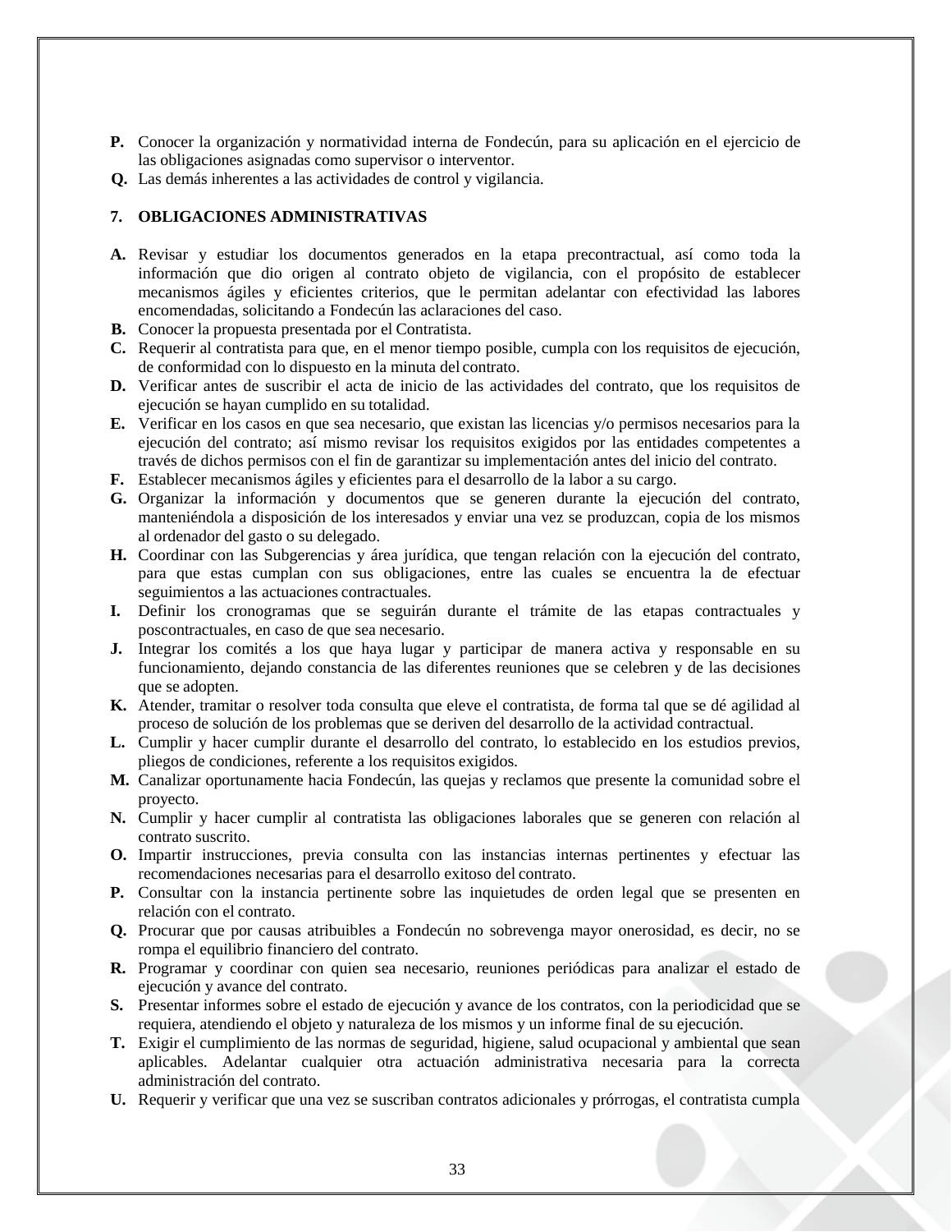**P.** Conocer la organización y normatividad interna de Fondecún, para su aplicación en el ejercicio de las obligaciones asignadas como supervisor o interventor.

**Q.** Las demás inherentes a las actividades de control y vigilancia.

## 7. OBLIGACIONES ADMINISTRATIVAS

**A.** Revisar y estudiar los documentos generados en la etapa precontractual, así como toda la información que dio origen al contrato objeto de vigilancia, con el propósito de establecer mecanismos ágiles y eficientes criterios, que le permitan adelantar con efectividad las labores encomendadas, solicitando a Fondecún las aclaraciones del caso.

**B.** Conocer la propuesta presentada por el Contratista.

**C.** Requerir al contratista para que, en el menor tiempo posible, cumpla con los requisitos de ejecución, de conformidad con lo dispuesto en la minuta del contrato.

**D.** Verificar antes de suscribir el acta de inicio de las actividades del contrato, que los requisitos de ejecución se hayan cumplido en su totalidad.

**E.** Verificar en los casos en que sea necesario, que existan las licencias y/o permisos necesarios para la ejecución del contrato; así mismo revisar los requisitos exigidos por las entidades competentes a través de dichos permisos con el fin de garantizar su implementación antes del inicio del contrato.

**F.** Establecer mecanismos ágiles y eficientes para el desarrollo de la labor a su cargo.

**G.** Organizar la información y documentos que se generen durante la ejecución del contrato, manteniéndola a disposición de los interesados y enviar una vez se produzcan, copia de los mismos al ordenador del gasto o su delegado.

**H.** Coordinar con las Subgerencias y área jurídica, que tengan relación con la ejecución del contrato, para que estas cumplan con sus obligaciones, entre las cuales se encuentra la de efectuar seguimientos a las actuaciones contractuales.

**I.** Definir los cronogramas que se seguirán durante el trámite de las etapas contractuales y poscontractuales, en caso de que sea necesario.

**J.** Integrar los comités a los que haya lugar y participar de manera activa y responsable en su funcionamiento, dejando constancia de las diferentes reuniones que se celebren y de las decisiones que se adopten.

**K.** Atender, tramitar o resolver toda consulta que eleve el contratista, de forma tal que se dé agilidad al proceso de solución de los problemas que se deriven del desarrollo de la actividad contractual.

**L.** Cumplir y hacer cumplir durante el desarrollo del contrato, lo establecido en los estudios previos, pliegos de condiciones, referente a los requisitos exigidos.

**M.** Canalizar oportunamente hacia Fondecún, las quejas y reclamos que presente la comunidad sobre el proyecto.

**N.** Cumplir y hacer cumplir al contratista las obligaciones laborales que se generen con relación al contrato suscrito.

**O.** Impartir instrucciones, previa consulta con las instancias internas pertinentes y efectuar las recomendaciones necesarias para el desarrollo exitoso del contrato.

**P.** Consultar con la instancia pertinente sobre las inquietudes de orden legal que se presenten en relación con el contrato.

**Q.** Procurar que por causas atribuibles a Fondecún no sobrevenga mayor onerosidad, es decir, no se rompa el equilibrio financiero del contrato.

**R.** Programar y coordinar con quien sea necesario, reuniones periódicas para analizar el estado de ejecución y avance del contrato.

**S.** Presentar informes sobre el estado de ejecución y avance de los contratos, con la periodicidad que se requiera, atendiendo el objeto y naturaleza de los mismos y un informe final de su ejecución.

**T.** Exigir el cumplimiento de las normas de seguridad, higiene, salud ocupacional y ambiental que sean aplicables. Adelantar cualquier otra actuación administrativa necesaria para la correcta administración del contrato.

**U.** Requerir y verificar que una vez se suscriban contratos adicionales y prórrogas, el contratista cumpla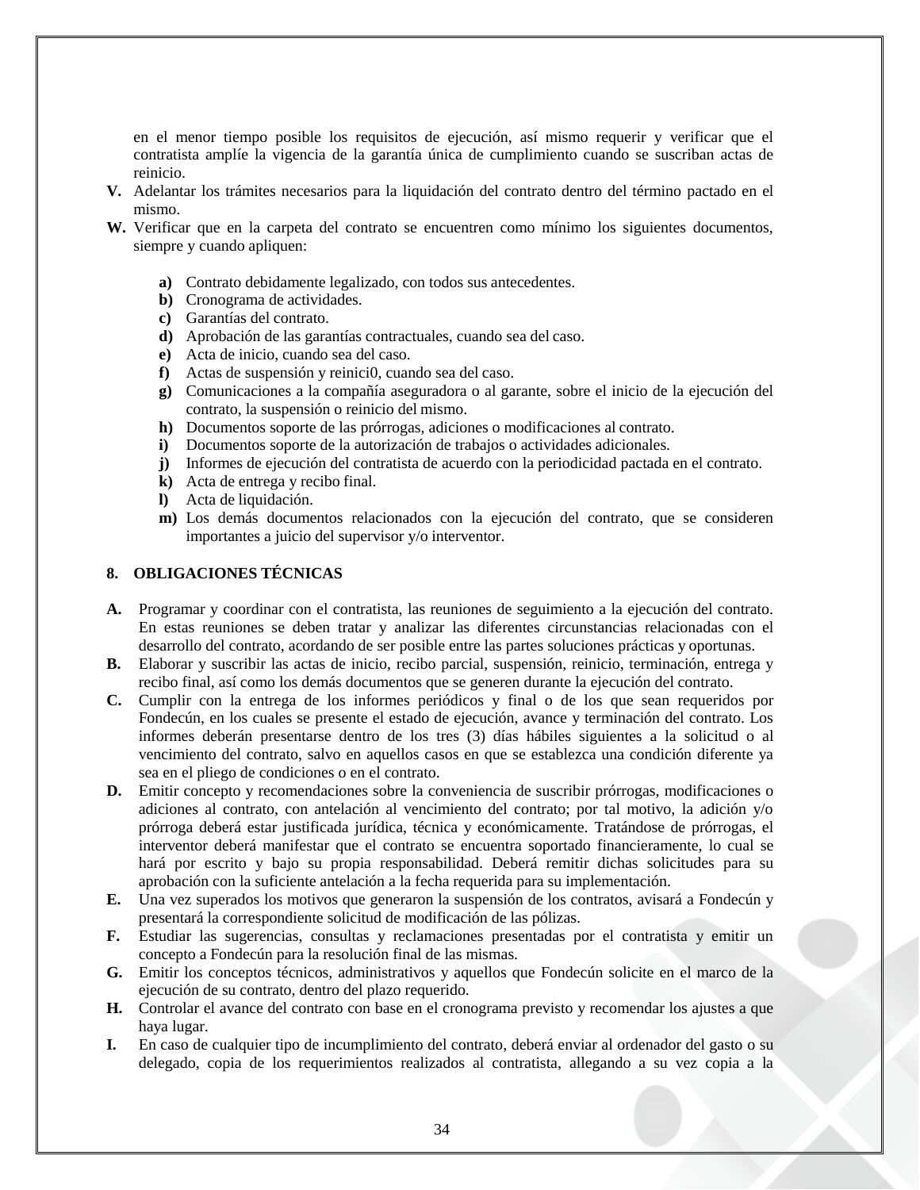en el menor tiempo posible los requisitos de ejecución, así mismo requerir y verificar que el contratista amplíe la vigencia de la garantía única de cumplimiento cuando se suscriban actas de reinicio.

**V.** Adelantar los trámites necesarios para la liquidación del contrato dentro del término pactado en el mismo.

**W.** Verificar que en la carpeta del contrato se encuentren como mínimo los siguientes documentos, siempre y cuando apliquen:

- **a)** Contrato debidamente legalizado, con todos sus antecedentes.
- **b)** Cronograma de actividades.
- **c)** Garantías del contrato.
- **d)** Aprobación de las garantías contractuales, cuando sea del caso.
- **e)** Acta de inicio, cuando sea del caso.
- **f)** Actas de suspensión y reinici0, cuando sea del caso.
- **g)** Comunicaciones a la compañía aseguradora o al garante, sobre el inicio de la ejecución del contrato, la suspensión o reinicio del mismo.
- **h)** Documentos soporte de las prórrogas, adiciones o modificaciones al contrato.
- **i)** Documentos soporte de la autorización de trabajos o actividades adicionales.
- **j)** Informes de ejecución del contratista de acuerdo con la periodicidad pactada en el contrato.
- **k)** Acta de entrega y recibo final.
- **l)** Acta de liquidación.
- **m)** Los demás documentos relacionados con la ejecución del contrato, que se consideren importantes a juicio del supervisor y/o interventor.

## 8. OBLIGACIONES TÉCNICAS

**A.** Programar y coordinar con el contratista, las reuniones de seguimiento a la ejecución del contrato. En estas reuniones se deben tratar y analizar las diferentes circunstancias relacionadas con el desarrollo del contrato, acordando de ser posible entre las partes soluciones prácticas y oportunas.

**B.** Elaborar y suscribir las actas de inicio, recibo parcial, suspensión, reinicio, terminación, entrega y recibo final, así como los demás documentos que se generen durante la ejecución del contrato.

**C.** Cumplir con la entrega de los informes periódicos y final o de los que sean requeridos por Fondecún, en los cuales se presente el estado de ejecución, avance y terminación del contrato. Los informes deberán presentarse dentro de los tres (3) días hábiles siguientes a la solicitud o al vencimiento del contrato, salvo en aquellos casos en que se establezca una condición diferente ya sea en el pliego de condiciones o en el contrato.

**D.** Emitir concepto y recomendaciones sobre la conveniencia de suscribir prórrogas, modificaciones o adiciones al contrato, con antelación al vencimiento del contrato; por tal motivo, la adición y/o prórroga deberá estar justificada jurídica, técnica y económicamente. Tratándose de prórrogas, el interventor deberá manifestar que el contrato se encuentra soportado financieramente, lo cual se hará por escrito y bajo su propia responsabilidad. Deberá remitir dichas solicitudes para su aprobación con la suficiente antelación a la fecha requerida para su implementación.

**E.** Una vez superados los motivos que generaron la suspensión de los contratos, avisará a Fondecún y presentará la correspondiente solicitud de modificación de las pólizas.

**F.** Estudiar las sugerencias, consultas y reclamaciones presentadas por el contratista y emitir un concepto a Fondecún para la resolución final de las mismas.

**G.** Emitir los conceptos técnicos, administrativos y aquellos que Fondecún solicite en el marco de la ejecución de su contrato, dentro del plazo requerido.

**H.** Controlar el avance del contrato con base en el cronograma previsto y recomendar los ajustes a que haya lugar.

**I.** En caso de cualquier tipo de incumplimiento del contrato, deberá enviar al ordenador del gasto o su delegado, copia de los requerimientos realizados al contratista, allegando a su vez copia a la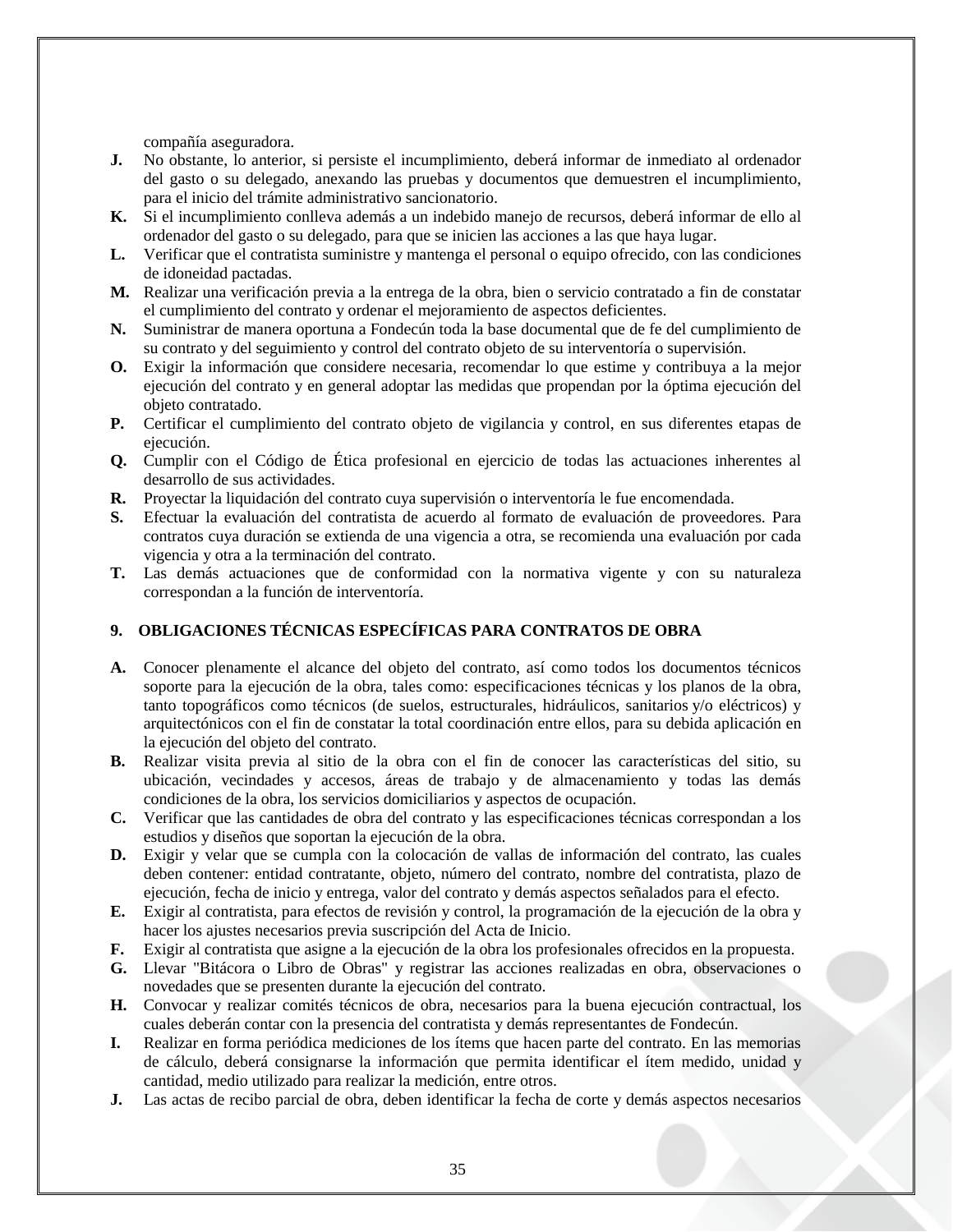compañía aseguradora.

**J.** No obstante, lo anterior, si persiste el incumplimiento, deberá informar de inmediato al ordenador del gasto o su delegado, anexando las pruebas y documentos que demuestren el incumplimiento, para el inicio del trámite administrativo sancionatorio.

**K.** Si el incumplimiento conlleva además a un indebido manejo de recursos, deberá informar de ello al ordenador del gasto o su delegado, para que se inicien las acciones a las que haya lugar.

**L.** Verificar que el contratista suministre y mantenga el personal o equipo ofrecido, con las condiciones de idoneidad pactadas.

**M.** Realizar una verificación previa a la entrega de la obra, bien o servicio contratado a fin de constatar el cumplimiento del contrato y ordenar el mejoramiento de aspectos deficientes.

**N.** Suministrar de manera oportuna a Fondecún toda la base documental que de fe del cumplimiento de su contrato y del seguimiento y control del contrato objeto de su interventoría o supervisión.

**O.** Exigir la información que considere necesaria, recomendar lo que estime y contribuya a la mejor ejecución del contrato y en general adoptar las medidas que propendan por la óptima ejecución del objeto contratado.

**P.** Certificar el cumplimiento del contrato objeto de vigilancia y control, en sus diferentes etapas de ejecución.

**Q.** Cumplir con el Código de Ética profesional en ejercicio de todas las actuaciones inherentes al desarrollo de sus actividades.

**R.** Proyectar la liquidación del contrato cuya supervisión o interventoría le fue encomendada.

**S.** Efectuar la evaluación del contratista de acuerdo al formato de evaluación de proveedores. Para contratos cuya duración se extienda de una vigencia a otra, se recomienda una evaluación por cada vigencia y otra a la terminación del contrato.

**T.** Las demás actuaciones que de conformidad con la normativa vigente y con su naturaleza correspondan a la función de interventoría.

## 9. OBLIGACIONES TÉCNICAS ESPECÍFICAS PARA CONTRATOS DE OBRA

**A.** Conocer plenamente el alcance del objeto del contrato, así como todos los documentos técnicos soporte para la ejecución de la obra, tales como: especificaciones técnicas y los planos de la obra, tanto topográficos como técnicos (de suelos, estructurales, hidráulicos, sanitarios y/o eléctricos) y arquitectónicos con el fin de constatar la total coordinación entre ellos, para su debida aplicación en la ejecución del objeto del contrato.

**B.** Realizar visita previa al sitio de la obra con el fin de conocer las características del sitio, su ubicación, vecindades y accesos, áreas de trabajo y de almacenamiento y todas las demás condiciones de la obra, los servicios domiciliarios y aspectos de ocupación.

**C.** Verificar que las cantidades de obra del contrato y las especificaciones técnicas correspondan a los estudios y diseños que soportan la ejecución de la obra.

**D.** Exigir y velar que se cumpla con la colocación de vallas de información del contrato, las cuales deben contener: entidad contratante, objeto, número del contrato, nombre del contratista, plazo de ejecución, fecha de inicio y entrega, valor del contrato y demás aspectos señalados para el efecto.

**E.** Exigir al contratista, para efectos de revisión y control, la programación de la ejecución de la obra y hacer los ajustes necesarios previa suscripción del Acta de Inicio.

**F.** Exigir al contratista que asigne a la ejecución de la obra los profesionales ofrecidos en la propuesta.

**G.** Llevar "Bitácora o Libro de Obras" y registrar las acciones realizadas en obra, observaciones o novedades que se presenten durante la ejecución del contrato.

**H.** Convocar y realizar comités técnicos de obra, necesarios para la buena ejecución contractual, los cuales deberán contar con la presencia del contratista y demás representantes de Fondecún.

**I.** Realizar en forma periódica mediciones de los ítems que hacen parte del contrato. En las memorias de cálculo, deberá consignarse la información que permita identificar el ítem medido, unidad y cantidad, medio utilizado para realizar la medición, entre otros.

**J.** Las actas de recibo parcial de obra, deben identificar la fecha de corte y demás aspectos necesarios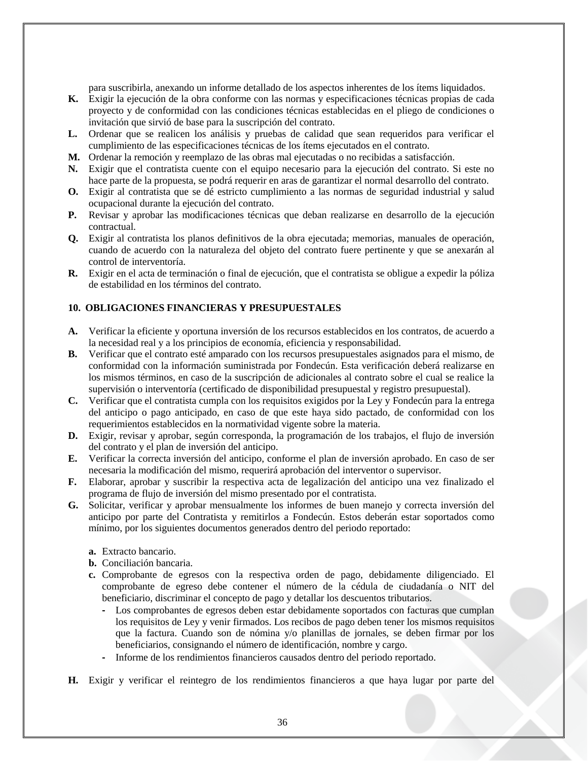para suscribirla, anexando un informe detallado de los aspectos inherentes de los ítems liquidados.

**K.** Exigir la ejecución de la obra conforme con las normas y especificaciones técnicas propias de cada proyecto y de conformidad con las condiciones técnicas establecidas en el pliego de condiciones o invitación que sirvió de base para la suscripción del contrato.

**L.** Ordenar que se realicen los análisis y pruebas de calidad que sean requeridos para verificar el cumplimiento de las especificaciones técnicas de los ítems ejecutados en el contrato.

**M.** Ordenar la remoción y reemplazo de las obras mal ejecutadas o no recibidas a satisfacción.

**N.** Exigir que el contratista cuente con el equipo necesario para la ejecución del contrato. Si este no hace parte de la propuesta, se podrá requerir en aras de garantizar el normal desarrollo del contrato.

**O.** Exigir al contratista que se dé estricto cumplimiento a las normas de seguridad industrial y salud ocupacional durante la ejecución del contrato.

**P.** Revisar y aprobar las modificaciones técnicas que deban realizarse en desarrollo de la ejecución contractual.

**Q.** Exigir al contratista los planos definitivos de la obra ejecutada; memorias, manuales de operación, cuando de acuerdo con la naturaleza del objeto del contrato fuere pertinente y que se anexarán al control de interventoría.

**R.** Exigir en el acta de terminación o final de ejecución, que el contratista se obligue a expedir la póliza de estabilidad en los términos del contrato.

## 10. OBLIGACIONES FINANCIERAS Y PRESUPUESTALES

**A.** Verificar la eficiente y oportuna inversión de los recursos establecidos en los contratos, de acuerdo a la necesidad real y a los principios de economía, eficiencia y responsabilidad.

**B.** Verificar que el contrato esté amparado con los recursos presupuestales asignados para el mismo, de conformidad con la información suministrada por Fondecún. Esta verificación deberá realizarse en los mismos términos, en caso de la suscripción de adicionales al contrato sobre el cual se realice la supervisión o interventoría (certificado de disponibilidad presupuestal y registro presupuestal).

**C.** Verificar que el contratista cumpla con los requisitos exigidos por la Ley y Fondecún para la entrega del anticipo o pago anticipado, en caso de que este haya sido pactado, de conformidad con los requerimientos establecidos en la normatividad vigente sobre la materia.

**D.** Exigir, revisar y aprobar, según corresponda, la programación de los trabajos, el flujo de inversión del contrato y el plan de inversión del anticipo.

**E.** Verificar la correcta inversión del anticipo, conforme el plan de inversión aprobado. En caso de ser necesaria la modificación del mismo, requerirá aprobación del interventor o supervisor.

**F.** Elaborar, aprobar y suscribir la respectiva acta de legalización del anticipo una vez finalizado el programa de flujo de inversión del mismo presentado por el contratista.

**G.** Solicitar, verificar y aprobar mensualmente los informes de buen manejo y correcta inversión del anticipo por parte del Contratista y remitirlos a Fondecún. Estos deberán estar soportados como mínimo, por los siguientes documentos generados dentro del periodo reportado:

   **a.** Extracto bancario.
   **b.** Conciliación bancaria.
   **c.** Comprobante de egresos con la respectiva orden de pago, debidamente diligenciado. El comprobante de egreso debe contener el número de la cédula de ciudadanía o NIT del beneficiario, discriminar el concepto de pago y detallar los descuentos tributarios.
      - Los comprobantes de egresos deben estar debidamente soportados con facturas que cumplan los requisitos de Ley y venir firmados. Los recibos de pago deben tener los mismos requisitos que la factura. Cuando son de nómina y/o planillas de jornales, se deben firmar por los beneficiarios, consignando el número de identificación, nombre y cargo.
      - Informe de los rendimientos financieros causados dentro del periodo reportado.

**H.** Exigir y verificar el reintegro de los rendimientos financieros a que haya lugar por parte del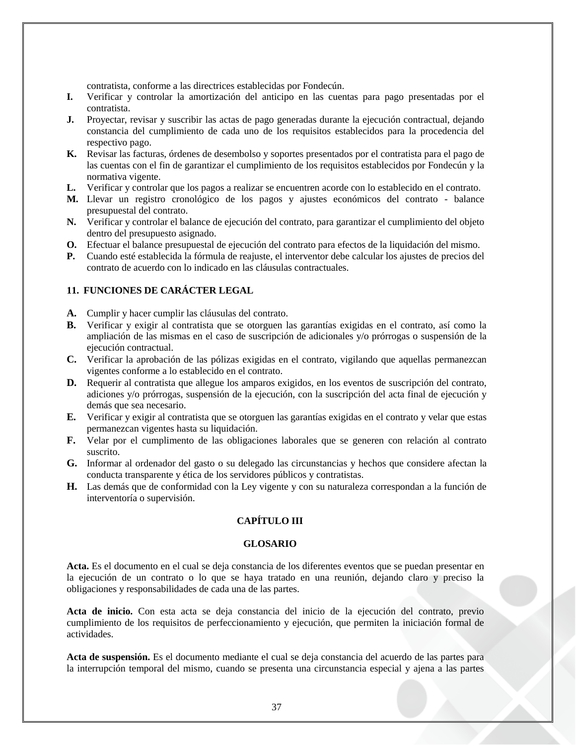contratista, conforme a las directrices establecidas por Fondecún.

**I.** Verificar y controlar la amortización del anticipo en las cuentas para pago presentadas por el contratista.

**J.** Proyectar, revisar y suscribir las actas de pago generadas durante la ejecución contractual, dejando constancia del cumplimiento de cada uno de los requisitos establecidos para la procedencia del respectivo pago.

**K.** Revisar las facturas, órdenes de desembolso y soportes presentados por el contratista para el pago de las cuentas con el fin de garantizar el cumplimiento de los requisitos establecidos por Fondecún y la normativa vigente.

**L.** Verificar y controlar que los pagos a realizar se encuentren acorde con lo establecido en el contrato.

**M.** Llevar un registro cronológico de los pagos y ajustes económicos del contrato - balance presupuestal del contrato.

**N.** Verificar y controlar el balance de ejecución del contrato, para garantizar el cumplimiento del objeto dentro del presupuesto asignado.

**O.** Efectuar el balance presupuestal de ejecución del contrato para efectos de la liquidación del mismo.

**P.** Cuando esté establecida la fórmula de reajuste, el interventor debe calcular los ajustes de precios del contrato de acuerdo con lo indicado en las cláusulas contractuales.

## 11. FUNCIONES DE CARÁCTER LEGAL

**A.** Cumplir y hacer cumplir las cláusulas del contrato.

**B.** Verificar y exigir al contratista que se otorguen las garantías exigidas en el contrato, así como la ampliación de las mismas en el caso de suscripción de adicionales y/o prórrogas o suspensión de la ejecución contractual.

**C.** Verificar la aprobación de las pólizas exigidas en el contrato, vigilando que aquellas permanezcan vigentes conforme a lo establecido en el contrato.

**D.** Requerir al contratista que allegue los amparos exigidos, en los eventos de suscripción del contrato, adiciones y/o prórrogas, suspensión de la ejecución, con la suscripción del acta final de ejecución y demás que sea necesario.

**E.** Verificar y exigir al contratista que se otorguen las garantías exigidas en el contrato y velar que estas permanezcan vigentes hasta su liquidación.

**F.** Velar por el cumplimento de las obligaciones laborales que se generen con relación al contrato suscrito.

**G.** Informar al ordenador del gasto o su delegado las circunstancias y hechos que considere afectan la conducta transparente y ética de los servidores públicos y contratistas.

**H.** Las demás que de conformidad con la Ley vigente y con su naturaleza correspondan a la función de interventoría o supervisión.

# CAPÍTULO III

## GLOSARIO

**Acta.** Es el documento en el cual se deja constancia de los diferentes eventos que se puedan presentar en la ejecución de un contrato o lo que se haya tratado en una reunión, dejando claro y preciso la obligaciones y responsabilidades de cada una de las partes.

**Acta de inicio.** Con esta acta se deja constancia del inicio de la ejecución del contrato, previo cumplimiento de los requisitos de perfeccionamiento y ejecución, que permiten la iniciación formal de actividades.

**Acta de suspensión.** Es el documento mediante el cual se deja constancia del acuerdo de las partes para la interrupción temporal del mismo, cuando se presenta una circunstancia especial y ajena a las partes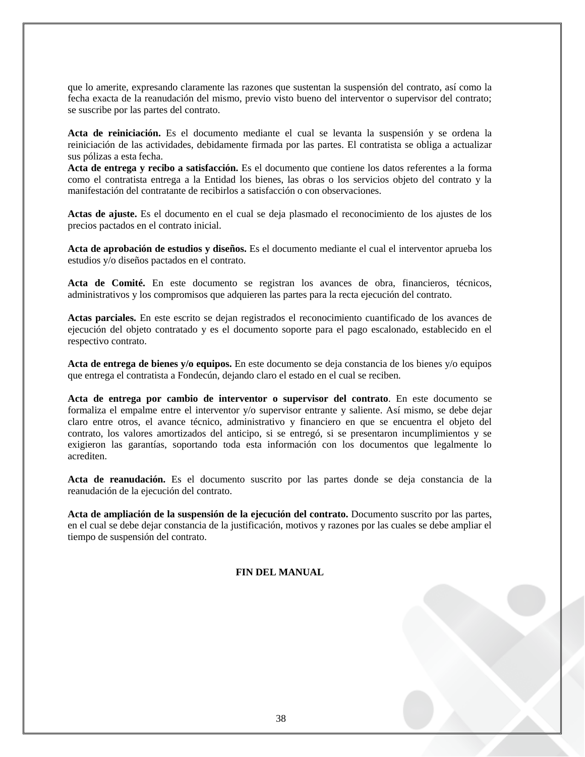que lo amerite, expresando claramente las razones que sustentan la suspensión del contrato, así como la fecha exacta de la reanudación del mismo, previo visto bueno del interventor o supervisor del contrato; se suscribe por las partes del contrato.

**Acta de reiniciación.** Es el documento mediante el cual se levanta la suspensión y se ordena la reiniciación de las actividades, debidamente firmada por las partes. El contratista se obliga a actualizar sus pólizas a esta fecha.

**Acta de entrega y recibo a satisfacción.** Es el documento que contiene los datos referentes a la forma como el contratista entrega a la Entidad los bienes, las obras o los servicios objeto del contrato y la manifestación del contratante de recibirlos a satisfacción o con observaciones.

**Actas de ajuste.** Es el documento en el cual se deja plasmado el reconocimiento de los ajustes de los precios pactados en el contrato inicial.

**Acta de aprobación de estudios y diseños.** Es el documento mediante el cual el interventor aprueba los estudios y/o diseños pactados en el contrato.

**Acta de Comité.** En este documento se registran los avances de obra, financieros, técnicos, administrativos y los compromisos que adquieren las partes para la recta ejecución del contrato.

**Actas parciales.** En este escrito se dejan registrados el reconocimiento cuantificado de los avances de ejecución del objeto contratado y es el documento soporte para el pago escalonado, establecido en el respectivo contrato.

**Acta de entrega de bienes y/o equipos.** En este documento se deja constancia de los bienes y/o equipos que entrega el contratista a Fondecún, dejando claro el estado en el cual se reciben.

**Acta de entrega por cambio de interventor o supervisor del contrato**. En este documento se formaliza el empalme entre el interventor y/o supervisor entrante y saliente. Así mismo, se debe dejar claro entre otros, el avance técnico, administrativo y financiero en que se encuentra el objeto del contrato, los valores amortizados del anticipo, si se entregó, si se presentaron incumplimientos y se exigieron las garantías, soportando toda esta información con los documentos que legalmente lo acrediten.

**Acta de reanudación.** Es el documento suscrito por las partes donde se deja constancia de la reanudación de la ejecución del contrato.

**Acta de ampliación de la suspensión de la ejecución del contrato.** Documento suscrito por las partes, en el cual se debe dejar constancia de la justificación, motivos y razones por las cuales se debe ampliar el tiempo de suspensión del contrato.

**FIN DEL MANUAL**